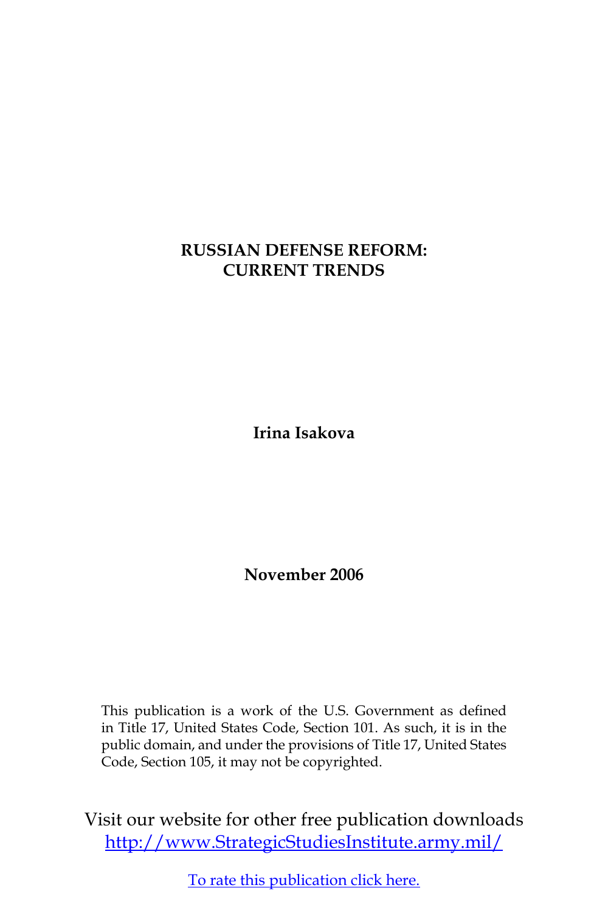# RUSSIAN DEFENSE REFORM: CURRENT TRENDS

**Irina Isakova**

**November 2006**

This publication is a work of the U.S. Government as defined in Title 17, United States Code, Section 101. As such, it is in the public domain, and under the provisions of Title 17, United States Code, Section 105, it may not be copyrighted.

Visit our website for other free publication downloads
http://www.StrategicStudiesInstitute.army.mil/

To rate this publication click here.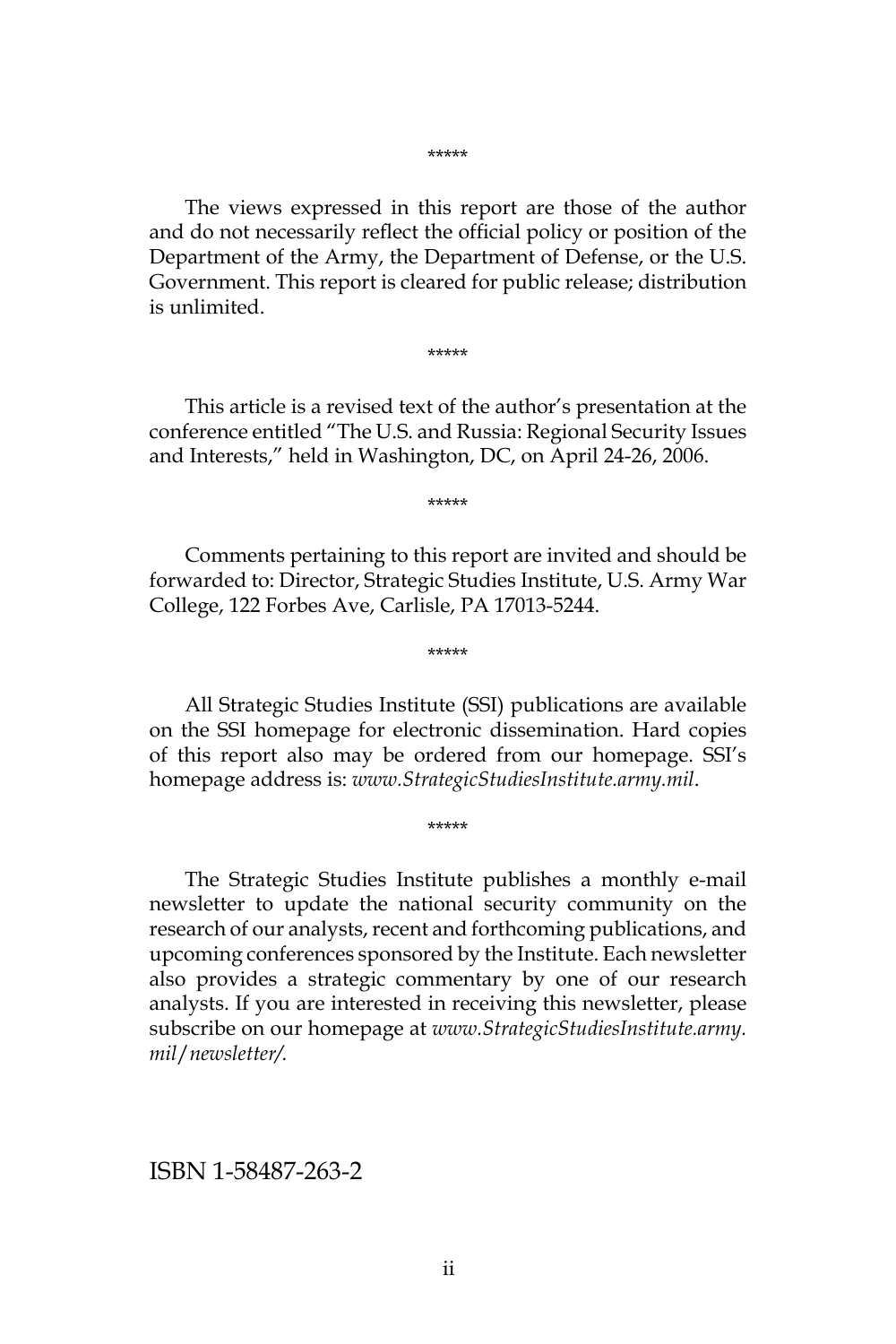*****

The views expressed in this report are those of the author and do not necessarily reflect the official policy or position of the Department of the Army, the Department of Defense, or the U.S. Government. This report is cleared for public release; distribution is unlimited.

*****

This article is a revised text of the author's presentation at the conference entitled "The U.S. and Russia: Regional Security Issues and Interests," held in Washington, DC, on April 24-26, 2006.

*****

Comments pertaining to this report are invited and should be forwarded to: Director, Strategic Studies Institute, U.S. Army War College, 122 Forbes Ave, Carlisle, PA 17013-5244.

*****

All Strategic Studies Institute (SSI) publications are available on the SSI homepage for electronic dissemination. Hard copies of this report also may be ordered from our homepage. SSI's homepage address is: *www.StrategicStudiesInstitute.army.mil*.

*****

The Strategic Studies Institute publishes a monthly e-mail newsletter to update the national security community on the research of our analysts, recent and forthcoming publications, and upcoming conferences sponsored by the Institute. Each newsletter also provides a strategic commentary by one of our research analysts. If you are interested in receiving this newsletter, please subscribe on our homepage at *www.StrategicStudiesInstitute.army.mil/newsletter/.*

ISBN 1-58487-263-2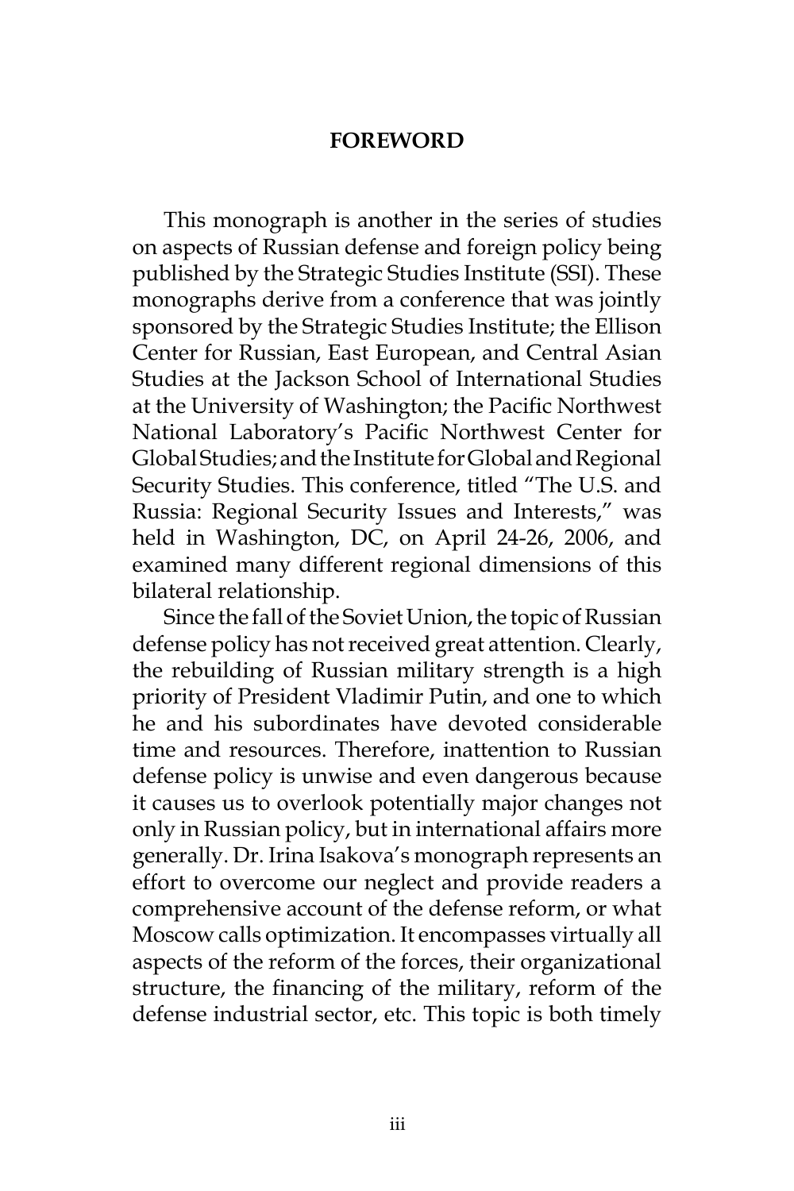## FOREWORD

This monograph is another in the series of studies on aspects of Russian defense and foreign policy being published by the Strategic Studies Institute (SSI). These monographs derive from a conference that was jointly sponsored by the Strategic Studies Institute; the Ellison Center for Russian, East European, and Central Asian Studies at the Jackson School of International Studies at the University of Washington; the Pacific Northwest National Laboratory's Pacific Northwest Center for Global Studies; and the Institute for Global and Regional Security Studies. This conference, titled "The U.S. and Russia: Regional Security Issues and Interests," was held in Washington, DC, on April 24-26, 2006, and examined many different regional dimensions of this bilateral relationship.

Since the fall of the Soviet Union, the topic of Russian defense policy has not received great attention. Clearly, the rebuilding of Russian military strength is a high priority of President Vladimir Putin, and one to which he and his subordinates have devoted considerable time and resources. Therefore, inattention to Russian defense policy is unwise and even dangerous because it causes us to overlook potentially major changes not only in Russian policy, but in international affairs more generally. Dr. Irina Isakova's monograph represents an effort to overcome our neglect and provide readers a comprehensive account of the defense reform, or what Moscow calls optimization. It encompasses virtually all aspects of the reform of the forces, their organizational structure, the financing of the military, reform of the defense industrial sector, etc. This topic is both timely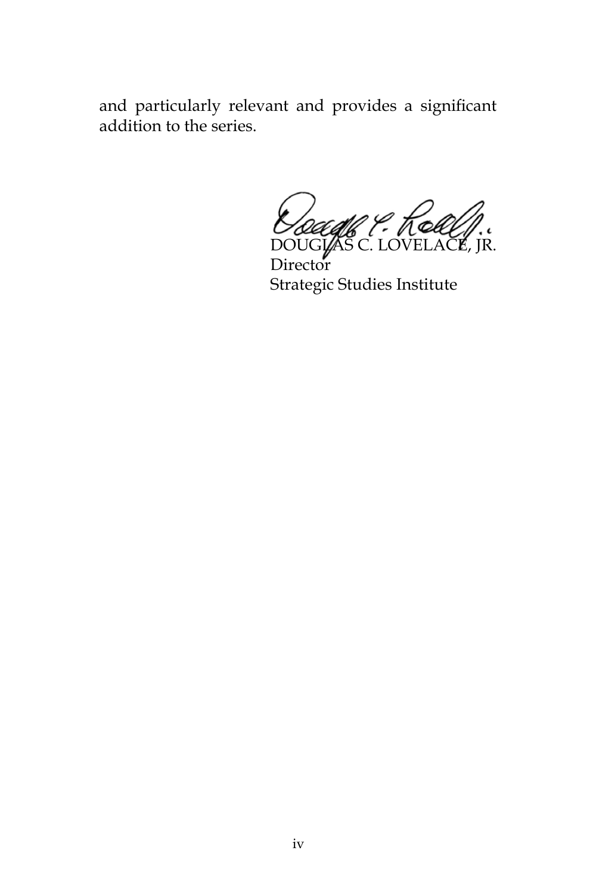and particularly relevant and provides a significant addition to the series.

DOUGLAS C. LOVELACE, JR.
Director
Strategic Studies Institute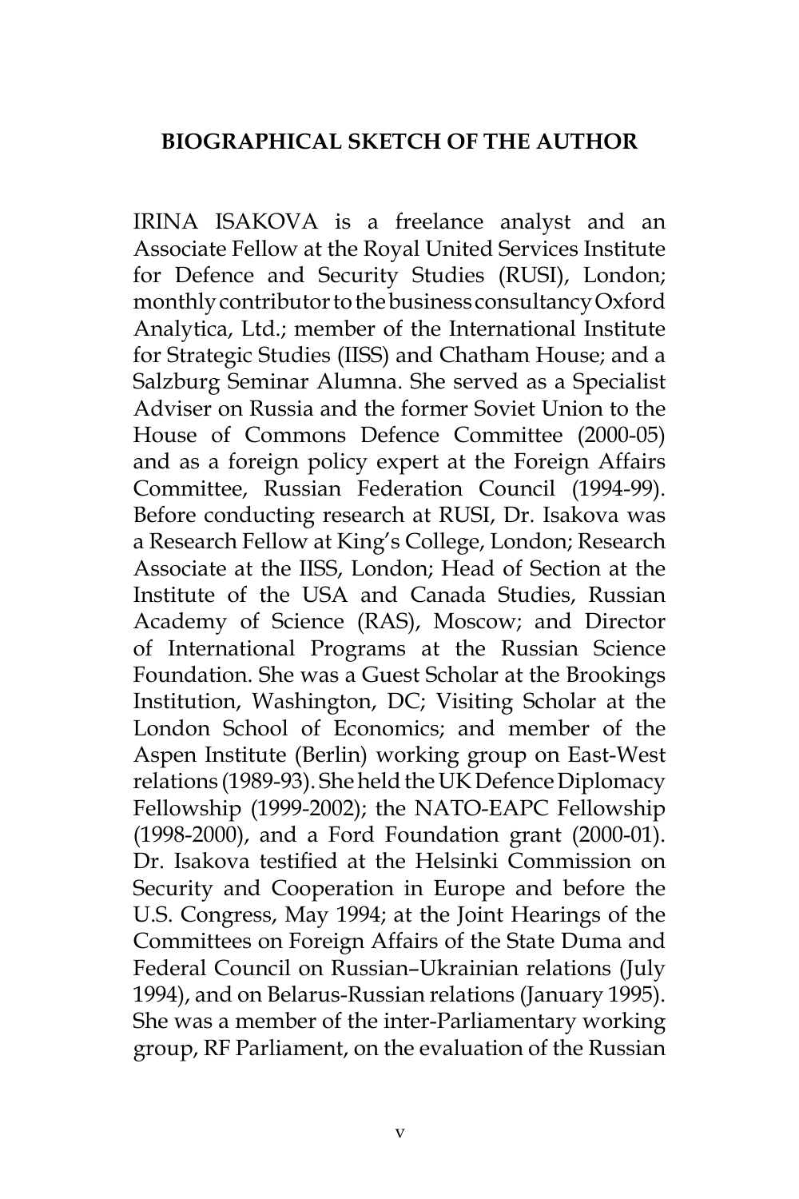# BIOGRAPHICAL SKETCH OF THE AUTHOR

IRINA ISAKOVA is a freelance analyst and an Associate Fellow at the Royal United Services Institute for Defence and Security Studies (RUSI), London; monthly contributor to the business consultancy Oxford Analytica, Ltd.; member of the International Institute for Strategic Studies (IISS) and Chatham House; and a Salzburg Seminar Alumna. She served as a Specialist Adviser on Russia and the former Soviet Union to the House of Commons Defence Committee (2000-05) and as a foreign policy expert at the Foreign Affairs Committee, Russian Federation Council (1994-99). Before conducting research at RUSI, Dr. Isakova was a Research Fellow at King's College, London; Research Associate at the IISS, London; Head of Section at the Institute of the USA and Canada Studies, Russian Academy of Science (RAS), Moscow; and Director of International Programs at the Russian Science Foundation. She was a Guest Scholar at the Brookings Institution, Washington, DC; Visiting Scholar at the London School of Economics; and member of the Aspen Institute (Berlin) working group on East-West relations (1989-93). She held the UK Defence Diplomacy Fellowship (1999-2002); the NATO-EAPC Fellowship (1998-2000), and a Ford Foundation grant (2000-01). Dr. Isakova testified at the Helsinki Commission on Security and Cooperation in Europe and before the U.S. Congress, May 1994; at the Joint Hearings of the Committees on Foreign Affairs of the State Duma and Federal Council on Russian–Ukrainian relations (July 1994), and on Belarus-Russian relations (January 1995). She was a member of the inter-Parliamentary working group, RF Parliament, on the evaluation of the Russian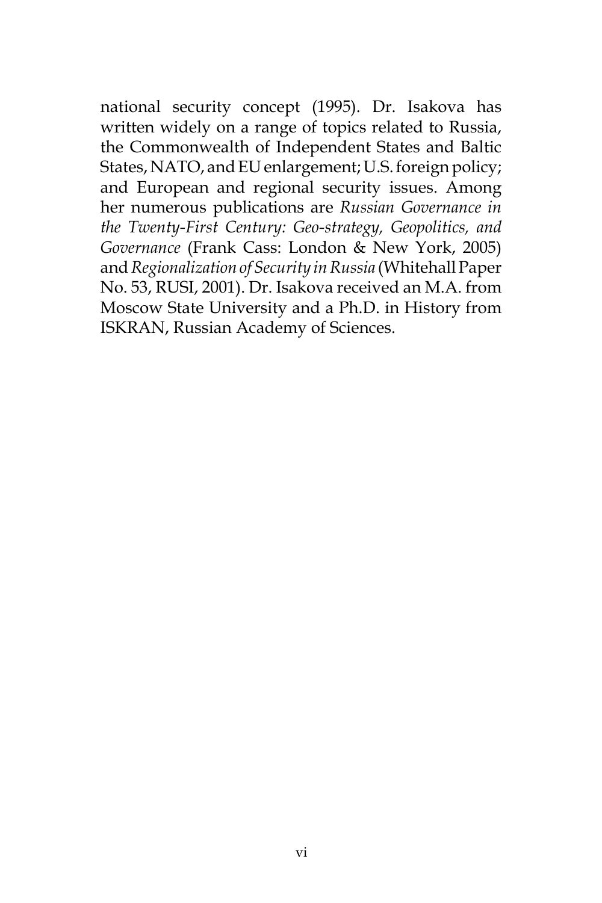national security concept (1995). Dr. Isakova has written widely on a range of topics related to Russia, the Commonwealth of Independent States and Baltic States, NATO, and EU enlargement; U.S. foreign policy; and European and regional security issues. Among her numerous publications are *Russian Governance in the Twenty-First Century: Geo-strategy, Geopolitics, and Governance* (Frank Cass: London & New York, 2005) and *Regionalization of Security in Russia* (Whitehall Paper No. 53, RUSI, 2001). Dr. Isakova received an M.A. from Moscow State University and a Ph.D. in History from ISKRAN, Russian Academy of Sciences.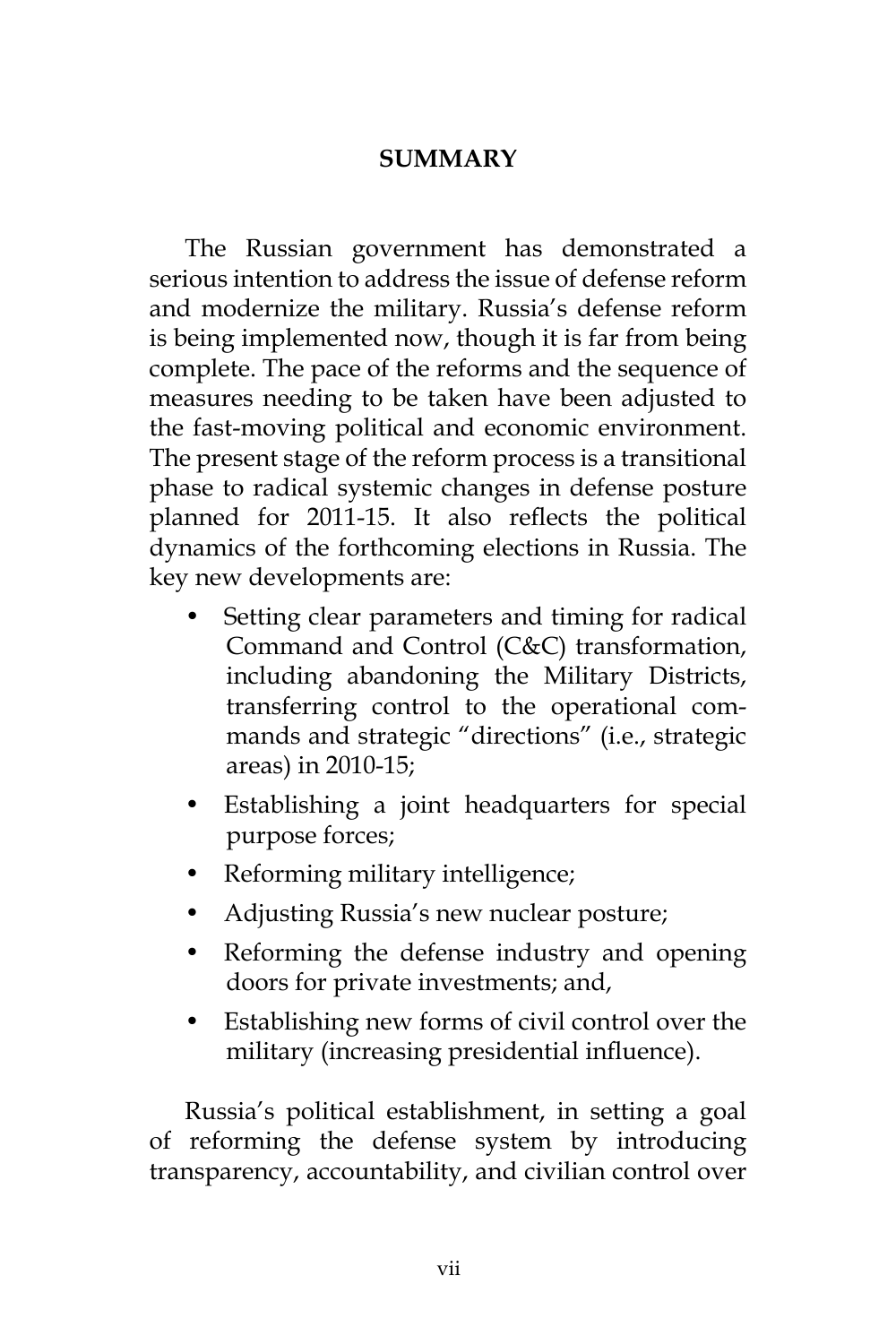## SUMMARY

The Russian government has demonstrated a serious intention to address the issue of defense reform and modernize the military. Russia's defense reform is being implemented now, though it is far from being complete. The pace of the reforms and the sequence of measures needing to be taken have been adjusted to the fast-moving political and economic environment. The present stage of the reform process is a transitional phase to radical systemic changes in defense posture planned for 2011-15. It also reflects the political dynamics of the forthcoming elections in Russia. The key new developments are:

- Setting clear parameters and timing for radical Command and Control (C&C) transformation, including abandoning the Military Districts, transferring control to the operational commands and strategic "directions" (i.e., strategic areas) in 2010-15;
- Establishing a joint headquarters for special purpose forces;
- Reforming military intelligence;
- Adjusting Russia's new nuclear posture;
- Reforming the defense industry and opening doors for private investments; and,
- Establishing new forms of civil control over the military (increasing presidential influence).

Russia's political establishment, in setting a goal of reforming the defense system by introducing transparency, accountability, and civilian control over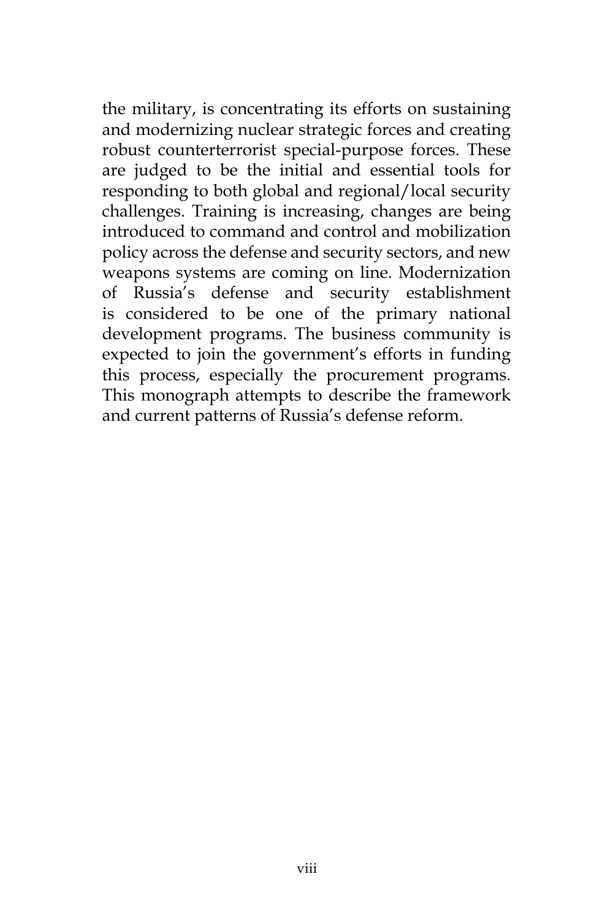the military, is concentrating its efforts on sustaining and modernizing nuclear strategic forces and creating robust counterterrorist special-purpose forces. These are judged to be the initial and essential tools for responding to both global and regional/local security challenges. Training is increasing, changes are being introduced to command and control and mobilization policy across the defense and security sectors, and new weapons systems are coming on line. Modernization of Russia's defense and security establishment is considered to be one of the primary national development programs. The business community is expected to join the government's efforts in funding this process, especially the procurement programs. This monograph attempts to describe the framework and current patterns of Russia's defense reform.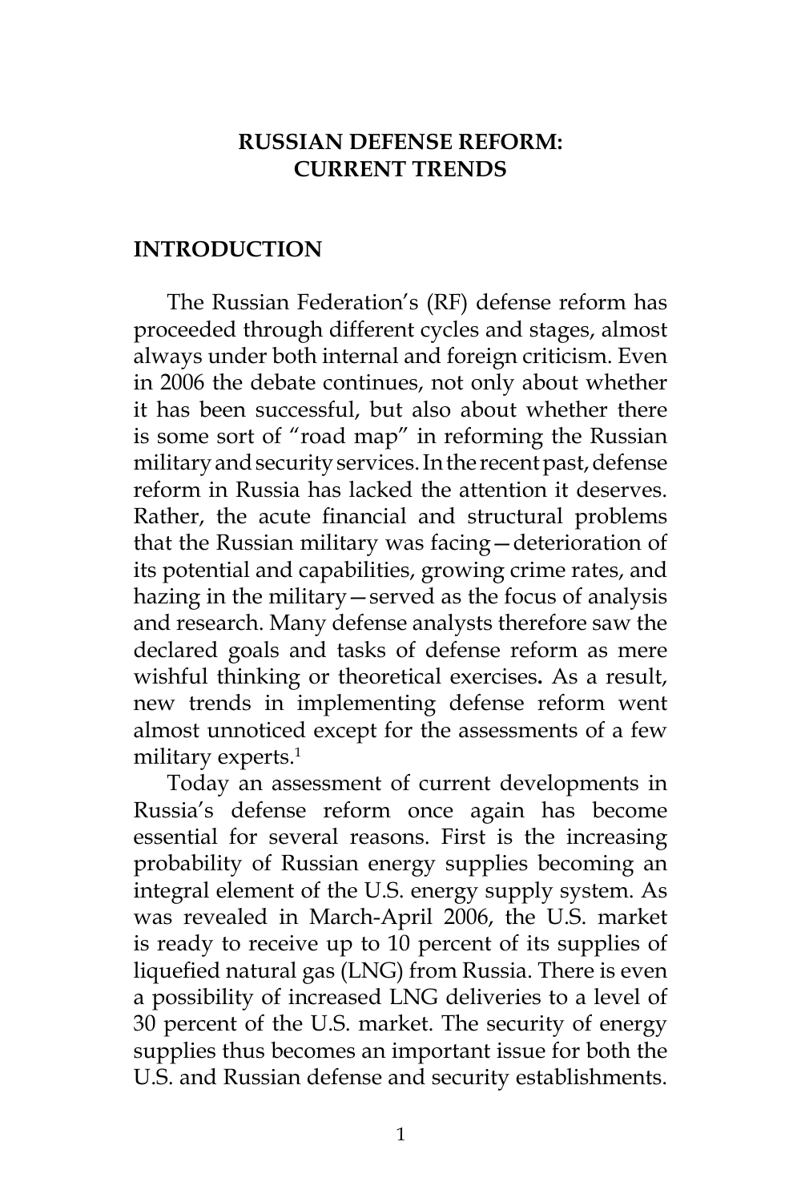# RUSSIAN DEFENSE REFORM: CURRENT TRENDS

## INTRODUCTION

The Russian Federation's (RF) defense reform has proceeded through different cycles and stages, almost always under both internal and foreign criticism. Even in 2006 the debate continues, not only about whether it has been successful, but also about whether there is some sort of "road map" in reforming the Russian military and security services. In the recent past, defense reform in Russia has lacked the attention it deserves. Rather, the acute financial and structural problems that the Russian military was facing—deterioration of its potential and capabilities, growing crime rates, and hazing in the military—served as the focus of analysis and research. Many defense analysts therefore saw the declared goals and tasks of defense reform as mere wishful thinking or theoretical exercises**.** As a result, new trends in implementing defense reform went almost unnoticed except for the assessments of a few military experts.[1]

Today an assessment of current developments in Russia's defense reform once again has become essential for several reasons. First is the increasing probability of Russian energy supplies becoming an integral element of the U.S. energy supply system. As was revealed in March-April 2006, the U.S. market is ready to receive up to 10 percent of its supplies of liquefied natural gas (LNG) from Russia. There is even a possibility of increased LNG deliveries to a level of 30 percent of the U.S. market. The security of energy supplies thus becomes an important issue for both the U.S. and Russian defense and security establishments.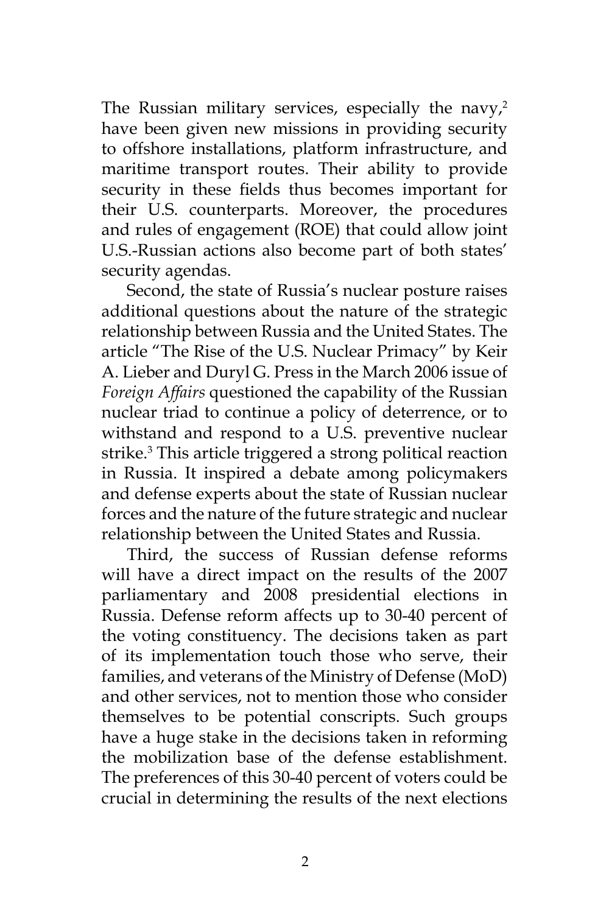The Russian military services, especially the navy,[2] have been given new missions in providing security to offshore installations, platform infrastructure, and maritime transport routes. Their ability to provide security in these fields thus becomes important for their U.S. counterparts. Moreover, the procedures and rules of engagement (ROE) that could allow joint U.S.-Russian actions also become part of both states' security agendas.

Second, the state of Russia's nuclear posture raises additional questions about the nature of the strategic relationship between Russia and the United States. The article "The Rise of the U.S. Nuclear Primacy" by Keir A. Lieber and Duryl G. Press in the March 2006 issue of *Foreign Affairs* questioned the capability of the Russian nuclear triad to continue a policy of deterrence, or to withstand and respond to a U.S. preventive nuclear strike.[3] This article triggered a strong political reaction in Russia. It inspired a debate among policymakers and defense experts about the state of Russian nuclear forces and the nature of the future strategic and nuclear relationship between the United States and Russia.

Third, the success of Russian defense reforms will have a direct impact on the results of the 2007 parliamentary and 2008 presidential elections in Russia. Defense reform affects up to 30-40 percent of the voting constituency. The decisions taken as part of its implementation touch those who serve, their families, and veterans of the Ministry of Defense (MoD) and other services, not to mention those who consider themselves to be potential conscripts. Such groups have a huge stake in the decisions taken in reforming the mobilization base of the defense establishment. The preferences of this 30-40 percent of voters could be crucial in determining the results of the next elections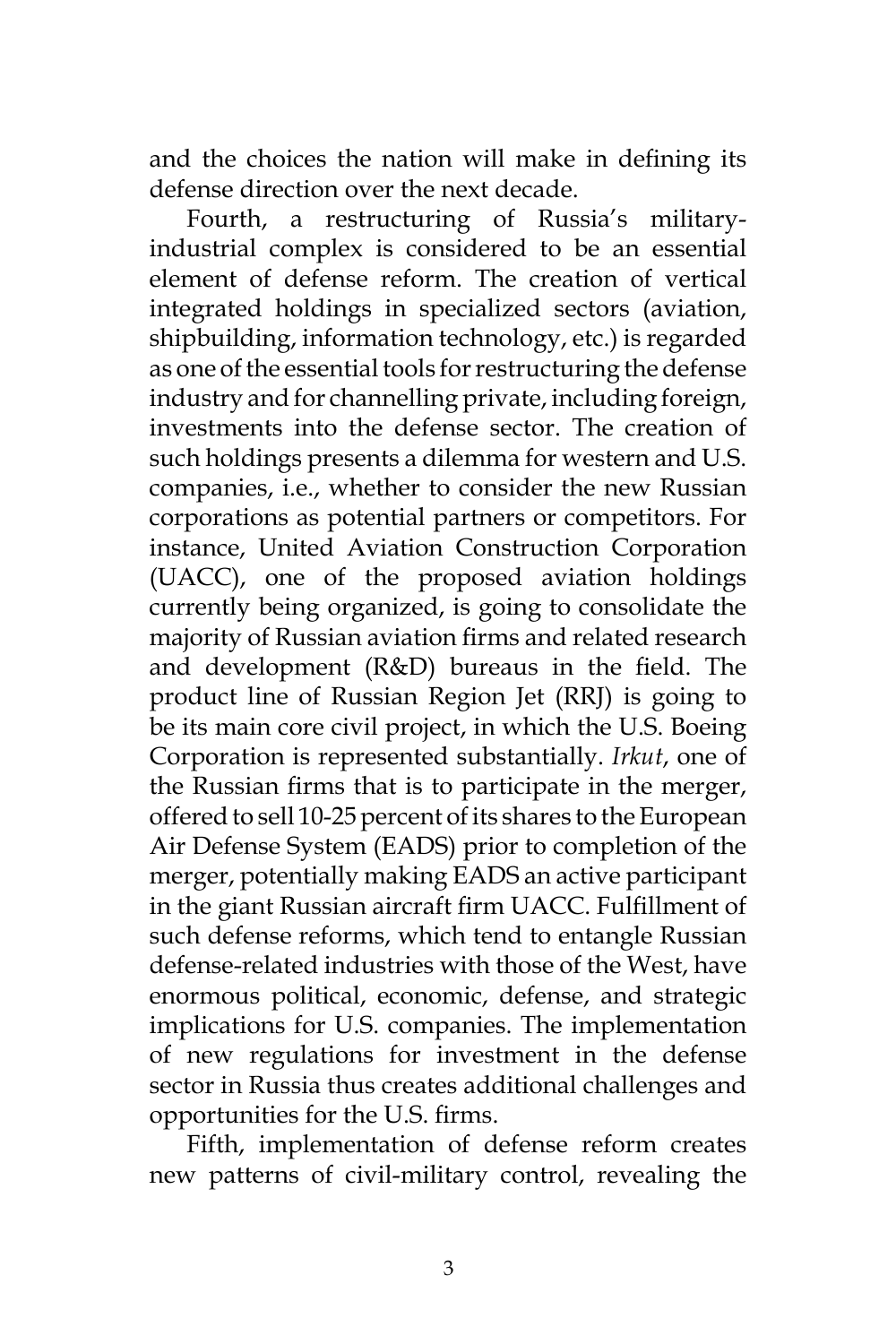and the choices the nation will make in defining its defense direction over the next decade.

Fourth, a restructuring of Russia's military-industrial complex is considered to be an essential element of defense reform. The creation of vertical integrated holdings in specialized sectors (aviation, shipbuilding, information technology, etc.) is regarded as one of the essential tools for restructuring the defense industry and for channelling private, including foreign, investments into the defense sector. The creation of such holdings presents a dilemma for western and U.S. companies, i.e., whether to consider the new Russian corporations as potential partners or competitors. For instance, United Aviation Construction Corporation (UACC), one of the proposed aviation holdings currently being organized, is going to consolidate the majority of Russian aviation firms and related research and development (R&D) bureaus in the field. The product line of Russian Region Jet (RRJ) is going to be its main core civil project, in which the U.S. Boeing Corporation is represented substantially. *Irkut*, one of the Russian firms that is to participate in the merger, offered to sell 10-25 percent of its shares to the European Air Defense System (EADS) prior to completion of the merger, potentially making EADS an active participant in the giant Russian aircraft firm UACC. Fulfillment of such defense reforms, which tend to entangle Russian defense-related industries with those of the West, have enormous political, economic, defense, and strategic implications for U.S. companies. The implementation of new regulations for investment in the defense sector in Russia thus creates additional challenges and opportunities for the U.S. firms.

Fifth, implementation of defense reform creates new patterns of civil-military control, revealing the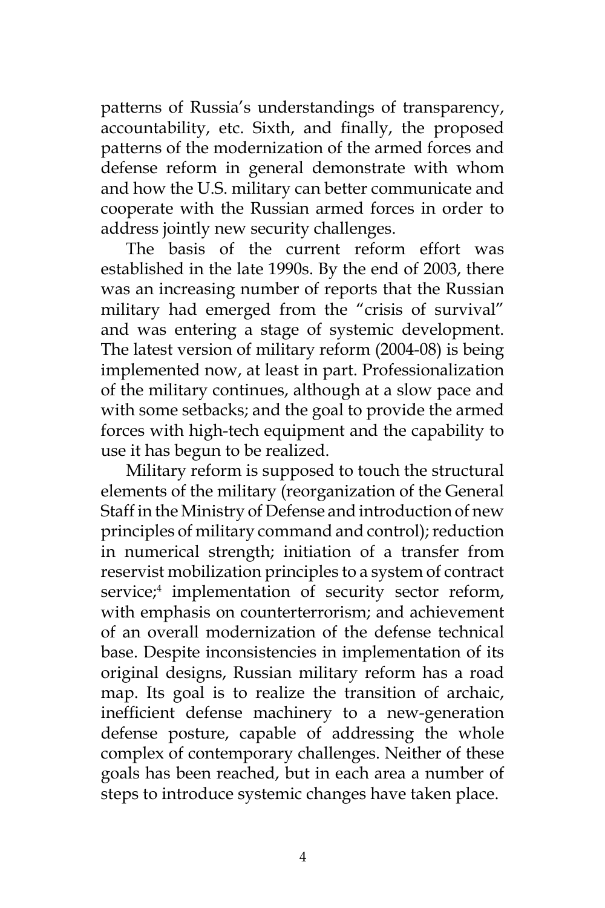patterns of Russia's understandings of transparency, accountability, etc. Sixth, and finally, the proposed patterns of the modernization of the armed forces and defense reform in general demonstrate with whom and how the U.S. military can better communicate and cooperate with the Russian armed forces in order to address jointly new security challenges.

The basis of the current reform effort was established in the late 1990s. By the end of 2003, there was an increasing number of reports that the Russian military had emerged from the "crisis of survival" and was entering a stage of systemic development. The latest version of military reform (2004-08) is being implemented now, at least in part. Professionalization of the military continues, although at a slow pace and with some setbacks; and the goal to provide the armed forces with high-tech equipment and the capability to use it has begun to be realized.

Military reform is supposed to touch the structural elements of the military (reorganization of the General Staff in the Ministry of Defense and introduction of new principles of military command and control); reduction in numerical strength; initiation of a transfer from reservist mobilization principles to a system of contract service;[4] implementation of security sector reform, with emphasis on counterterrorism; and achievement of an overall modernization of the defense technical base. Despite inconsistencies in implementation of its original designs, Russian military reform has a road map. Its goal is to realize the transition of archaic, inefficient defense machinery to a new-generation defense posture, capable of addressing the whole complex of contemporary challenges. Neither of these goals has been reached, but in each area a number of steps to introduce systemic changes have taken place.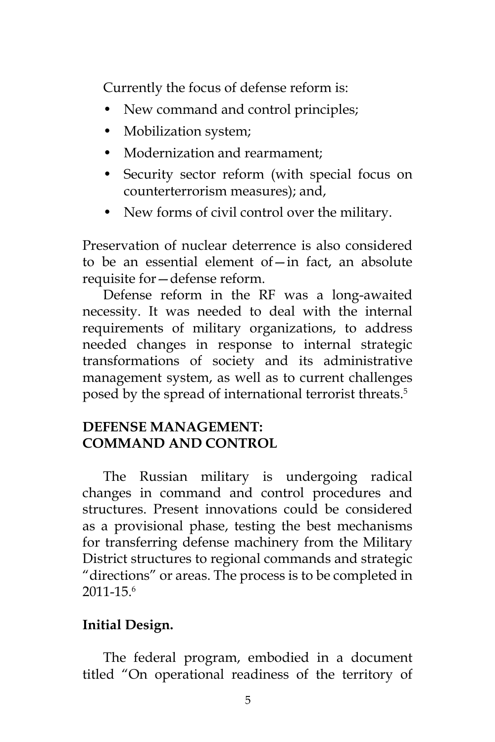Currently the focus of defense reform is:

- New command and control principles;
- Mobilization system;
- Modernization and rearmament;
- Security sector reform (with special focus on counterterrorism measures); and,
- New forms of civil control over the military.

Preservation of nuclear deterrence is also considered to be an essential element of—in fact, an absolute requisite for—defense reform.

Defense reform in the RF was a long-awaited necessity. It was needed to deal with the internal requirements of military organizations, to address needed changes in response to internal strategic transformations of society and its administrative management system, as well as to current challenges posed by the spread of international terrorist threats.[5]

## DEFENSE MANAGEMENT: COMMAND AND CONTROL

The Russian military is undergoing radical changes in command and control procedures and structures. Present innovations could be considered as a provisional phase, testing the best mechanisms for transferring defense machinery from the Military District structures to regional commands and strategic "directions" or areas. The process is to be completed in 2011-15.[6]

### Initial Design.

The federal program, embodied in a document titled "On operational readiness of the territory of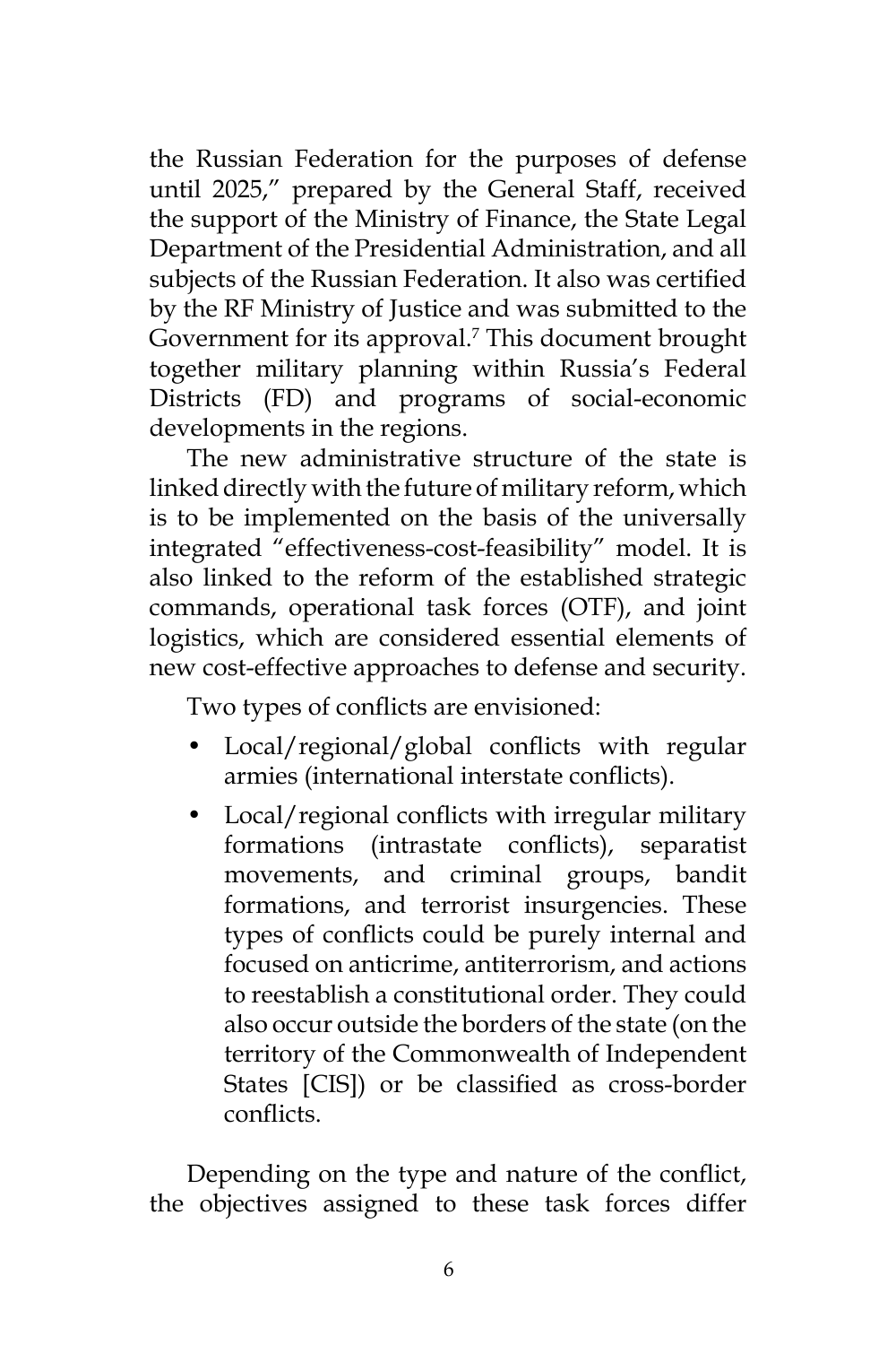the Russian Federation for the purposes of defense until 2025," prepared by the General Staff, received the support of the Ministry of Finance, the State Legal Department of the Presidential Administration, and all subjects of the Russian Federation. It also was certified by the RF Ministry of Justice and was submitted to the Government for its approval.[7] This document brought together military planning within Russia's Federal Districts (FD) and programs of social-economic developments in the regions.

The new administrative structure of the state is linked directly with the future of military reform, which is to be implemented on the basis of the universally integrated "effectiveness-cost-feasibility" model. It is also linked to the reform of the established strategic commands, operational task forces (OTF), and joint logistics, which are considered essential elements of new cost-effective approaches to defense and security.

Two types of conflicts are envisioned:

- Local/regional/global conflicts with regular armies (international interstate conflicts).
- Local/regional conflicts with irregular military formations (intrastate conflicts), separatist movements, and criminal groups, bandit formations, and terrorist insurgencies. These types of conflicts could be purely internal and focused on anticrime, antiterrorism, and actions to reestablish a constitutional order. They could also occur outside the borders of the state (on the territory of the Commonwealth of Independent States [CIS]) or be classified as cross-border conflicts.

Depending on the type and nature of the conflict, the objectives assigned to these task forces differ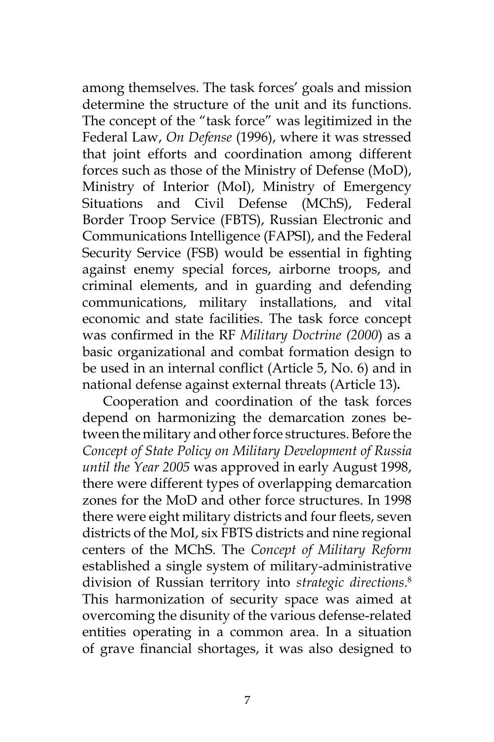among themselves. The task forces' goals and mission determine the structure of the unit and its functions. The concept of the "task force" was legitimized in the Federal Law, *On Defense* (1996), where it was stressed that joint efforts and coordination among different forces such as those of the Ministry of Defense (MoD), Ministry of Interior (MoI), Ministry of Emergency Situations and Civil Defense (MChS), Federal Border Troop Service (FBTS), Russian Electronic and Communications Intelligence (FAPSI), and the Federal Security Service (FSB) would be essential in fighting against enemy special forces, airborne troops, and criminal elements, and in guarding and defending communications, military installations, and vital economic and state facilities. The task force concept was confirmed in the RF *Military Doctrine (2000*) as a basic organizational and combat formation design to be used in an internal conflict (Article 5, No. 6) and in national defense against external threats (Article 13).

Cooperation and coordination of the task forces depend on harmonizing the demarcation zones between the military and other force structures. Before the *Concept of State Policy on Military Development of Russia until the Year 2005* was approved in early August 1998, there were different types of overlapping demarcation zones for the MoD and other force structures. In 1998 there were eight military districts and four fleets, seven districts of the MoI, six FBTS districts and nine regional centers of the MChS. The *Concept of Military Reform* established a single system of military-administrative division of Russian territory into *strategic directions*.[8] This harmonization of security space was aimed at overcoming the disunity of the various defense-related entities operating in a common area. In a situation of grave financial shortages, it was also designed to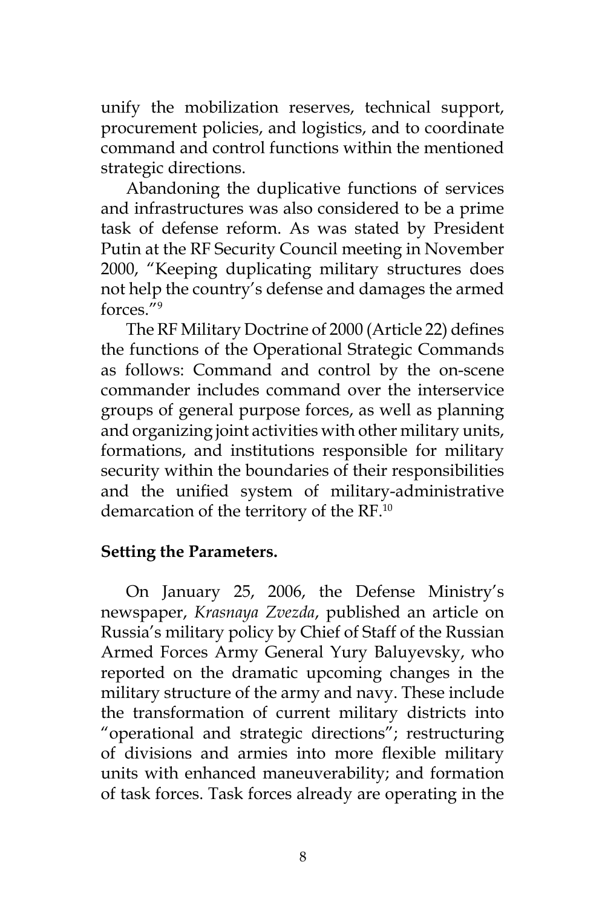unify the mobilization reserves, technical support, procurement policies, and logistics, and to coordinate command and control functions within the mentioned strategic directions.

Abandoning the duplicative functions of services and infrastructures was also considered to be a prime task of defense reform. As was stated by President Putin at the RF Security Council meeting in November 2000, "Keeping duplicating military structures does not help the country's defense and damages the armed forces."[9]

The RF Military Doctrine of 2000 (Article 22) defines the functions of the Operational Strategic Commands as follows: Command and control by the on-scene commander includes command over the interservice groups of general purpose forces, as well as planning and organizing joint activities with other military units, formations, and institutions responsible for military security within the boundaries of their responsibilities and the unified system of military-administrative demarcation of the territory of the RF.[10]

**Setting the Parameters.**

On January 25, 2006, the Defense Ministry's newspaper, *Krasnaya Zvezda*, published an article on Russia's military policy by Chief of Staff of the Russian Armed Forces Army General Yury Baluyevsky, who reported on the dramatic upcoming changes in the military structure of the army and navy. These include the transformation of current military districts into "operational and strategic directions"; restructuring of divisions and armies into more flexible military units with enhanced maneuverability; and formation of task forces. Task forces already are operating in the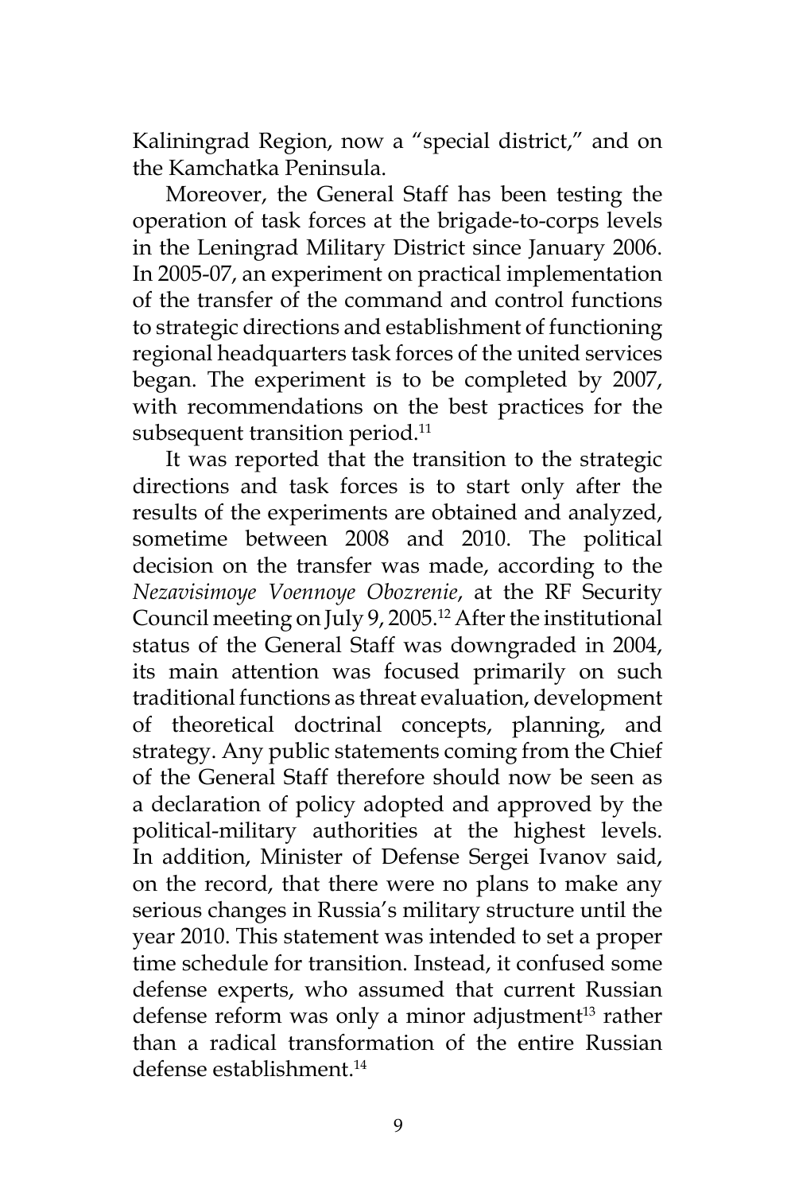Kaliningrad Region, now a "special district," and on the Kamchatka Peninsula.

Moreover, the General Staff has been testing the operation of task forces at the brigade-to-corps levels in the Leningrad Military District since January 2006. In 2005-07, an experiment on practical implementation of the transfer of the command and control functions to strategic directions and establishment of functioning regional headquarters task forces of the united services began. The experiment is to be completed by 2007, with recommendations on the best practices for the subsequent transition period.[11]

It was reported that the transition to the strategic directions and task forces is to start only after the results of the experiments are obtained and analyzed, sometime between 2008 and 2010. The political decision on the transfer was made, according to the *Nezavisimoye Voennoye Obozrenie*, at the RF Security Council meeting on July 9, 2005.[12] After the institutional status of the General Staff was downgraded in 2004, its main attention was focused primarily on such traditional functions as threat evaluation, development of theoretical doctrinal concepts, planning, and strategy. Any public statements coming from the Chief of the General Staff therefore should now be seen as a declaration of policy adopted and approved by the political-military authorities at the highest levels. In addition, Minister of Defense Sergei Ivanov said, on the record, that there were no plans to make any serious changes in Russia's military structure until the year 2010. This statement was intended to set a proper time schedule for transition. Instead, it confused some defense experts, who assumed that current Russian defense reform was only a minor adjustment[13] rather than a radical transformation of the entire Russian defense establishment.[14]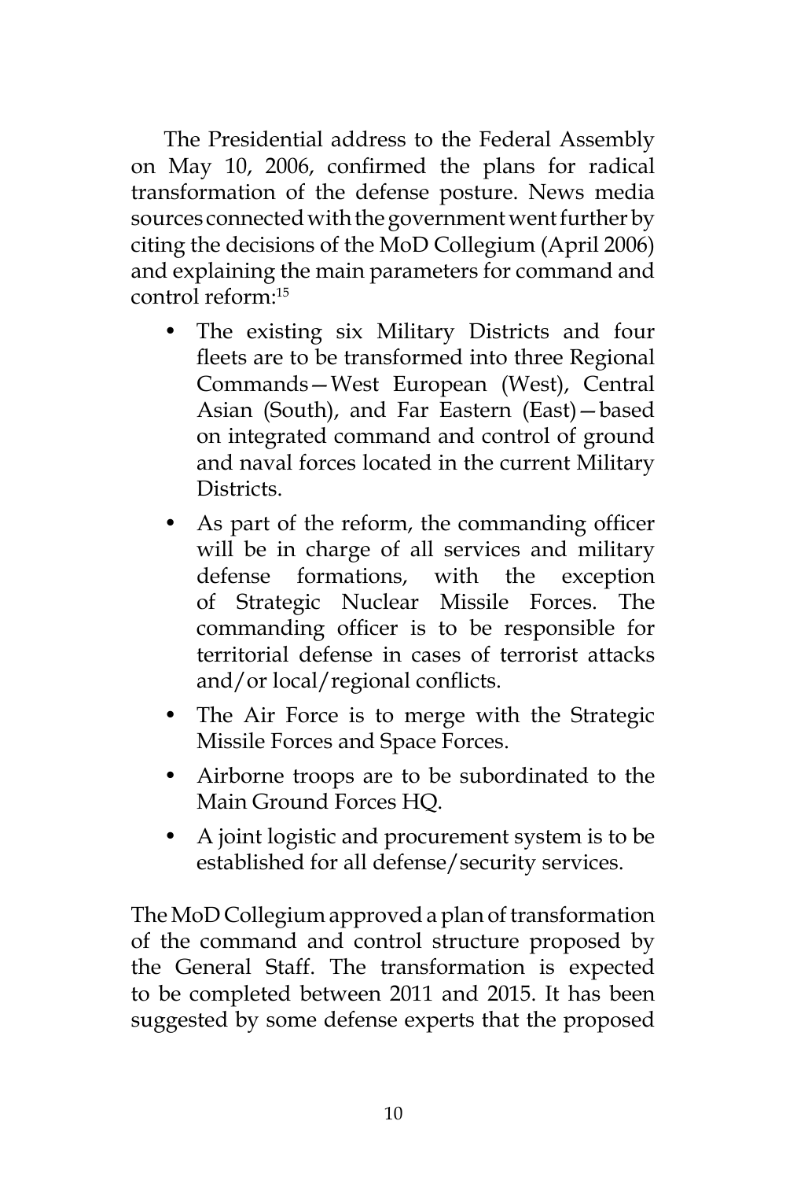The Presidential address to the Federal Assembly on May 10, 2006, confirmed the plans for radical transformation of the defense posture. News media sources connected with the government went further by citing the decisions of the MoD Collegium (April 2006) and explaining the main parameters for command and control reform:[15]

- The existing six Military Districts and four fleets are to be transformed into three Regional Commands—West European (West), Central Asian (South), and Far Eastern (East)—based on integrated command and control of ground and naval forces located in the current Military Districts.
- As part of the reform, the commanding officer will be in charge of all services and military defense formations, with the exception of Strategic Nuclear Missile Forces. The commanding officer is to be responsible for territorial defense in cases of terrorist attacks and/or local/regional conflicts.
- The Air Force is to merge with the Strategic Missile Forces and Space Forces.
- Airborne troops are to be subordinated to the Main Ground Forces HQ.
- A joint logistic and procurement system is to be established for all defense/security services.

The MoD Collegium approved a plan of transformation of the command and control structure proposed by the General Staff. The transformation is expected to be completed between 2011 and 2015. It has been suggested by some defense experts that the proposed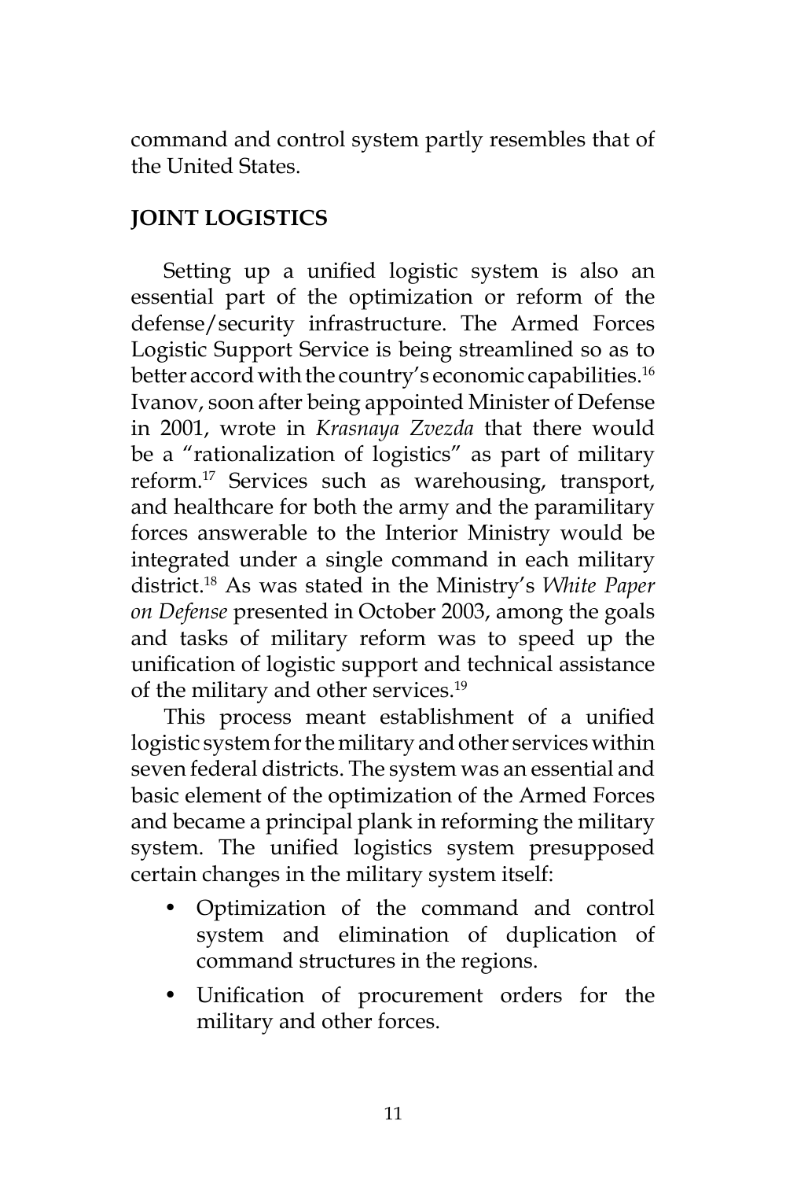command and control system partly resembles that of the United States.

## JOINT LOGISTICS

Setting up a unified logistic system is also an essential part of the optimization or reform of the defense/security infrastructure. The Armed Forces Logistic Support Service is being streamlined so as to better accord with the country's economic capabilities.[16] Ivanov, soon after being appointed Minister of Defense in 2001, wrote in *Krasnaya Zvezda* that there would be a "rationalization of logistics" as part of military reform.[17] Services such as warehousing, transport, and healthcare for both the army and the paramilitary forces answerable to the Interior Ministry would be integrated under a single command in each military district.[18] As was stated in the Ministry's *White Paper on Defense* presented in October 2003, among the goals and tasks of military reform was to speed up the unification of logistic support and technical assistance of the military and other services.[19]

This process meant establishment of a unified logistic system for the military and other services within seven federal districts. The system was an essential and basic element of the optimization of the Armed Forces and became a principal plank in reforming the military system. The unified logistics system presupposed certain changes in the military system itself:

- Optimization of the command and control system and elimination of duplication of command structures in the regions.
- Unification of procurement orders for the military and other forces.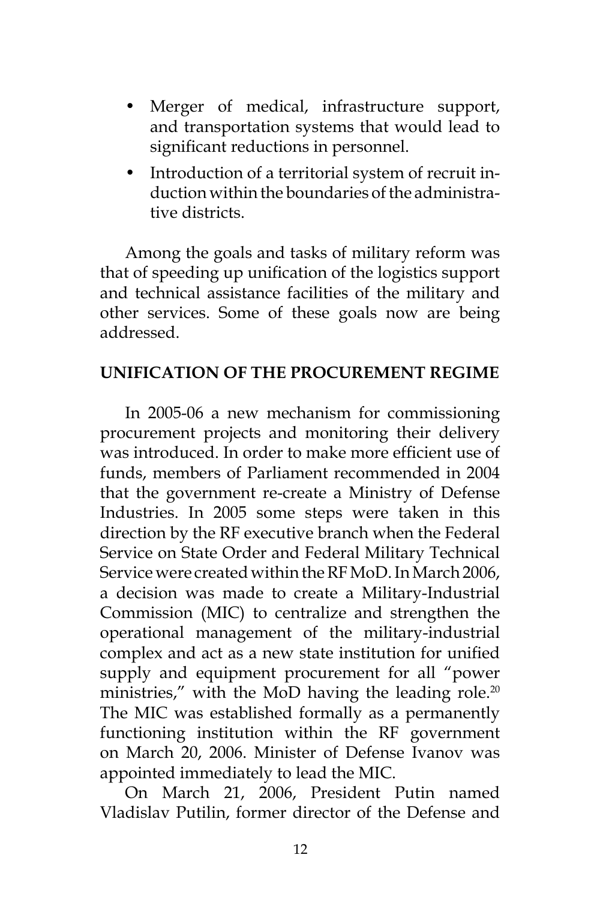- Merger of medical, infrastructure support, and transportation systems that would lead to significant reductions in personnel.
- Introduction of a territorial system of recruit induction within the boundaries of the administrative districts.

Among the goals and tasks of military reform was that of speeding up unification of the logistics support and technical assistance facilities of the military and other services. Some of these goals now are being addressed.

## UNIFICATION OF THE PROCUREMENT REGIME

In 2005-06 a new mechanism for commissioning procurement projects and monitoring their delivery was introduced. In order to make more efficient use of funds, members of Parliament recommended in 2004 that the government re-create a Ministry of Defense Industries. In 2005 some steps were taken in this direction by the RF executive branch when the Federal Service on State Order and Federal Military Technical Service were created within the RF MoD. In March 2006, a decision was made to create a Military-Industrial Commission (MIC) to centralize and strengthen the operational management of the military-industrial complex and act as a new state institution for unified supply and equipment procurement for all "power ministries," with the MoD having the leading role.[20] The MIC was established formally as a permanently functioning institution within the RF government on March 20, 2006. Minister of Defense Ivanov was appointed immediately to lead the MIC.

On March 21, 2006, President Putin named Vladislav Putilin, former director of the Defense and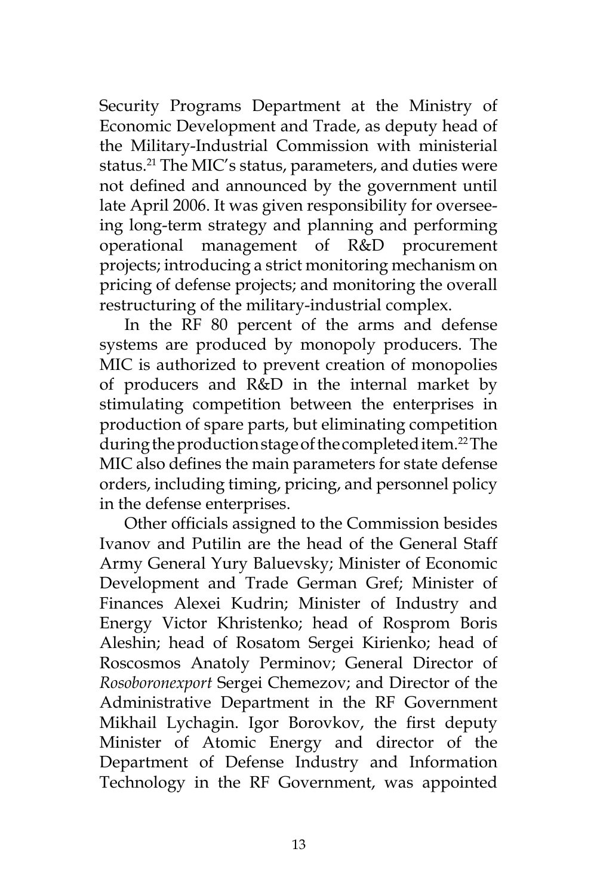Security Programs Department at the Ministry of Economic Development and Trade, as deputy head of the Military-Industrial Commission with ministerial status.[21] The MIC's status, parameters, and duties were not defined and announced by the government until late April 2006. It was given responsibility for overseeing long-term strategy and planning and performing operational management of R&D procurement projects; introducing a strict monitoring mechanism on pricing of defense projects; and monitoring the overall restructuring of the military-industrial complex.

In the RF 80 percent of the arms and defense systems are produced by monopoly producers. The MIC is authorized to prevent creation of monopolies of producers and R&D in the internal market by stimulating competition between the enterprises in production of spare parts, but eliminating competition during the production stage of the completed item.[22] The MIC also defines the main parameters for state defense orders, including timing, pricing, and personnel policy in the defense enterprises.

Other officials assigned to the Commission besides Ivanov and Putilin are the head of the General Staff Army General Yury Baluevsky; Minister of Economic Development and Trade German Gref; Minister of Finances Alexei Kudrin; Minister of Industry and Energy Victor Khristenko; head of Rosprom Boris Aleshin; head of Rosatom Sergei Kirienko; head of Roscosmos Anatoly Perminov; General Director of *Rosoboronexport* Sergei Chemezov; and Director of the Administrative Department in the RF Government Mikhail Lychagin. Igor Borovkov, the first deputy Minister of Atomic Energy and director of the Department of Defense Industry and Information Technology in the RF Government, was appointed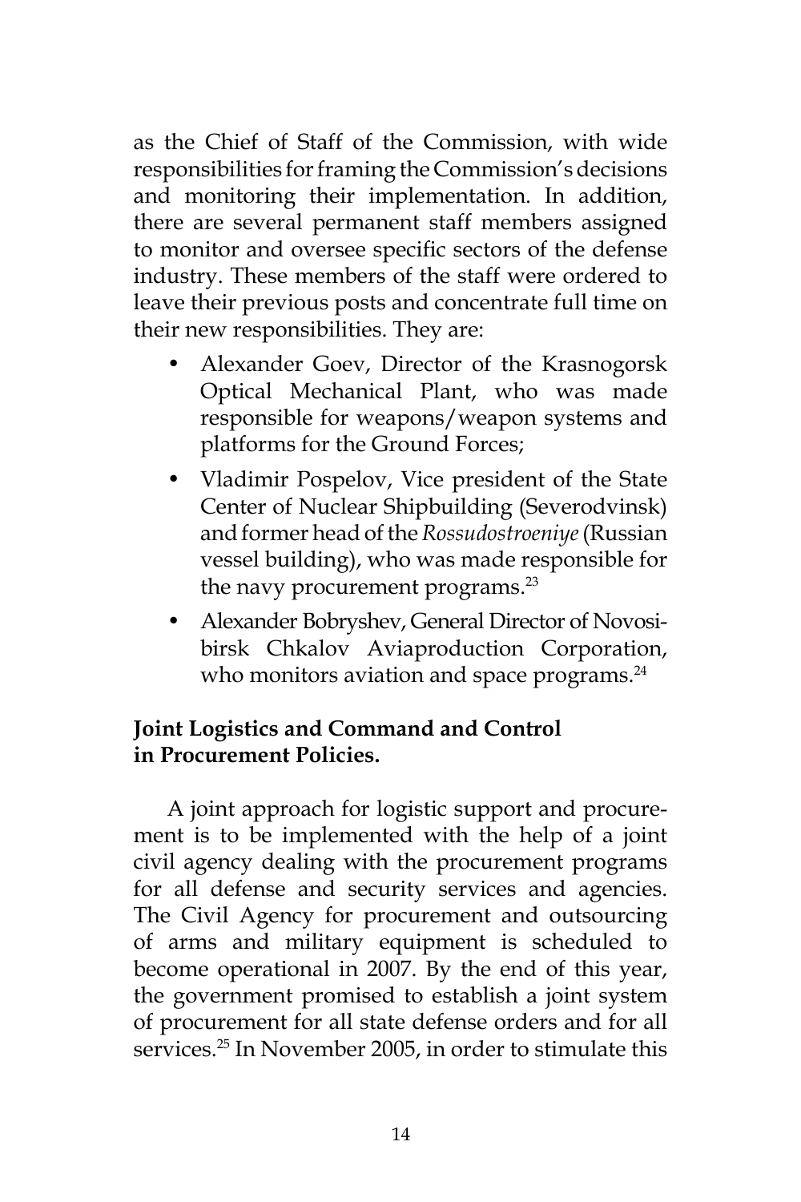as the Chief of Staff of the Commission, with wide responsibilities for framing the Commission's decisions and monitoring their implementation. In addition, there are several permanent staff members assigned to monitor and oversee specific sectors of the defense industry. These members of the staff were ordered to leave their previous posts and concentrate full time on their new responsibilities. They are:

- Alexander Goev, Director of the Krasnogorsk Optical Mechanical Plant, who was made responsible for weapons/weapon systems and platforms for the Ground Forces;
- Vladimir Pospelov, Vice president of the State Center of Nuclear Shipbuilding (Severodvinsk) and former head of the *Rossudostroeniye* (Russian vessel building), who was made responsible for the navy procurement programs.[23]
- Alexander Bobryshev, General Director of Novosibirsk Chkalov Aviaproduction Corporation, who monitors aviation and space programs.[24]

**Joint Logistics and Command and Control in Procurement Policies.**

A joint approach for logistic support and procurement is to be implemented with the help of a joint civil agency dealing with the procurement programs for all defense and security services and agencies. The Civil Agency for procurement and outsourcing of arms and military equipment is scheduled to become operational in 2007. By the end of this year, the government promised to establish a joint system of procurement for all state defense orders and for all services.[25] In November 2005, in order to stimulate this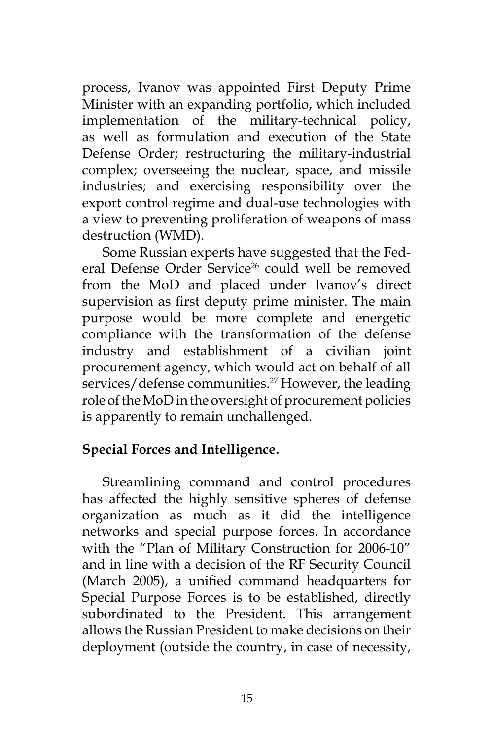process, Ivanov was appointed First Deputy Prime Minister with an expanding portfolio, which included implementation of the military-technical policy, as well as formulation and execution of the State Defense Order; restructuring the military-industrial complex; overseeing the nuclear, space, and missile industries; and exercising responsibility over the export control regime and dual-use technologies with a view to preventing proliferation of weapons of mass destruction (WMD).

Some Russian experts have suggested that the Federal Defense Order Service[26] could well be removed from the MoD and placed under Ivanov's direct supervision as first deputy prime minister. The main purpose would be more complete and energetic compliance with the transformation of the defense industry and establishment of a civilian joint procurement agency, which would act on behalf of all services/defense communities.[27] However, the leading role of the MoD in the oversight of procurement policies is apparently to remain unchallenged.

**Special Forces and Intelligence.**

Streamlining command and control procedures has affected the highly sensitive spheres of defense organization as much as it did the intelligence networks and special purpose forces. In accordance with the "Plan of Military Construction for 2006-10" and in line with a decision of the RF Security Council (March 2005), a unified command headquarters for Special Purpose Forces is to be established, directly subordinated to the President. This arrangement allows the Russian President to make decisions on their deployment (outside the country, in case of necessity,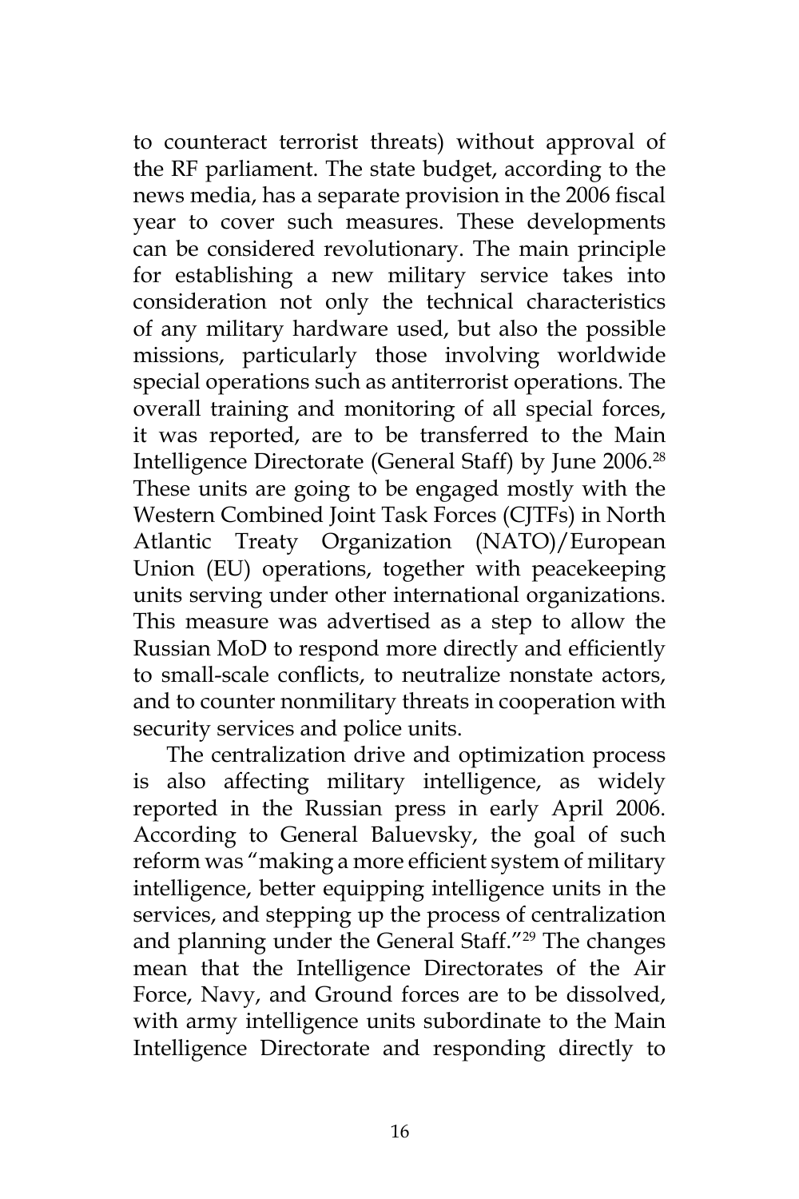to counteract terrorist threats) without approval of the RF parliament. The state budget, according to the news media, has a separate provision in the 2006 fiscal year to cover such measures. These developments can be considered revolutionary. The main principle for establishing a new military service takes into consideration not only the technical characteristics of any military hardware used, but also the possible missions, particularly those involving worldwide special operations such as antiterrorist operations. The overall training and monitoring of all special forces, it was reported, are to be transferred to the Main Intelligence Directorate (General Staff) by June 2006.[28] These units are going to be engaged mostly with the Western Combined Joint Task Forces (CJTFs) in North Atlantic Treaty Organization (NATO)/European Union (EU) operations, together with peacekeeping units serving under other international organizations. This measure was advertised as a step to allow the Russian MoD to respond more directly and efficiently to small-scale conflicts, to neutralize nonstate actors, and to counter nonmilitary threats in cooperation with security services and police units.

The centralization drive and optimization process is also affecting military intelligence, as widely reported in the Russian press in early April 2006. According to General Baluevsky, the goal of such reform was "making a more efficient system of military intelligence, better equipping intelligence units in the services, and stepping up the process of centralization and planning under the General Staff."[29] The changes mean that the Intelligence Directorates of the Air Force, Navy, and Ground forces are to be dissolved, with army intelligence units subordinate to the Main Intelligence Directorate and responding directly to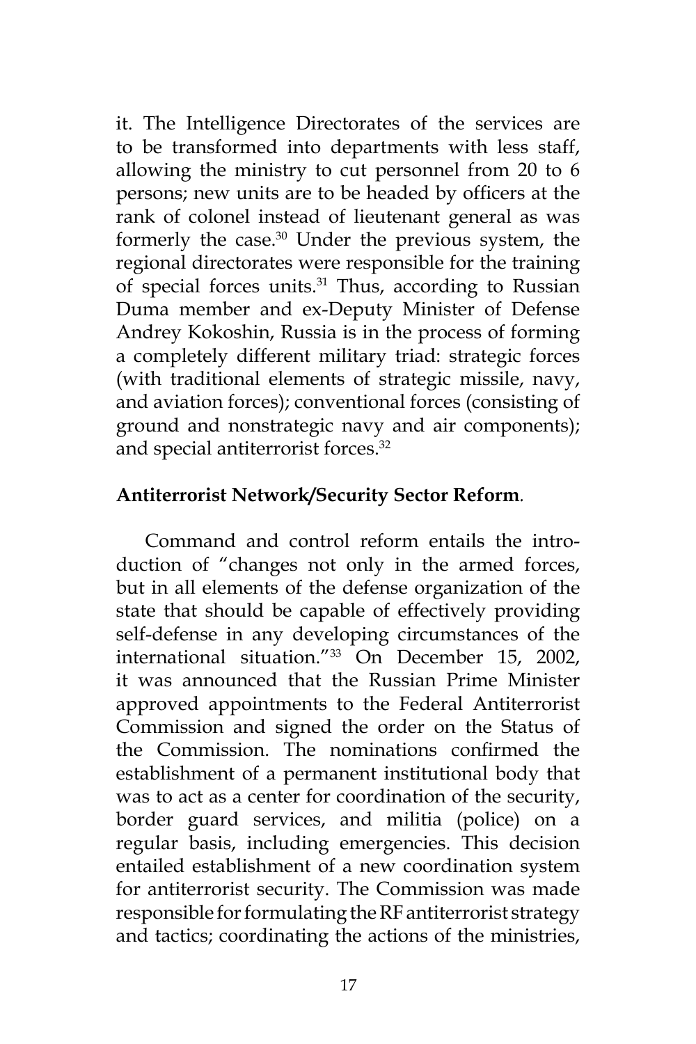it. The Intelligence Directorates of the services are to be transformed into departments with less staff, allowing the ministry to cut personnel from 20 to 6 persons; new units are to be headed by officers at the rank of colonel instead of lieutenant general as was formerly the case.[30] Under the previous system, the regional directorates were responsible for the training of special forces units.[31] Thus, according to Russian Duma member and ex-Deputy Minister of Defense Andrey Kokoshin, Russia is in the process of forming a completely different military triad: strategic forces (with traditional elements of strategic missile, navy, and aviation forces); conventional forces (consisting of ground and nonstrategic navy and air components); and special antiterrorist forces.[32]

**Antiterrorist Network/Security Sector Reform**.

Command and control reform entails the introduction of "changes not only in the armed forces, but in all elements of the defense organization of the state that should be capable of effectively providing self-defense in any developing circumstances of the international situation."[33] On December 15, 2002, it was announced that the Russian Prime Minister approved appointments to the Federal Antiterrorist Commission and signed the order on the Status of the Commission. The nominations confirmed the establishment of a permanent institutional body that was to act as a center for coordination of the security, border guard services, and militia (police) on a regular basis, including emergencies. This decision entailed establishment of a new coordination system for antiterrorist security. The Commission was made responsible for formulating the RF antiterrorist strategy and tactics; coordinating the actions of the ministries,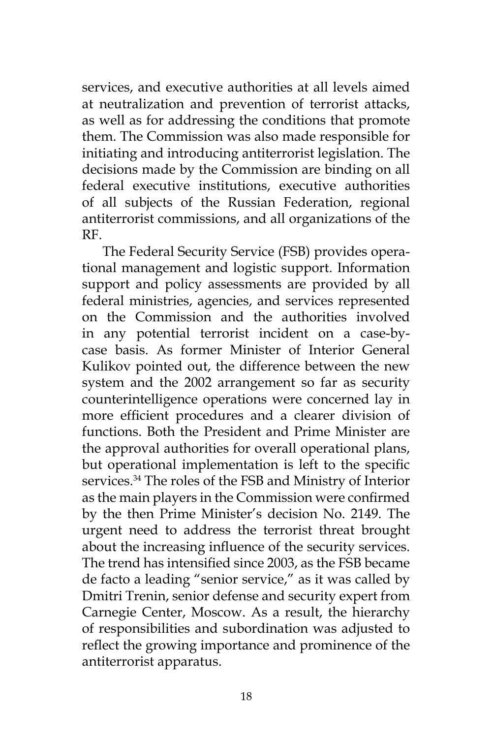services, and executive authorities at all levels aimed at neutralization and prevention of terrorist attacks, as well as for addressing the conditions that promote them. The Commission was also made responsible for initiating and introducing antiterrorist legislation. The decisions made by the Commission are binding on all federal executive institutions, executive authorities of all subjects of the Russian Federation, regional antiterrorist commissions, and all organizations of the RF.

The Federal Security Service (FSB) provides operational management and logistic support. Information support and policy assessments are provided by all federal ministries, agencies, and services represented on the Commission and the authorities involved in any potential terrorist incident on a case-by-case basis. As former Minister of Interior General Kulikov pointed out, the difference between the new system and the 2002 arrangement so far as security counterintelligence operations were concerned lay in more efficient procedures and a clearer division of functions. Both the President and Prime Minister are the approval authorities for overall operational plans, but operational implementation is left to the specific services.[34] The roles of the FSB and Ministry of Interior as the main players in the Commission were confirmed by the then Prime Minister's decision No. 2149. The urgent need to address the terrorist threat brought about the increasing influence of the security services. The trend has intensified since 2003, as the FSB became de facto a leading "senior service," as it was called by Dmitri Trenin, senior defense and security expert from Carnegie Center, Moscow. As a result, the hierarchy of responsibilities and subordination was adjusted to reflect the growing importance and prominence of the antiterrorist apparatus.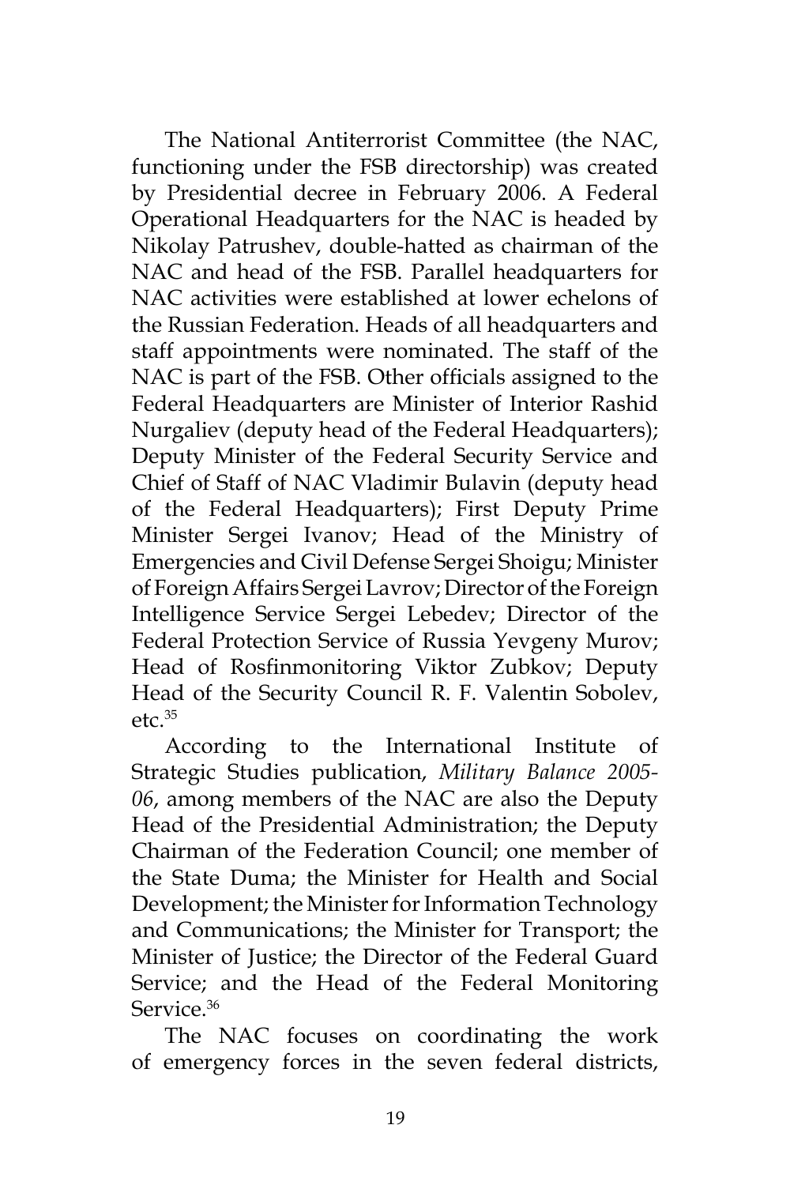The National Antiterrorist Committee (the NAC, functioning under the FSB directorship) was created by Presidential decree in February 2006. A Federal Operational Headquarters for the NAC is headed by Nikolay Patrushev, double-hatted as chairman of the NAC and head of the FSB. Parallel headquarters for NAC activities were established at lower echelons of the Russian Federation. Heads of all headquarters and staff appointments were nominated. The staff of the NAC is part of the FSB. Other officials assigned to the Federal Headquarters are Minister of Interior Rashid Nurgaliev (deputy head of the Federal Headquarters); Deputy Minister of the Federal Security Service and Chief of Staff of NAC Vladimir Bulavin (deputy head of the Federal Headquarters); First Deputy Prime Minister Sergei Ivanov; Head of the Ministry of Emergencies and Civil Defense Sergei Shoigu; Minister of Foreign Affairs Sergei Lavrov; Director of the Foreign Intelligence Service Sergei Lebedev; Director of the Federal Protection Service of Russia Yevgeny Murov; Head of Rosfinmonitoring Viktor Zubkov; Deputy Head of the Security Council R. F. Valentin Sobolev, etc.[35]

According to the International Institute of Strategic Studies publication, *Military Balance 2005-06*, among members of the NAC are also the Deputy Head of the Presidential Administration; the Deputy Chairman of the Federation Council; one member of the State Duma; the Minister for Health and Social Development; the Minister for Information Technology and Communications; the Minister for Transport; the Minister of Justice; the Director of the Federal Guard Service; and the Head of the Federal Monitoring Service.[36]

The NAC focuses on coordinating the work of emergency forces in the seven federal districts,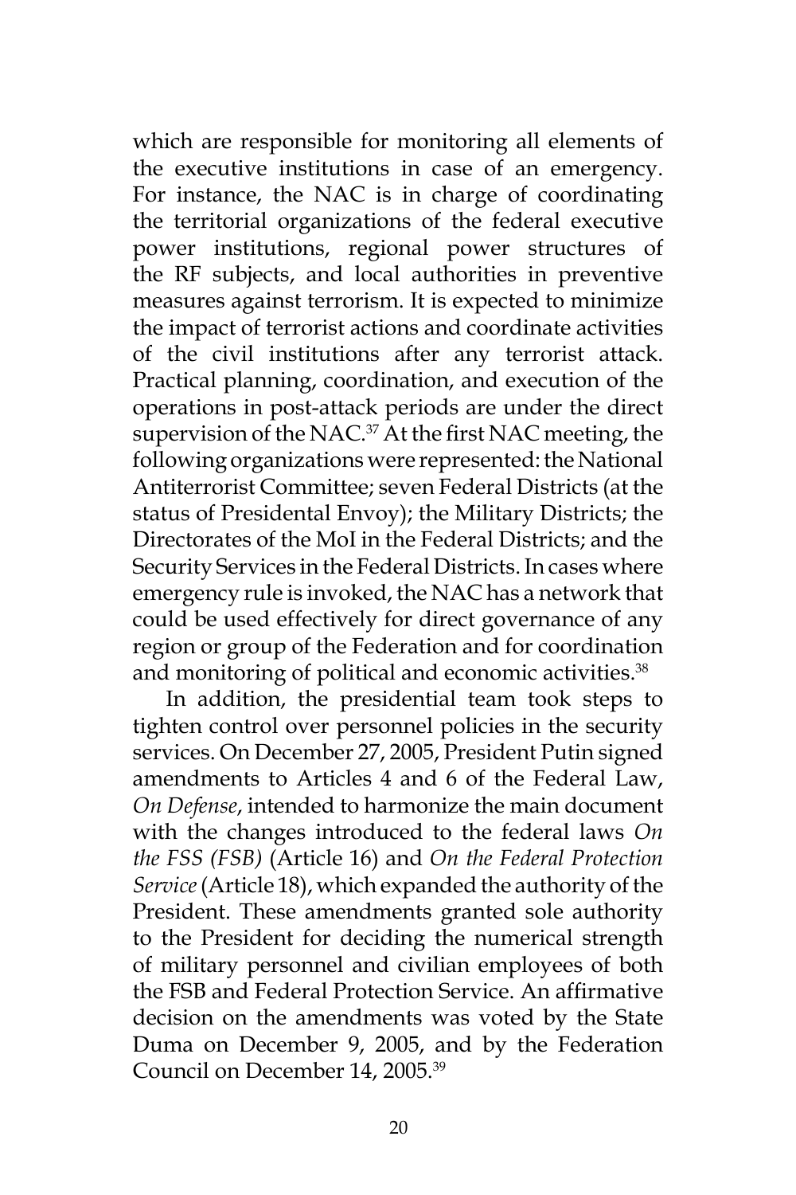which are responsible for monitoring all elements of the executive institutions in case of an emergency. For instance, the NAC is in charge of coordinating the territorial organizations of the federal executive power institutions, regional power structures of the RF subjects, and local authorities in preventive measures against terrorism. It is expected to minimize the impact of terrorist actions and coordinate activities of the civil institutions after any terrorist attack. Practical planning, coordination, and execution of the operations in post-attack periods are under the direct supervision of the NAC.[37] At the first NAC meeting, the following organizations were represented: the National Antiterrorist Committee; seven Federal Districts (at the status of Presidental Envoy); the Military Districts; the Directorates of the MoI in the Federal Districts; and the Security Services in the Federal Districts. In cases where emergency rule is invoked, the NAC has a network that could be used effectively for direct governance of any region or group of the Federation and for coordination and monitoring of political and economic activities.[38]

In addition, the presidential team took steps to tighten control over personnel policies in the security services. On December 27, 2005, President Putin signed amendments to Articles 4 and 6 of the Federal Law, *On Defense*, intended to harmonize the main document with the changes introduced to the federal laws *On the FSS (FSB)* (Article 16) and *On the Federal Protection Service* (Article 18), which expanded the authority of the President. These amendments granted sole authority to the President for deciding the numerical strength of military personnel and civilian employees of both the FSB and Federal Protection Service. An affirmative decision on the amendments was voted by the State Duma on December 9, 2005, and by the Federation Council on December 14, 2005.[39]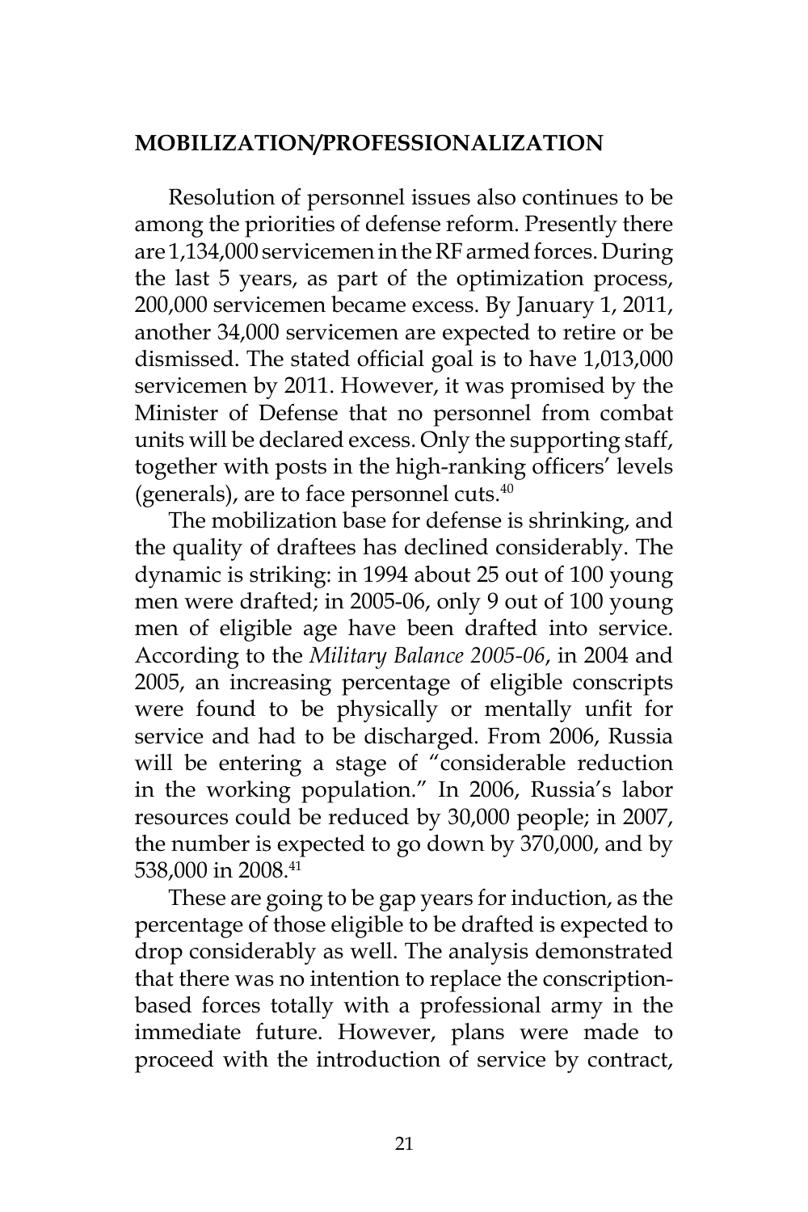## MOBILIZATION/PROFESSIONALIZATION

Resolution of personnel issues also continues to be among the priorities of defense reform. Presently there are 1,134,000 servicemen in the RF armed forces. During the last 5 years, as part of the optimization process, 200,000 servicemen became excess. By January 1, 2011, another 34,000 servicemen are expected to retire or be dismissed. The stated official goal is to have 1,013,000 servicemen by 2011. However, it was promised by the Minister of Defense that no personnel from combat units will be declared excess. Only the supporting staff, together with posts in the high-ranking officers' levels (generals), are to face personnel cuts.[40]

The mobilization base for defense is shrinking, and the quality of draftees has declined considerably. The dynamic is striking: in 1994 about 25 out of 100 young men were drafted; in 2005-06, only 9 out of 100 young men of eligible age have been drafted into service. According to the *Military Balance 2005-06*, in 2004 and 2005, an increasing percentage of eligible conscripts were found to be physically or mentally unfit for service and had to be discharged. From 2006, Russia will be entering a stage of "considerable reduction in the working population." In 2006, Russia's labor resources could be reduced by 30,000 people; in 2007, the number is expected to go down by 370,000, and by 538,000 in 2008.[41]

These are going to be gap years for induction, as the percentage of those eligible to be drafted is expected to drop considerably as well. The analysis demonstrated that there was no intention to replace the conscription-based forces totally with a professional army in the immediate future. However, plans were made to proceed with the introduction of service by contract,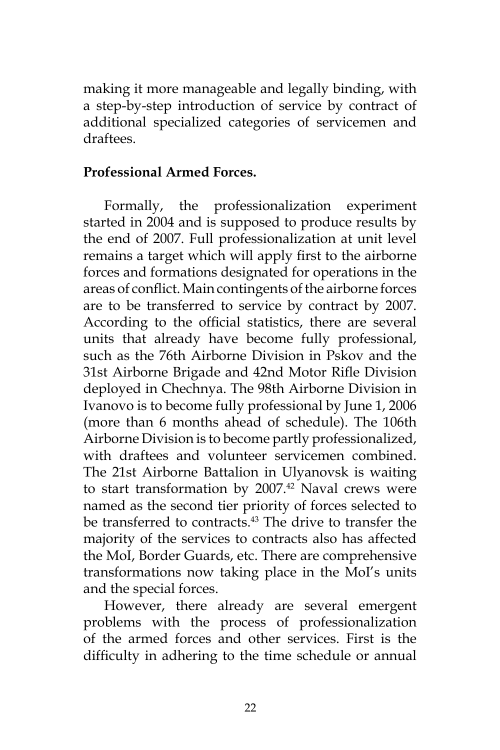making it more manageable and legally binding, with a step-by-step introduction of service by contract of additional specialized categories of servicemen and draftees.

**Professional Armed Forces.**

Formally, the professionalization experiment started in 2004 and is supposed to produce results by the end of 2007. Full professionalization at unit level remains a target which will apply first to the airborne forces and formations designated for operations in the areas of conflict. Main contingents of the airborne forces are to be transferred to service by contract by 2007. According to the official statistics, there are several units that already have become fully professional, such as the 76th Airborne Division in Pskov and the 31st Airborne Brigade and 42nd Motor Rifle Division deployed in Chechnya. The 98th Airborne Division in Ivanovo is to become fully professional by June 1, 2006 (more than 6 months ahead of schedule). The 106th Airborne Division is to become partly professionalized, with draftees and volunteer servicemen combined. The 21st Airborne Battalion in Ulyanovsk is waiting to start transformation by 2007.[42] Naval crews were named as the second tier priority of forces selected to be transferred to contracts.[43] The drive to transfer the majority of the services to contracts also has affected the MoI, Border Guards, etc. There are comprehensive transformations now taking place in the MoI's units and the special forces.

However, there already are several emergent problems with the process of professionalization of the armed forces and other services. First is the difficulty in adhering to the time schedule or annual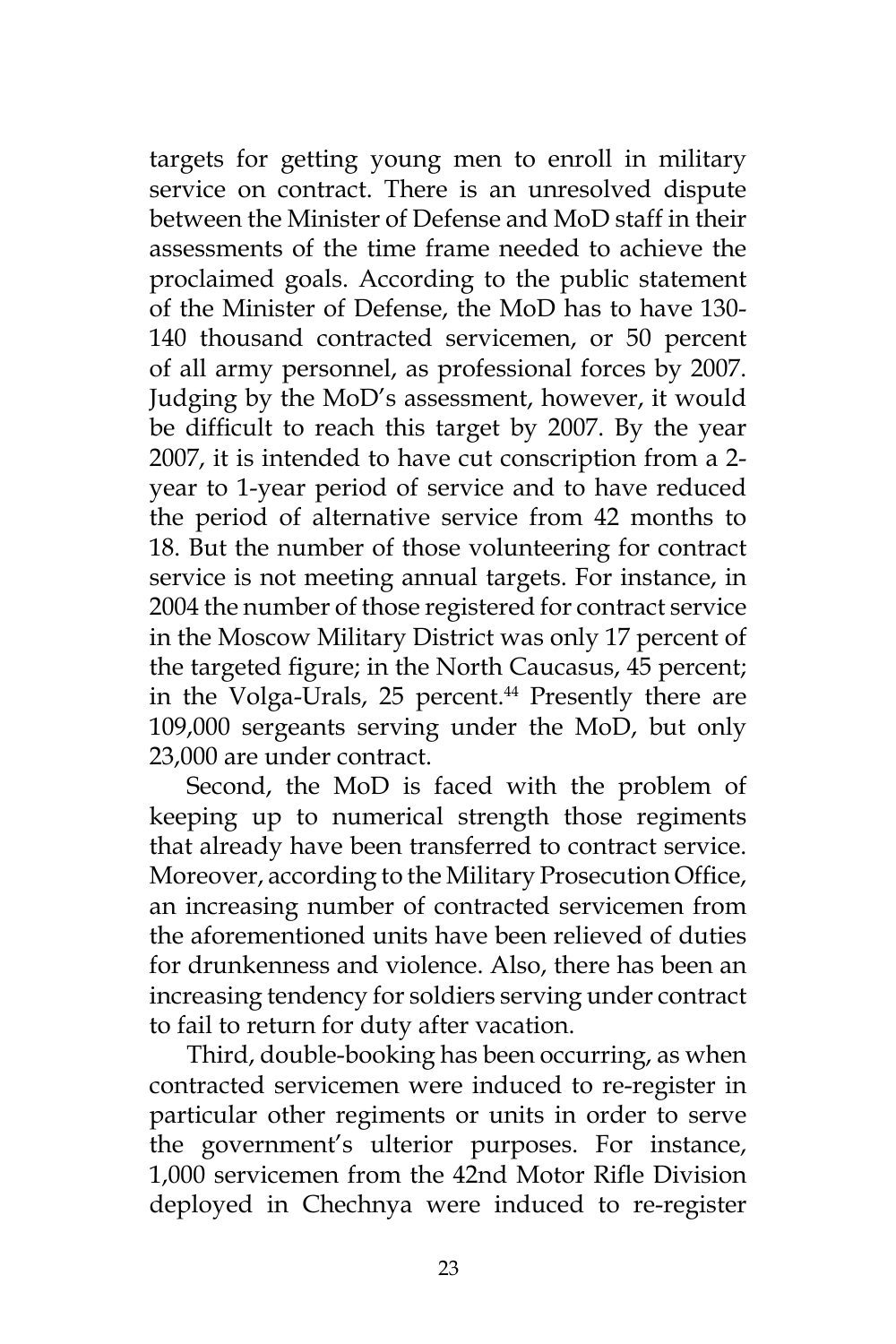targets for getting young men to enroll in military service on contract. There is an unresolved dispute between the Minister of Defense and MoD staff in their assessments of the time frame needed to achieve the proclaimed goals. According to the public statement of the Minister of Defense, the MoD has to have 130-140 thousand contracted servicemen, or 50 percent of all army personnel, as professional forces by 2007. Judging by the MoD's assessment, however, it would be difficult to reach this target by 2007. By the year 2007, it is intended to have cut conscription from a 2-year to 1-year period of service and to have reduced the period of alternative service from 42 months to 18. But the number of those volunteering for contract service is not meeting annual targets. For instance, in 2004 the number of those registered for contract service in the Moscow Military District was only 17 percent of the targeted figure; in the North Caucasus, 45 percent; in the Volga-Urals, 25 percent.[44] Presently there are 109,000 sergeants serving under the MoD, but only 23,000 are under contract.

Second, the MoD is faced with the problem of keeping up to numerical strength those regiments that already have been transferred to contract service. Moreover, according to the Military Prosecution Office, an increasing number of contracted servicemen from the aforementioned units have been relieved of duties for drunkenness and violence. Also, there has been an increasing tendency for soldiers serving under contract to fail to return for duty after vacation.

Third, double-booking has been occurring, as when contracted servicemen were induced to re-register in particular other regiments or units in order to serve the government's ulterior purposes. For instance, 1,000 servicemen from the 42nd Motor Rifle Division deployed in Chechnya were induced to re-register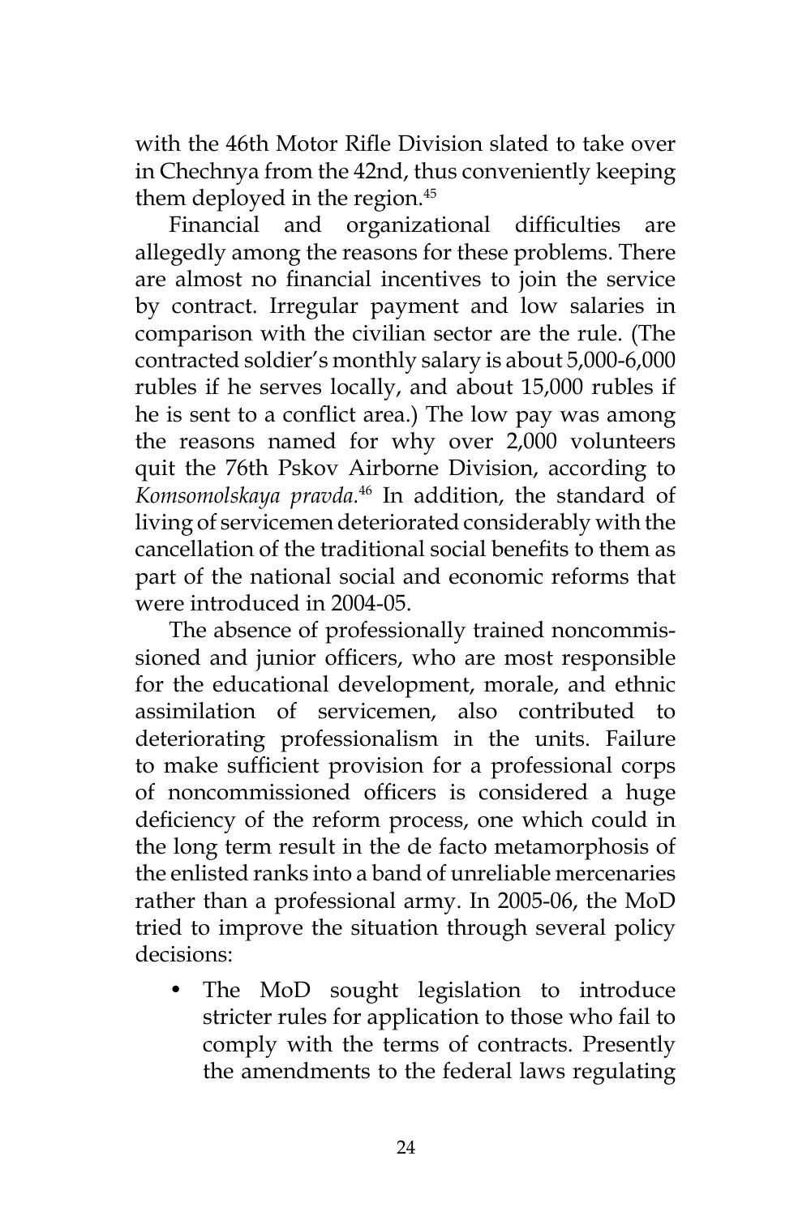with the 46th Motor Rifle Division slated to take over in Chechnya from the 42nd, thus conveniently keeping them deployed in the region.[45]

Financial and organizational difficulties are allegedly among the reasons for these problems. There are almost no financial incentives to join the service by contract. Irregular payment and low salaries in comparison with the civilian sector are the rule. (The contracted soldier's monthly salary is about 5,000-6,000 rubles if he serves locally, and about 15,000 rubles if he is sent to a conflict area.) The low pay was among the reasons named for why over 2,000 volunteers quit the 76th Pskov Airborne Division, according to *Komsomolskaya pravda*.[46] In addition, the standard of living of servicemen deteriorated considerably with the cancellation of the traditional social benefits to them as part of the national social and economic reforms that were introduced in 2004-05.

The absence of professionally trained noncommissioned and junior officers, who are most responsible for the educational development, morale, and ethnic assimilation of servicemen, also contributed to deteriorating professionalism in the units. Failure to make sufficient provision for a professional corps of noncommissioned officers is considered a huge deficiency of the reform process, one which could in the long term result in the de facto metamorphosis of the enlisted ranks into a band of unreliable mercenaries rather than a professional army. In 2005-06, the MoD tried to improve the situation through several policy decisions:

- The MoD sought legislation to introduce stricter rules for application to those who fail to comply with the terms of contracts. Presently the amendments to the federal laws regulating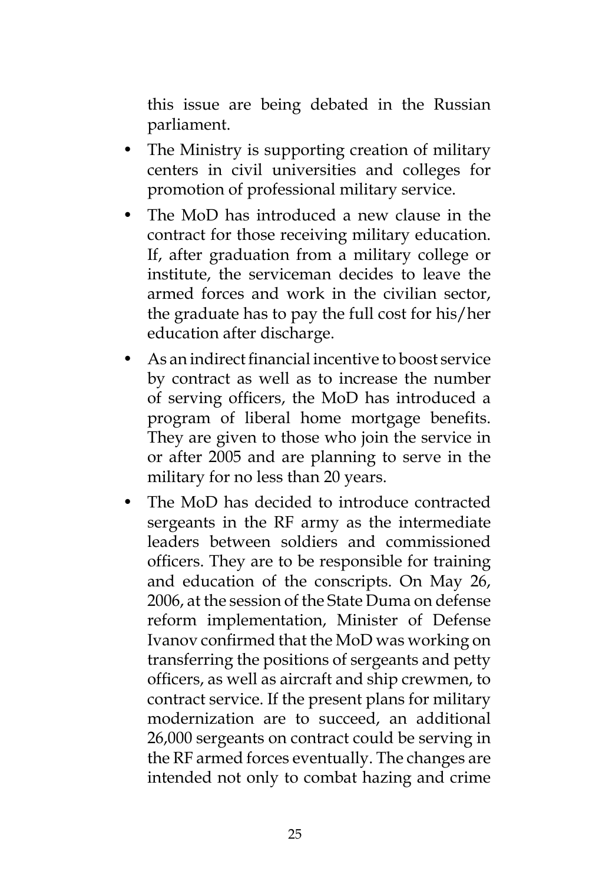this issue are being debated in the Russian parliament.

- The Ministry is supporting creation of military centers in civil universities and colleges for promotion of professional military service.
- The MoD has introduced a new clause in the contract for those receiving military education. If, after graduation from a military college or institute, the serviceman decides to leave the armed forces and work in the civilian sector, the graduate has to pay the full cost for his/her education after discharge.
- As an indirect financial incentive to boost service by contract as well as to increase the number of serving officers, the MoD has introduced a program of liberal home mortgage benefits. They are given to those who join the service in or after 2005 and are planning to serve in the military for no less than 20 years.
- The MoD has decided to introduce contracted sergeants in the RF army as the intermediate leaders between soldiers and commissioned officers. They are to be responsible for training and education of the conscripts. On May 26, 2006, at the session of the State Duma on defense reform implementation, Minister of Defense Ivanov confirmed that the MoD was working on transferring the positions of sergeants and petty officers, as well as aircraft and ship crewmen, to contract service. If the present plans for military modernization are to succeed, an additional 26,000 sergeants on contract could be serving in the RF armed forces eventually. The changes are intended not only to combat hazing and crime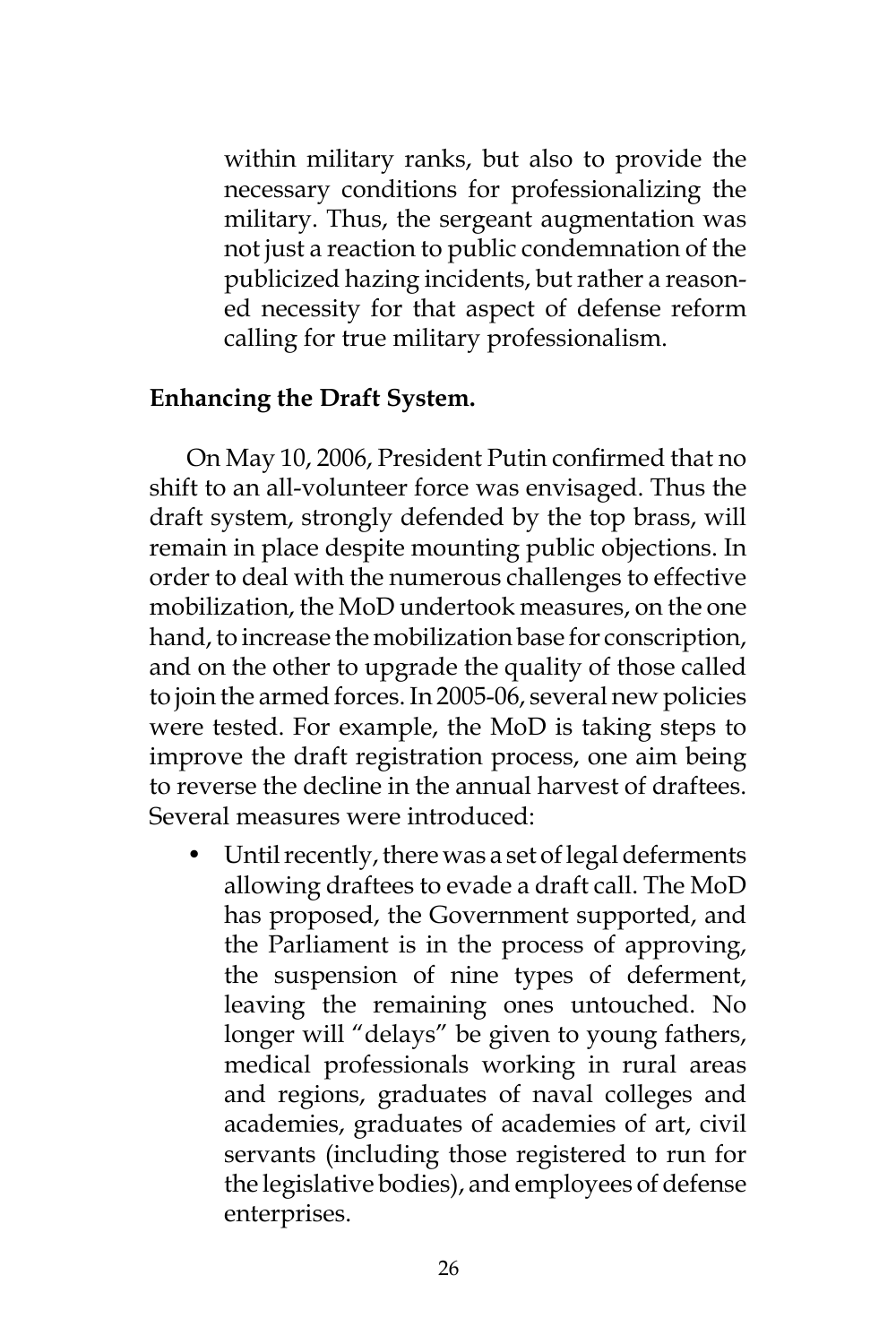within military ranks, but also to provide the necessary conditions for professionalizing the military. Thus, the sergeant augmentation was not just a reaction to public condemnation of the publicized hazing incidents, but rather a reasoned necessity for that aspect of defense reform calling for true military professionalism.

**Enhancing the Draft System.**

On May 10, 2006, President Putin confirmed that no shift to an all-volunteer force was envisaged. Thus the draft system, strongly defended by the top brass, will remain in place despite mounting public objections. In order to deal with the numerous challenges to effective mobilization, the MoD undertook measures, on the one hand, to increase the mobilization base for conscription, and on the other to upgrade the quality of those called to join the armed forces. In 2005-06, several new policies were tested. For example, the MoD is taking steps to improve the draft registration process, one aim being to reverse the decline in the annual harvest of draftees. Several measures were introduced:

- Until recently, there was a set of legal deferments allowing draftees to evade a draft call. The MoD has proposed, the Government supported, and the Parliament is in the process of approving, the suspension of nine types of deferment, leaving the remaining ones untouched. No longer will "delays" be given to young fathers, medical professionals working in rural areas and regions, graduates of naval colleges and academies, graduates of academies of art, civil servants (including those registered to run for the legislative bodies), and employees of defense enterprises.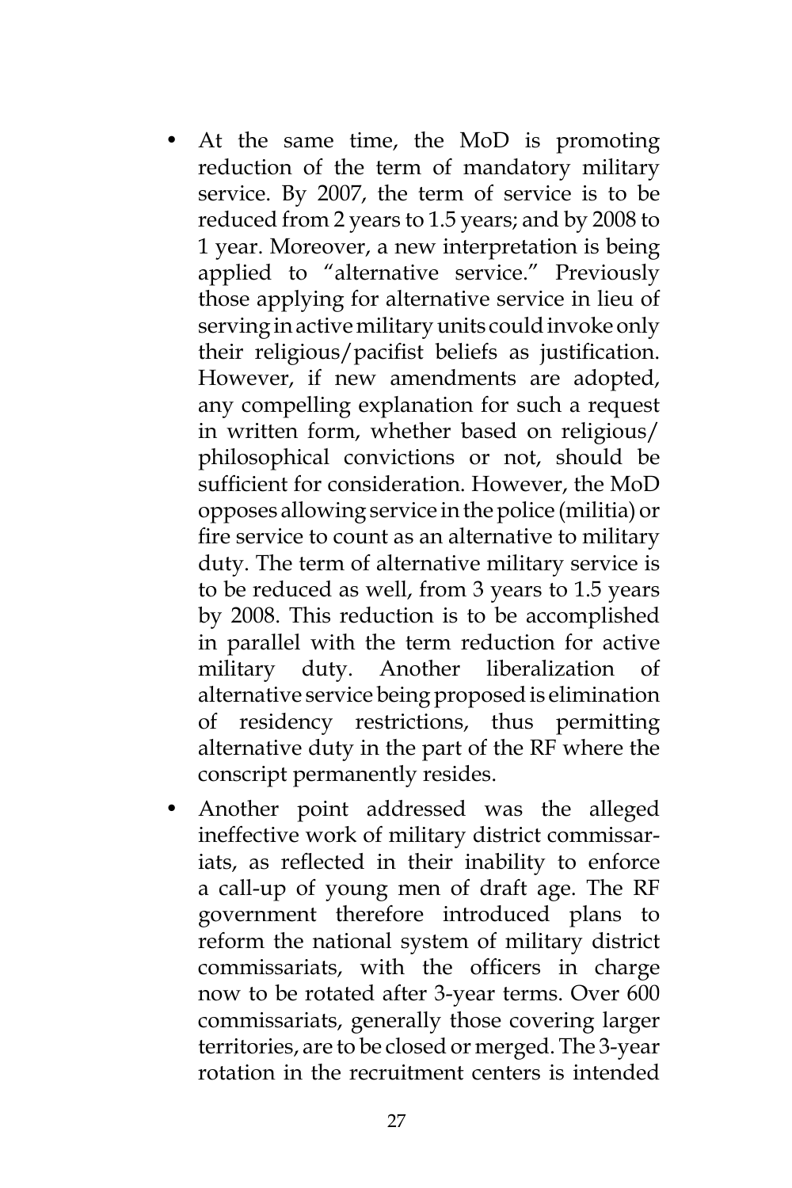- At the same time, the MoD is promoting reduction of the term of mandatory military service. By 2007, the term of service is to be reduced from 2 years to 1.5 years; and by 2008 to 1 year. Moreover, a new interpretation is being applied to "alternative service." Previously those applying for alternative service in lieu of serving in active military units could invoke only their religious/pacifist beliefs as justification. However, if new amendments are adopted, any compelling explanation for such a request in written form, whether based on religious/philosophical convictions or not, should be sufficient for consideration. However, the MoD opposes allowing service in the police (militia) or fire service to count as an alternative to military duty. The term of alternative military service is to be reduced as well, from 3 years to 1.5 years by 2008. This reduction is to be accomplished in parallel with the term reduction for active military duty. Another liberalization of alternative service being proposed is elimination of residency restrictions, thus permitting alternative duty in the part of the RF where the conscript permanently resides.

- Another point addressed was the alleged ineffective work of military district commissariats, as reflected in their inability to enforce a call-up of young men of draft age. The RF government therefore introduced plans to reform the national system of military district commissariats, with the officers in charge now to be rotated after 3-year terms. Over 600 commissariats, generally those covering larger territories, are to be closed or merged. The 3-year rotation in the recruitment centers is intended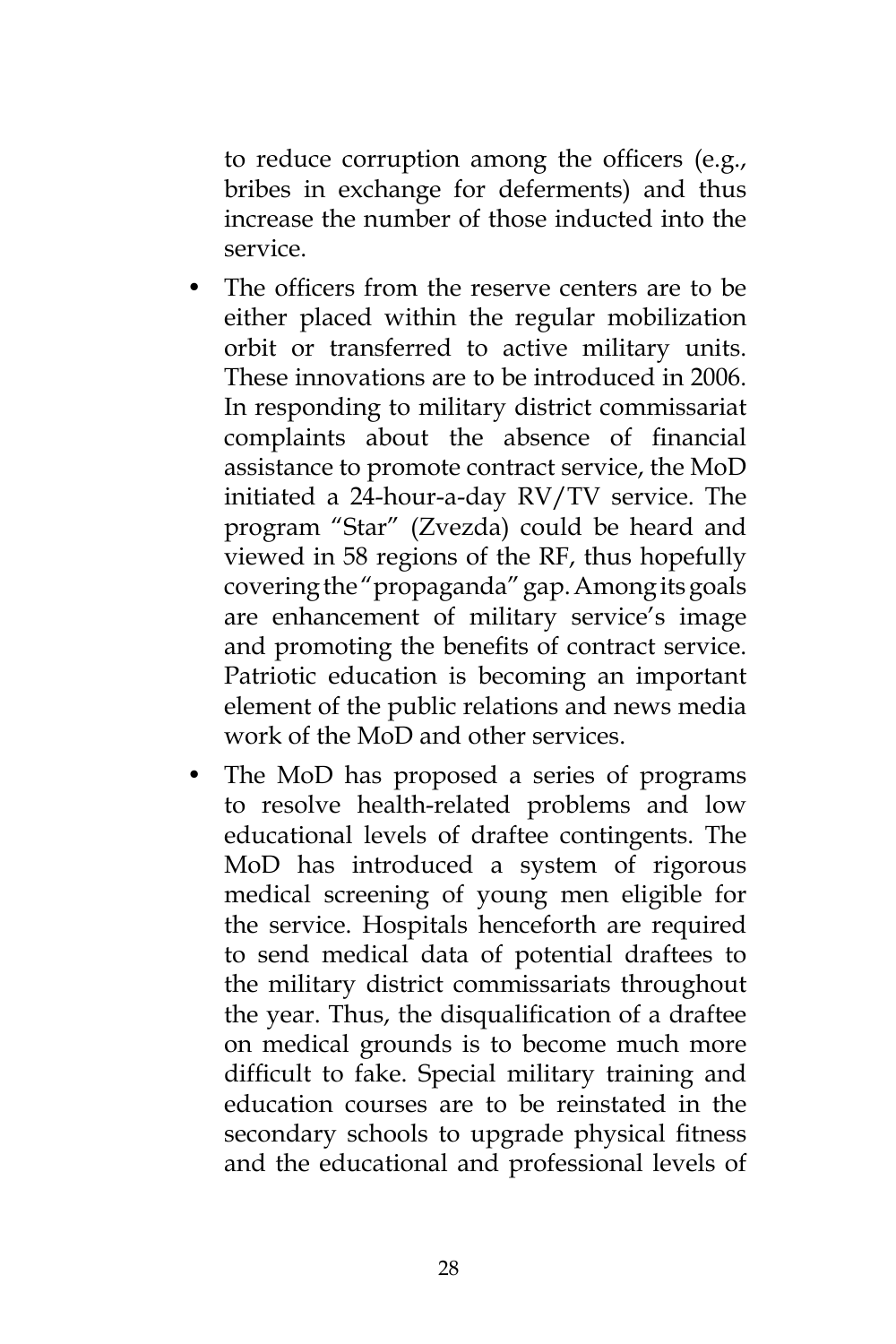to reduce corruption among the officers (e.g., bribes in exchange for deferments) and thus increase the number of those inducted into the service.

- The officers from the reserve centers are to be either placed within the regular mobilization orbit or transferred to active military units. These innovations are to be introduced in 2006. In responding to military district commissariat complaints about the absence of financial assistance to promote contract service, the MoD initiated a 24-hour-a-day RV/TV service. The program "Star" (Zvezda) could be heard and viewed in 58 regions of the RF, thus hopefully covering the "propaganda" gap. Among its goals are enhancement of military service's image and promoting the benefits of contract service. Patriotic education is becoming an important element of the public relations and news media work of the MoD and other services.
- The MoD has proposed a series of programs to resolve health-related problems and low educational levels of draftee contingents. The MoD has introduced a system of rigorous medical screening of young men eligible for the service. Hospitals henceforth are required to send medical data of potential draftees to the military district commissariats throughout the year. Thus, the disqualification of a draftee on medical grounds is to become much more difficult to fake. Special military training and education courses are to be reinstated in the secondary schools to upgrade physical fitness and the educational and professional levels of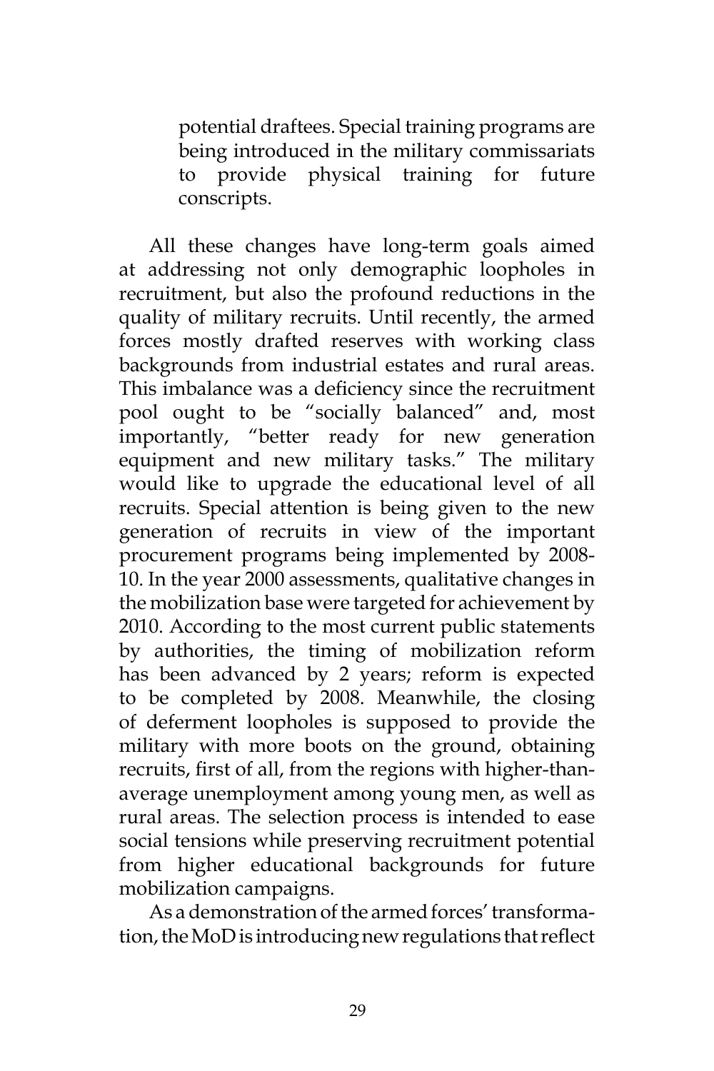potential draftees. Special training programs are being introduced in the military commissariats to provide physical training for future conscripts.

All these changes have long-term goals aimed at addressing not only demographic loopholes in recruitment, but also the profound reductions in the quality of military recruits. Until recently, the armed forces mostly drafted reserves with working class backgrounds from industrial estates and rural areas. This imbalance was a deficiency since the recruitment pool ought to be "socially balanced" and, most importantly, "better ready for new generation equipment and new military tasks." The military would like to upgrade the educational level of all recruits. Special attention is being given to the new generation of recruits in view of the important procurement programs being implemented by 2008-10. In the year 2000 assessments, qualitative changes in the mobilization base were targeted for achievement by 2010. According to the most current public statements by authorities, the timing of mobilization reform has been advanced by 2 years; reform is expected to be completed by 2008. Meanwhile, the closing of deferment loopholes is supposed to provide the military with more boots on the ground, obtaining recruits, first of all, from the regions with higher-than-average unemployment among young men, as well as rural areas. The selection process is intended to ease social tensions while preserving recruitment potential from higher educational backgrounds for future mobilization campaigns.

As a demonstration of the armed forces' transformation, the MoD is introducing new regulations that reflect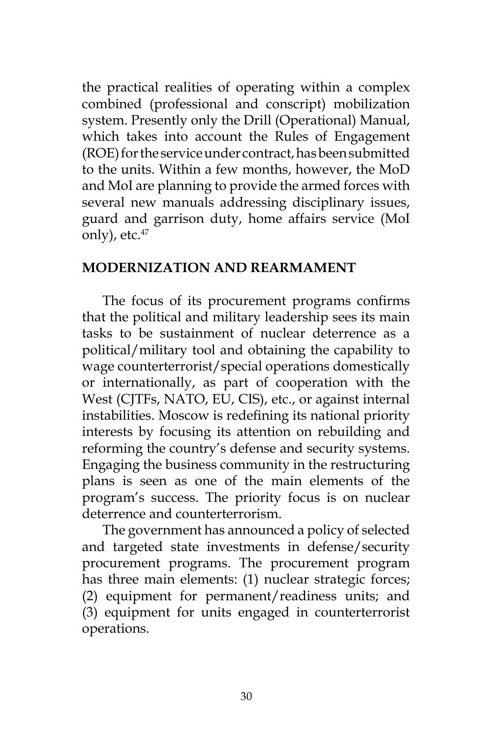the practical realities of operating within a complex combined (professional and conscript) mobilization system. Presently only the Drill (Operational) Manual, which takes into account the Rules of Engagement (ROE) for the service under contract, has been submitted to the units. Within a few months, however, the MoD and MoI are planning to provide the armed forces with several new manuals addressing disciplinary issues, guard and garrison duty, home affairs service (MoI only), etc.[47]

## MODERNIZATION AND REARMAMENT

The focus of its procurement programs confirms that the political and military leadership sees its main tasks to be sustainment of nuclear deterrence as a political/military tool and obtaining the capability to wage counterterrorist/special operations domestically or internationally, as part of cooperation with the West (CJTFs, NATO, EU, CIS), etc., or against internal instabilities. Moscow is redefining its national priority interests by focusing its attention on rebuilding and reforming the country's defense and security systems. Engaging the business community in the restructuring plans is seen as one of the main elements of the program's success. The priority focus is on nuclear deterrence and counterterrorism.

The government has announced a policy of selected and targeted state investments in defense/security procurement programs. The procurement program has three main elements: (1) nuclear strategic forces; (2) equipment for permanent/readiness units; and (3) equipment for units engaged in counterterrorist operations.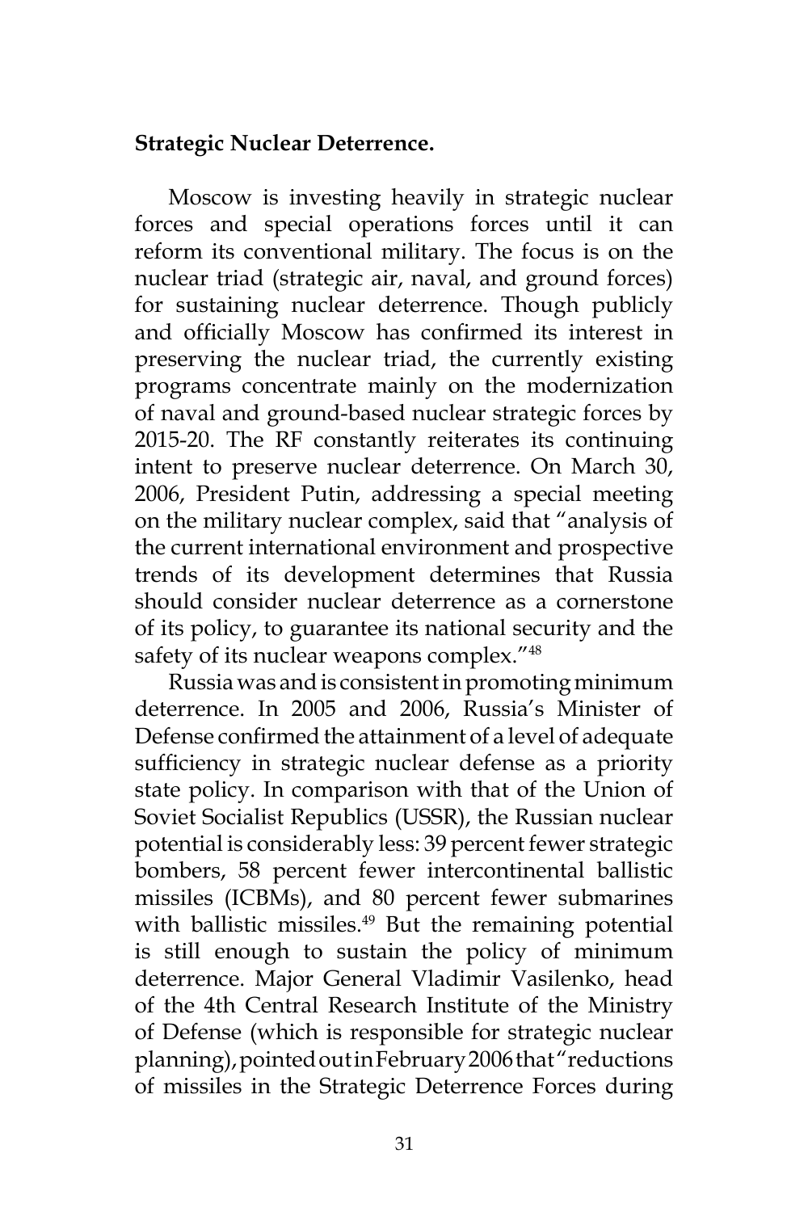**Strategic Nuclear Deterrence.**

Moscow is investing heavily in strategic nuclear forces and special operations forces until it can reform its conventional military. The focus is on the nuclear triad (strategic air, naval, and ground forces) for sustaining nuclear deterrence. Though publicly and officially Moscow has confirmed its interest in preserving the nuclear triad, the currently existing programs concentrate mainly on the modernization of naval and ground-based nuclear strategic forces by 2015-20. The RF constantly reiterates its continuing intent to preserve nuclear deterrence. On March 30, 2006, President Putin, addressing a special meeting on the military nuclear complex, said that "analysis of the current international environment and prospective trends of its development determines that Russia should consider nuclear deterrence as a cornerstone of its policy, to guarantee its national security and the safety of its nuclear weapons complex."[48]

Russia was and is consistent in promoting minimum deterrence. In 2005 and 2006, Russia's Minister of Defense confirmed the attainment of a level of adequate sufficiency in strategic nuclear defense as a priority state policy. In comparison with that of the Union of Soviet Socialist Republics (USSR), the Russian nuclear potential is considerably less: 39 percent fewer strategic bombers, 58 percent fewer intercontinental ballistic missiles (ICBMs), and 80 percent fewer submarines with ballistic missiles.[49] But the remaining potential is still enough to sustain the policy of minimum deterrence. Major General Vladimir Vasilenko, head of the 4th Central Research Institute of the Ministry of Defense (which is responsible for strategic nuclear planning), pointed out in February 2006 that "reductions of missiles in the Strategic Deterrence Forces during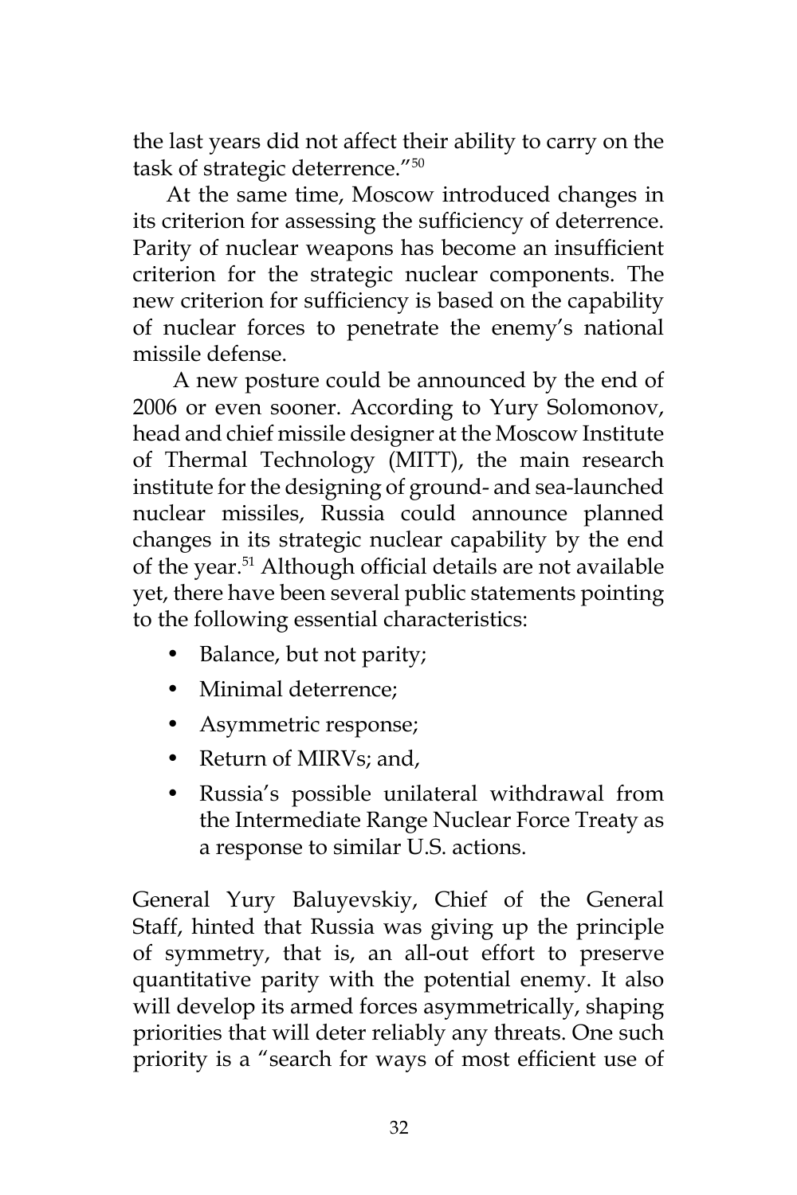the last years did not affect their ability to carry on the task of strategic deterrence."[50]

At the same time, Moscow introduced changes in its criterion for assessing the sufficiency of deterrence. Parity of nuclear weapons has become an insufficient criterion for the strategic nuclear components. The new criterion for sufficiency is based on the capability of nuclear forces to penetrate the enemy's national missile defense.

A new posture could be announced by the end of 2006 or even sooner. According to Yury Solomonov, head and chief missile designer at the Moscow Institute of Thermal Technology (MITT), the main research institute for the designing of ground- and sea-launched nuclear missiles, Russia could announce planned changes in its strategic nuclear capability by the end of the year.[51] Although official details are not available yet, there have been several public statements pointing to the following essential characteristics:

- Balance, but not parity;
- Minimal deterrence;
- Asymmetric response;
- Return of MIRVs; and,
- Russia's possible unilateral withdrawal from the Intermediate Range Nuclear Force Treaty as a response to similar U.S. actions.

General Yury Baluyevskiy, Chief of the General Staff, hinted that Russia was giving up the principle of symmetry, that is, an all-out effort to preserve quantitative parity with the potential enemy. It also will develop its armed forces asymmetrically, shaping priorities that will deter reliably any threats. One such priority is a "search for ways of most efficient use of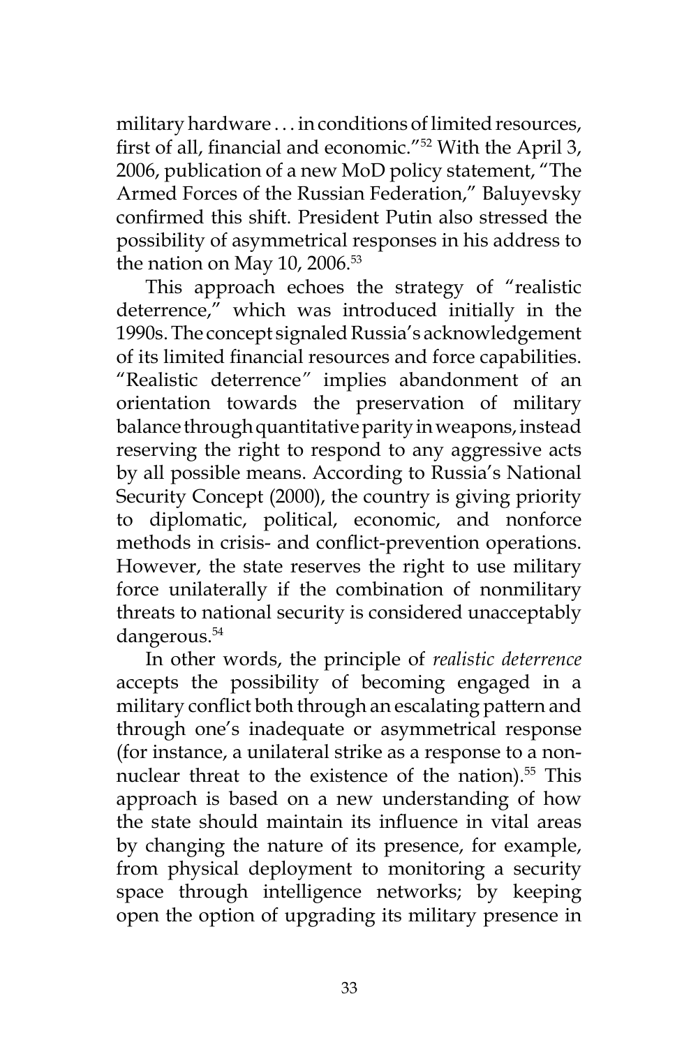military hardware . . . in conditions of limited resources, first of all, financial and economic."[52] With the April 3, 2006, publication of a new MoD policy statement, "The Armed Forces of the Russian Federation," Baluyevsky confirmed this shift. President Putin also stressed the possibility of asymmetrical responses in his address to the nation on May 10, 2006.[53]

This approach echoes the strategy of "realistic deterrence," which was introduced initially in the 1990s. The concept signaled Russia's acknowledgement of its limited financial resources and force capabilities. "Realistic deterrence" implies abandonment of an orientation towards the preservation of military balance through quantitative parity in weapons, instead reserving the right to respond to any aggressive acts by all possible means. According to Russia's National Security Concept (2000), the country is giving priority to diplomatic, political, economic, and nonforce methods in crisis- and conflict-prevention operations. However, the state reserves the right to use military force unilaterally if the combination of nonmilitary threats to national security is considered unacceptably dangerous.[54]

In other words, the principle of *realistic deterrence* accepts the possibility of becoming engaged in a military conflict both through an escalating pattern and through one's inadequate or asymmetrical response (for instance, a unilateral strike as a response to a non-nuclear threat to the existence of the nation).[55] This approach is based on a new understanding of how the state should maintain its influence in vital areas by changing the nature of its presence, for example, from physical deployment to monitoring a security space through intelligence networks; by keeping open the option of upgrading its military presence in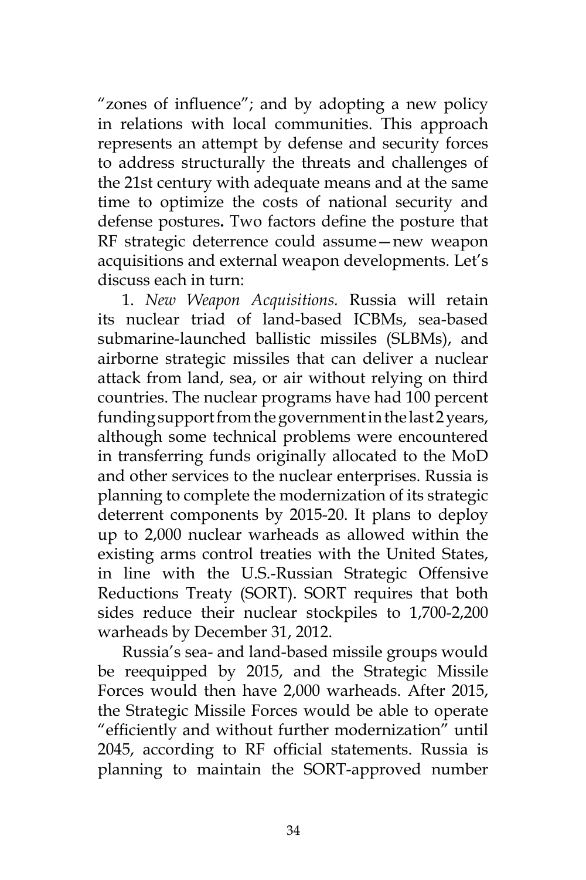"zones of influence"; and by adopting a new policy in relations with local communities. This approach represents an attempt by defense and security forces to address structurally the threats and challenges of the 21st century with adequate means and at the same time to optimize the costs of national security and defense postures**.** Two factors define the posture that RF strategic deterrence could assume—new weapon acquisitions and external weapon developments. Let's discuss each in turn:

1. *New Weapon Acquisitions*. Russia will retain its nuclear triad of land-based ICBMs, sea-based submarine-launched ballistic missiles (SLBMs), and airborne strategic missiles that can deliver a nuclear attack from land, sea, or air without relying on third countries. The nuclear programs have had 100 percent funding support from the government in the last 2 years, although some technical problems were encountered in transferring funds originally allocated to the MoD and other services to the nuclear enterprises. Russia is planning to complete the modernization of its strategic deterrent components by 2015-20. It plans to deploy up to 2,000 nuclear warheads as allowed within the existing arms control treaties with the United States, in line with the U.S.-Russian Strategic Offensive Reductions Treaty (SORT). SORT requires that both sides reduce their nuclear stockpiles to 1,700-2,200 warheads by December 31, 2012.

Russia's sea- and land-based missile groups would be reequipped by 2015, and the Strategic Missile Forces would then have 2,000 warheads. After 2015, the Strategic Missile Forces would be able to operate "efficiently and without further modernization" until 2045, according to RF official statements. Russia is planning to maintain the SORT-approved number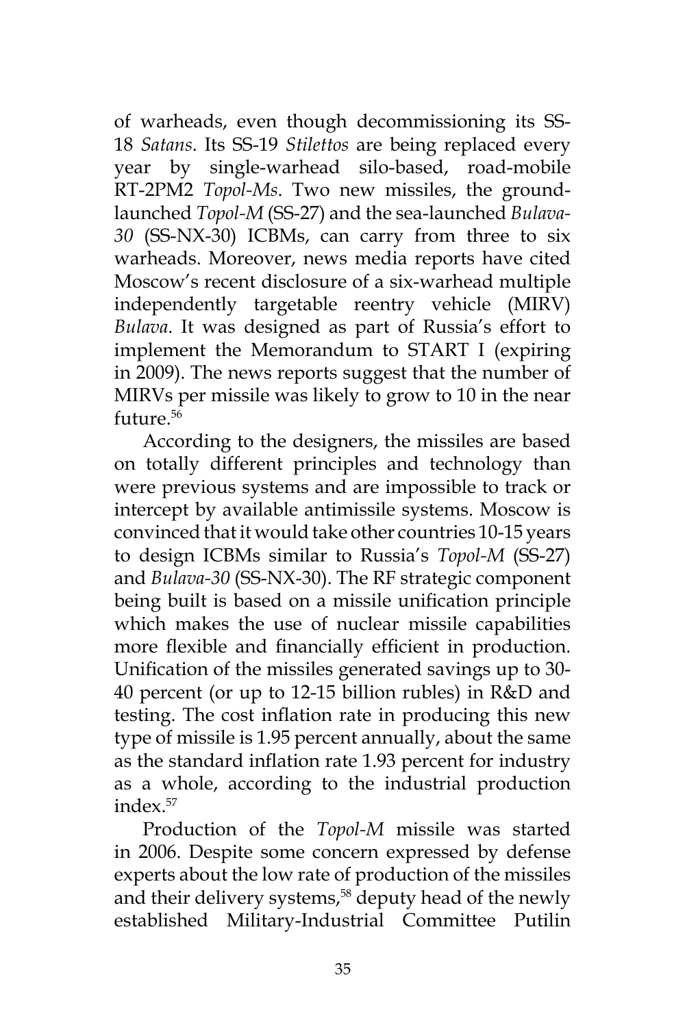of warheads, even though decommissioning its SS-18 *Satans*. Its SS-19 *Stilettos* are being replaced every year by single-warhead silo-based, road-mobile RT-2PM2 *Topol-Ms*. Two new missiles, the ground-launched *Topol-M* (SS-27) and the sea-launched *Bulava-30* (SS-NX-30) ICBMs, can carry from three to six warheads. Moreover, news media reports have cited Moscow's recent disclosure of a six-warhead multiple independently targetable reentry vehicle (MIRV) *Bulava*. It was designed as part of Russia's effort to implement the Memorandum to START I (expiring in 2009). The news reports suggest that the number of MIRVs per missile was likely to grow to 10 in the near future.[56]

According to the designers, the missiles are based on totally different principles and technology than were previous systems and are impossible to track or intercept by available antimissile systems. Moscow is convinced that it would take other countries 10-15 years to design ICBMs similar to Russia's *Topol-M* (SS-27) and *Bulava-30* (SS-NX-30). The RF strategic component being built is based on a missile unification principle which makes the use of nuclear missile capabilities more flexible and financially efficient in production. Unification of the missiles generated savings up to 30-40 percent (or up to 12-15 billion rubles) in R&D and testing. The cost inflation rate in producing this new type of missile is 1.95 percent annually, about the same as the standard inflation rate 1.93 percent for industry as a whole, according to the industrial production index.[57]

Production of the *Topol-M* missile was started in 2006. Despite some concern expressed by defense experts about the low rate of production of the missiles and their delivery systems,[58] deputy head of the newly established Military-Industrial Committee Putilin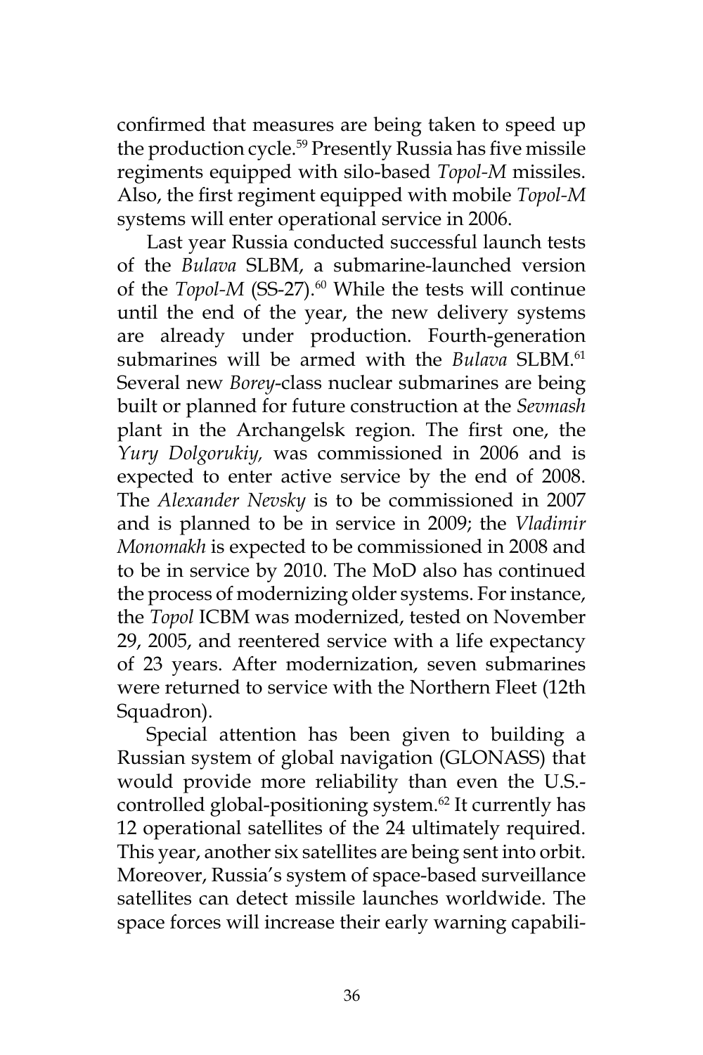confirmed that measures are being taken to speed up the production cycle.[59] Presently Russia has five missile regiments equipped with silo-based *Topol-M* missiles. Also, the first regiment equipped with mobile *Topol-M* systems will enter operational service in 2006.

Last year Russia conducted successful launch tests of the *Bulava* SLBM, a submarine-launched version of the *Topol-M* (SS-27).[60] While the tests will continue until the end of the year, the new delivery systems are already under production. Fourth-generation submarines will be armed with the *Bulava* SLBM.[61] Several new *Borey*-class nuclear submarines are being built or planned for future construction at the *Sevmash* plant in the Archangelsk region. The first one, the *Yury Dolgorukiy,* was commissioned in 2006 and is expected to enter active service by the end of 2008. The *Alexander Nevsky* is to be commissioned in 2007 and is planned to be in service in 2009; the *Vladimir Monomakh* is expected to be commissioned in 2008 and to be in service by 2010. The MoD also has continued the process of modernizing older systems. For instance, the *Topol* ICBM was modernized, tested on November 29, 2005, and reentered service with a life expectancy of 23 years. After modernization, seven submarines were returned to service with the Northern Fleet (12th Squadron).

Special attention has been given to building a Russian system of global navigation (GLONASS) that would provide more reliability than even the U.S.-controlled global-positioning system.[62] It currently has 12 operational satellites of the 24 ultimately required. This year, another six satellites are being sent into orbit. Moreover, Russia's system of space-based surveillance satellites can detect missile launches worldwide. The space forces will increase their early warning capabili-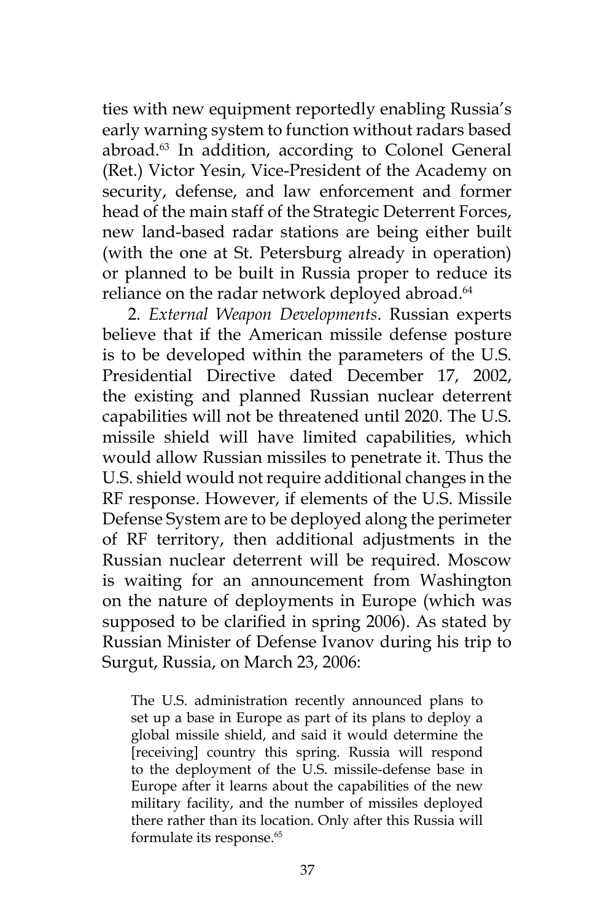ties with new equipment reportedly enabling Russia's early warning system to function without radars based abroad.[63] In addition, according to Colonel General (Ret.) Victor Yesin, Vice-President of the Academy on security, defense, and law enforcement and former head of the main staff of the Strategic Deterrent Forces, new land-based radar stations are being either built (with the one at St. Petersburg already in operation) or planned to be built in Russia proper to reduce its reliance on the radar network deployed abroad.[64]

2. *External Weapon Developments*. Russian experts believe that if the American missile defense posture is to be developed within the parameters of the U.S. Presidential Directive dated December 17, 2002, the existing and planned Russian nuclear deterrent capabilities will not be threatened until 2020. The U.S. missile shield will have limited capabilities, which would allow Russian missiles to penetrate it. Thus the U.S. shield would not require additional changes in the RF response. However, if elements of the U.S. Missile Defense System are to be deployed along the perimeter of RF territory, then additional adjustments in the Russian nuclear deterrent will be required. Moscow is waiting for an announcement from Washington on the nature of deployments in Europe (which was supposed to be clarified in spring 2006). As stated by Russian Minister of Defense Ivanov during his trip to Surgut, Russia, on March 23, 2006:

> The U.S. administration recently announced plans to set up a base in Europe as part of its plans to deploy a global missile shield, and said it would determine the [receiving] country this spring. Russia will respond to the deployment of the U.S. missile-defense base in Europe after it learns about the capabilities of the new military facility, and the number of missiles deployed there rather than its location. Only after this Russia will formulate its response.[65]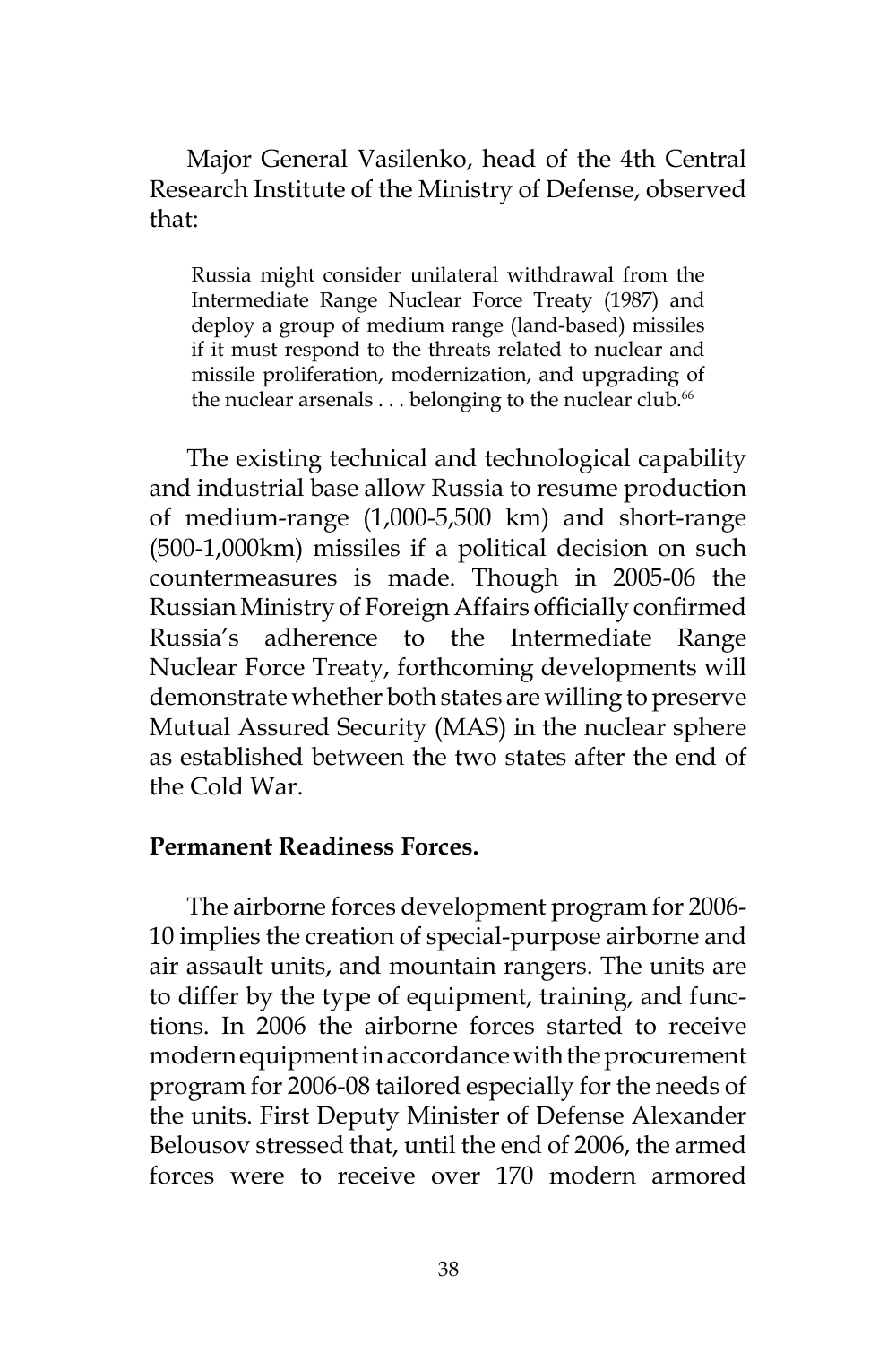Major General Vasilenko, head of the 4th Central Research Institute of the Ministry of Defense, observed that:

> Russia might consider unilateral withdrawal from the Intermediate Range Nuclear Force Treaty (1987) and deploy a group of medium range (land-based) missiles if it must respond to the threats related to nuclear and missile proliferation, modernization, and upgrading of the nuclear arsenals . . . belonging to the nuclear club.[66]

The existing technical and technological capability and industrial base allow Russia to resume production of medium-range (1,000-5,500 km) and short-range (500-1,000km) missiles if a political decision on such countermeasures is made. Though in 2005-06 the Russian Ministry of Foreign Affairs officially confirmed Russia's adherence to the Intermediate Range Nuclear Force Treaty, forthcoming developments will demonstrate whether both states are willing to preserve Mutual Assured Security (MAS) in the nuclear sphere as established between the two states after the end of the Cold War.

**Permanent Readiness Forces.**

The airborne forces development program for 2006-10 implies the creation of special-purpose airborne and air assault units, and mountain rangers. The units are to differ by the type of equipment, training, and functions. In 2006 the airborne forces started to receive modern equipment in accordance with the procurement program for 2006-08 tailored especially for the needs of the units. First Deputy Minister of Defense Alexander Belousov stressed that, until the end of 2006, the armed forces were to receive over 170 modern armored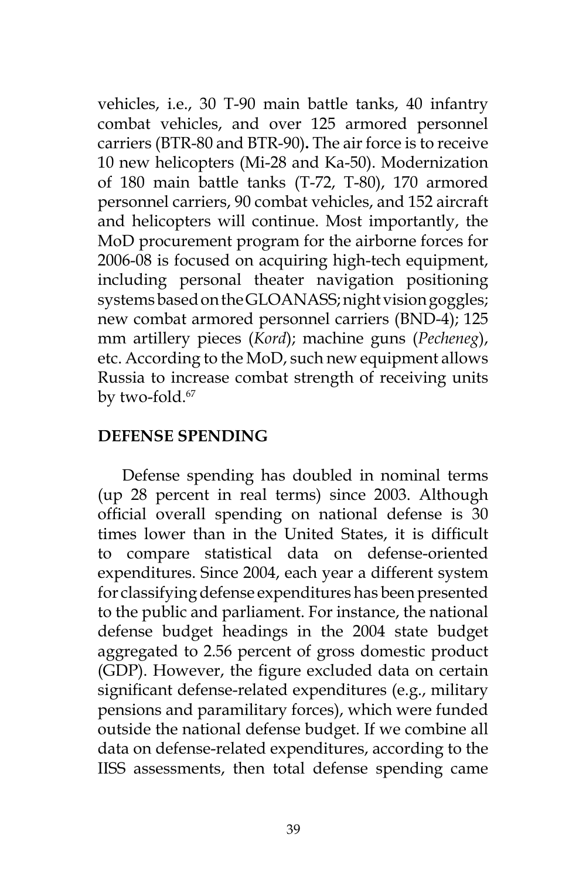vehicles, i.e., 30 T-90 main battle tanks, 40 infantry combat vehicles, and over 125 armored personnel carriers (BTR-80 and BTR-90)**.** The air force is to receive 10 new helicopters (Mi-28 and Ka-50). Modernization of 180 main battle tanks (T-72, T-80), 170 armored personnel carriers, 90 combat vehicles, and 152 aircraft and helicopters will continue. Most importantly, the MoD procurement program for the airborne forces for 2006-08 is focused on acquiring high-tech equipment, including personal theater navigation positioning systems based on the GLOANASS; night vision goggles; new combat armored personnel carriers (BND-4); 125 mm artillery pieces (*Kord*); machine guns (*Pecheneg*), etc. According to the MoD, such new equipment allows Russia to increase combat strength of receiving units by two-fold.[67]

## DEFENSE SPENDING

Defense spending has doubled in nominal terms (up 28 percent in real terms) since 2003. Although official overall spending on national defense is 30 times lower than in the United States, it is difficult to compare statistical data on defense-oriented expenditures. Since 2004, each year a different system for classifying defense expenditures has been presented to the public and parliament. For instance, the national defense budget headings in the 2004 state budget aggregated to 2.56 percent of gross domestic product (GDP). However, the figure excluded data on certain significant defense-related expenditures (e.g., military pensions and paramilitary forces), which were funded outside the national defense budget. If we combine all data on defense-related expenditures, according to the IISS assessments, then total defense spending came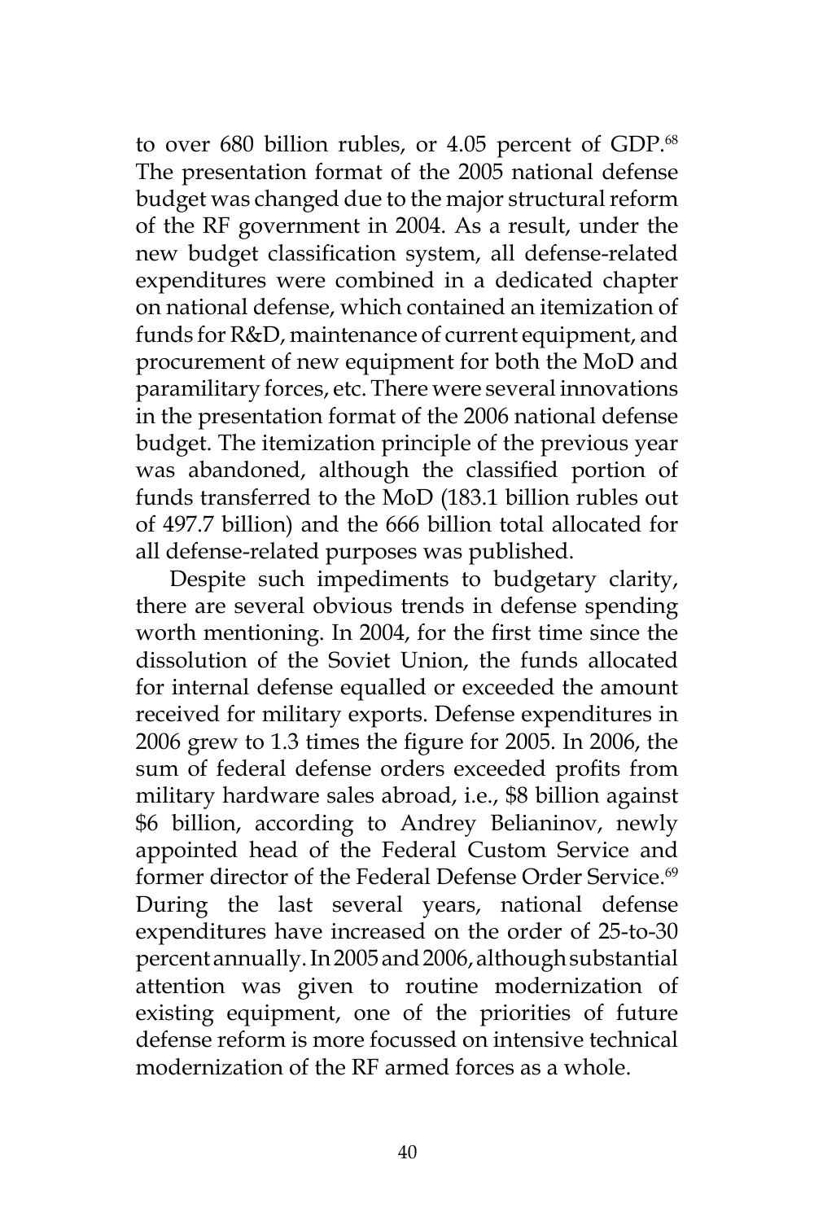to over 680 billion rubles, or 4.05 percent of GDP.[68] The presentation format of the 2005 national defense budget was changed due to the major structural reform of the RF government in 2004. As a result, under the new budget classification system, all defense-related expenditures were combined in a dedicated chapter on national defense, which contained an itemization of funds for R&D, maintenance of current equipment, and procurement of new equipment for both the MoD and paramilitary forces, etc. There were several innovations in the presentation format of the 2006 national defense budget. The itemization principle of the previous year was abandoned, although the classified portion of funds transferred to the MoD (183.1 billion rubles out of 497.7 billion) and the 666 billion total allocated for all defense-related purposes was published.

Despite such impediments to budgetary clarity, there are several obvious trends in defense spending worth mentioning. In 2004, for the first time since the dissolution of the Soviet Union, the funds allocated for internal defense equalled or exceeded the amount received for military exports. Defense expenditures in 2006 grew to 1.3 times the figure for 2005. In 2006, the sum of federal defense orders exceeded profits from military hardware sales abroad, i.e., $8 billion against $6 billion, according to Andrey Belianinov, newly appointed head of the Federal Custom Service and former director of the Federal Defense Order Service.[69] During the last several years, national defense expenditures have increased on the order of 25-to-30 percent annually. In 2005 and 2006, although substantial attention was given to routine modernization of existing equipment, one of the priorities of future defense reform is more focussed on intensive technical modernization of the RF armed forces as a whole.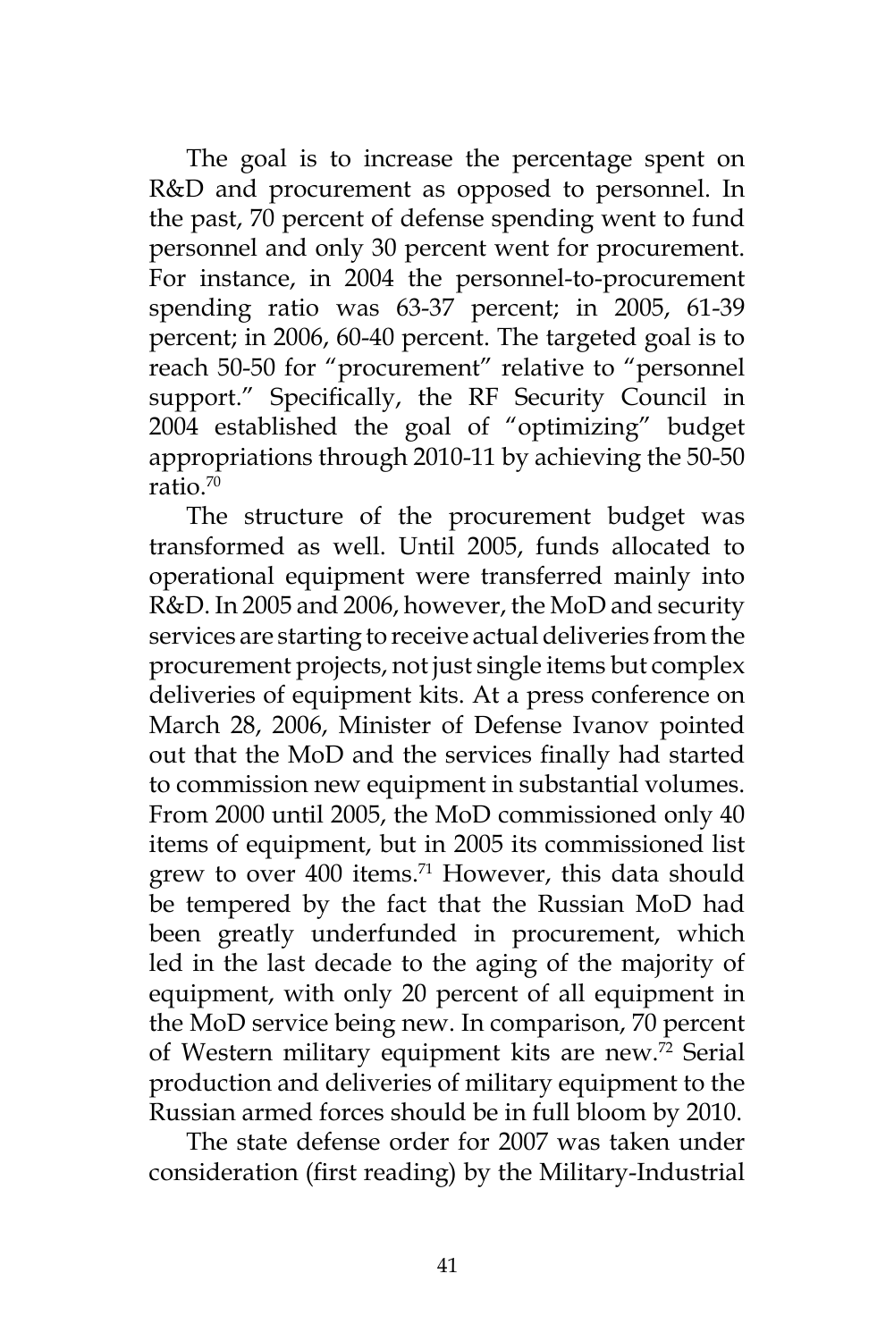The goal is to increase the percentage spent on R&D and procurement as opposed to personnel. In the past, 70 percent of defense spending went to fund personnel and only 30 percent went for procurement. For instance, in 2004 the personnel-to-procurement spending ratio was 63-37 percent; in 2005, 61-39 percent; in 2006, 60-40 percent. The targeted goal is to reach 50-50 for "procurement" relative to "personnel support." Specifically, the RF Security Council in 2004 established the goal of "optimizing" budget appropriations through 2010-11 by achieving the 50-50 ratio.[70]

The structure of the procurement budget was transformed as well. Until 2005, funds allocated to operational equipment were transferred mainly into R&D. In 2005 and 2006, however, the MoD and security services are starting to receive actual deliveries from the procurement projects, not just single items but complex deliveries of equipment kits. At a press conference on March 28, 2006, Minister of Defense Ivanov pointed out that the MoD and the services finally had started to commission new equipment in substantial volumes. From 2000 until 2005, the MoD commissioned only 40 items of equipment, but in 2005 its commissioned list grew to over 400 items.[71] However, this data should be tempered by the fact that the Russian MoD had been greatly underfunded in procurement, which led in the last decade to the aging of the majority of equipment, with only 20 percent of all equipment in the MoD service being new. In comparison, 70 percent of Western military equipment kits are new.[72] Serial production and deliveries of military equipment to the Russian armed forces should be in full bloom by 2010.

The state defense order for 2007 was taken under consideration (first reading) by the Military-Industrial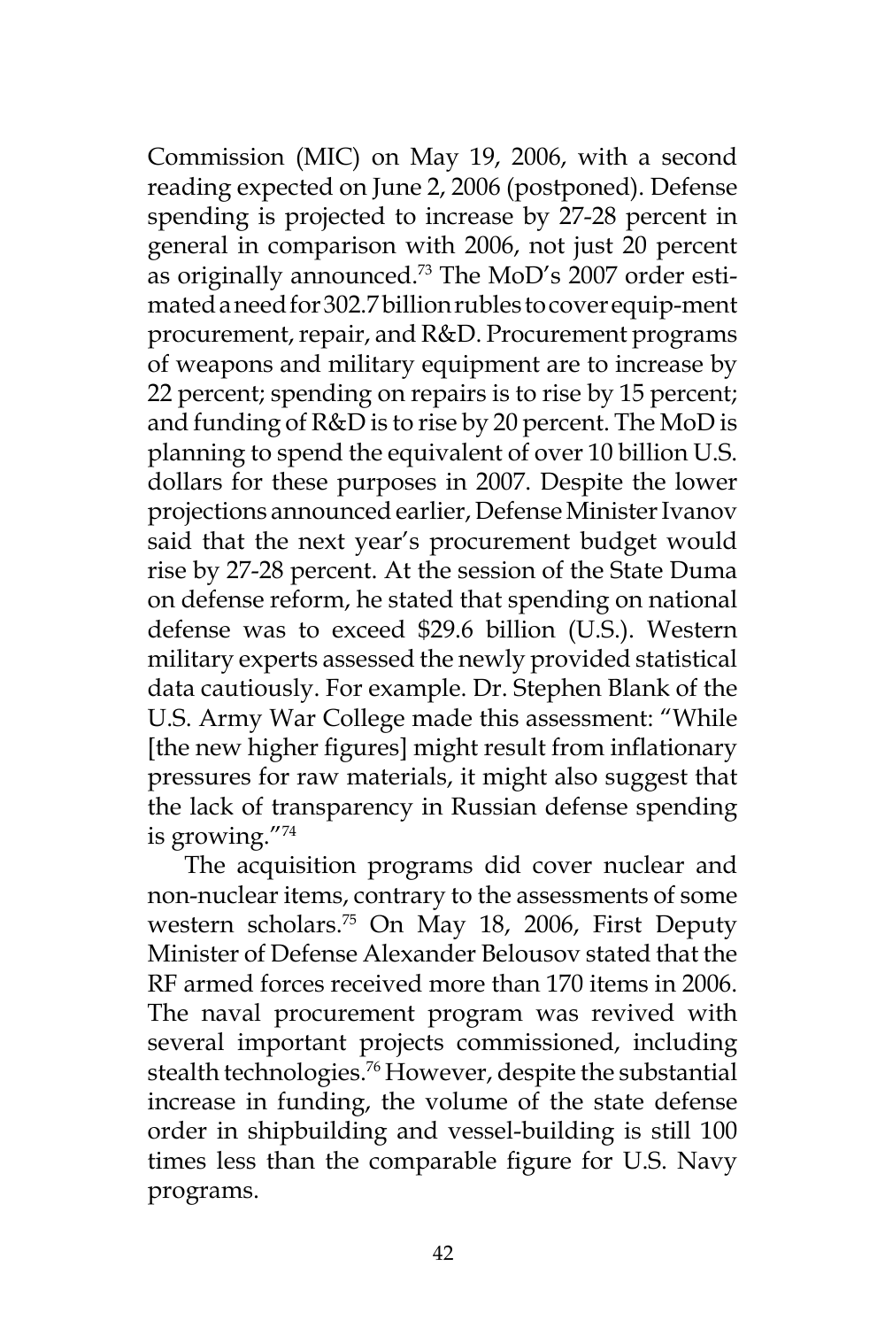Commission (MIC) on May 19, 2006, with a second reading expected on June 2, 2006 (postponed). Defense spending is projected to increase by 27-28 percent in general in comparison with 2006, not just 20 percent as originally announced.[73] The MoD's 2007 order estimated a need for 302.7 billion rubles to cover equip-ment procurement, repair, and R&D. Procurement programs of weapons and military equipment are to increase by 22 percent; spending on repairs is to rise by 15 percent; and funding of R&D is to rise by 20 percent. The MoD is planning to spend the equivalent of over 10 billion U.S. dollars for these purposes in 2007. Despite the lower projections announced earlier, Defense Minister Ivanov said that the next year's procurement budget would rise by 27-28 percent. At the session of the State Duma on defense reform, he stated that spending on national defense was to exceed $29.6 billion (U.S.). Western military experts assessed the newly provided statistical data cautiously. For example. Dr. Stephen Blank of the U.S. Army War College made this assessment: "While [the new higher figures] might result from inflationary pressures for raw materials, it might also suggest that the lack of transparency in Russian defense spending is growing."[74]

The acquisition programs did cover nuclear and non-nuclear items, contrary to the assessments of some western scholars.[75] On May 18, 2006, First Deputy Minister of Defense Alexander Belousov stated that the RF armed forces received more than 170 items in 2006. The naval procurement program was revived with several important projects commissioned, including stealth technologies.[76] However, despite the substantial increase in funding, the volume of the state defense order in shipbuilding and vessel-building is still 100 times less than the comparable figure for U.S. Navy programs.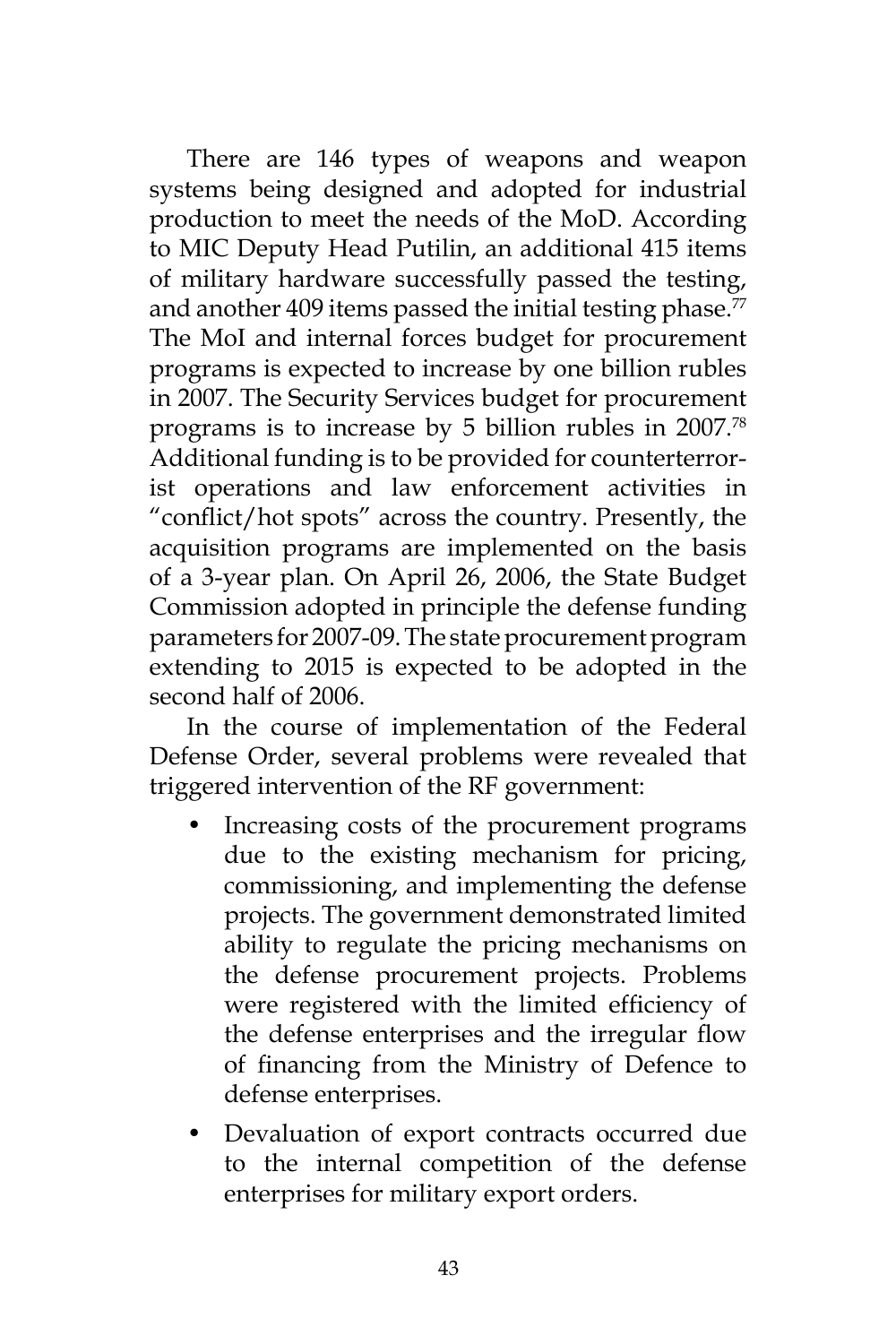There are 146 types of weapons and weapon systems being designed and adopted for industrial production to meet the needs of the MoD. According to MIC Deputy Head Putilin, an additional 415 items of military hardware successfully passed the testing, and another 409 items passed the initial testing phase.[77] The MoI and internal forces budget for procurement programs is expected to increase by one billion rubles in 2007. The Security Services budget for procurement programs is to increase by 5 billion rubles in 2007.[78] Additional funding is to be provided for counterterrorist operations and law enforcement activities in "conflict/hot spots" across the country. Presently, the acquisition programs are implemented on the basis of a 3-year plan. On April 26, 2006, the State Budget Commission adopted in principle the defense funding parameters for 2007-09. The state procurement program extending to 2015 is expected to be adopted in the second half of 2006.

In the course of implementation of the Federal Defense Order, several problems were revealed that triggered intervention of the RF government:

- Increasing costs of the procurement programs due to the existing mechanism for pricing, commissioning, and implementing the defense projects. The government demonstrated limited ability to regulate the pricing mechanisms on the defense procurement projects. Problems were registered with the limited efficiency of the defense enterprises and the irregular flow of financing from the Ministry of Defence to defense enterprises.
- Devaluation of export contracts occurred due to the internal competition of the defense enterprises for military export orders.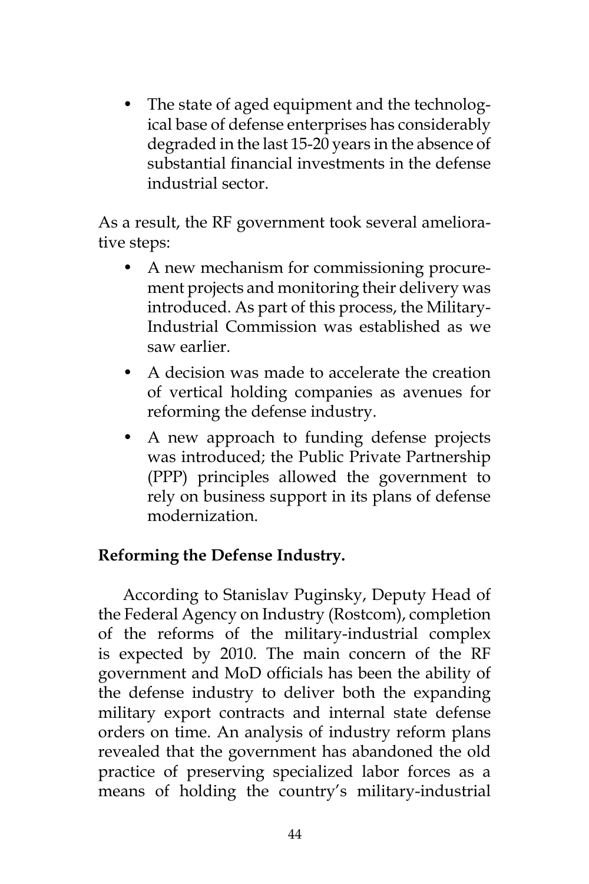- The state of aged equipment and the technological base of defense enterprises has considerably degraded in the last 15-20 years in the absence of substantial financial investments in the defense industrial sector.

As a result, the RF government took several ameliorative steps:

- A new mechanism for commissioning procurement projects and monitoring their delivery was introduced. As part of this process, the Military-Industrial Commission was established as we saw earlier.
- A decision was made to accelerate the creation of vertical holding companies as avenues for reforming the defense industry.
- A new approach to funding defense projects was introduced; the Public Private Partnership (PPP) principles allowed the government to rely on business support in its plans of defense modernization.

**Reforming the Defense Industry.**

According to Stanislav Puginsky, Deputy Head of the Federal Agency on Industry (Rostcom), completion of the reforms of the military-industrial complex is expected by 2010. The main concern of the RF government and MoD officials has been the ability of the defense industry to deliver both the expanding military export contracts and internal state defense orders on time. An analysis of industry reform plans revealed that the government has abandoned the old practice of preserving specialized labor forces as a means of holding the country's military-industrial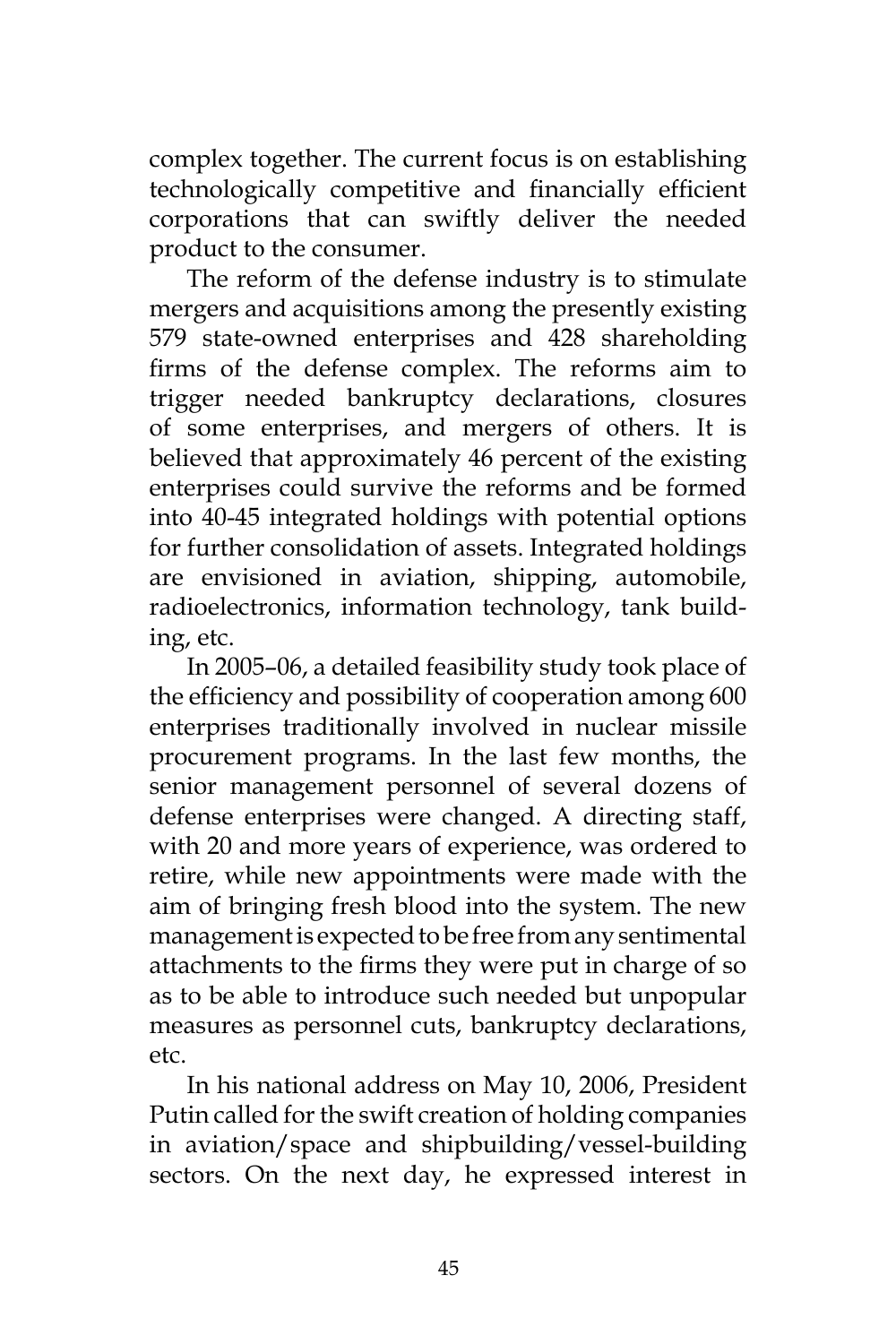complex together. The current focus is on establishing technologically competitive and financially efficient corporations that can swiftly deliver the needed product to the consumer.

The reform of the defense industry is to stimulate mergers and acquisitions among the presently existing 579 state-owned enterprises and 428 shareholding firms of the defense complex. The reforms aim to trigger needed bankruptcy declarations, closures of some enterprises, and mergers of others. It is believed that approximately 46 percent of the existing enterprises could survive the reforms and be formed into 40-45 integrated holdings with potential options for further consolidation of assets. Integrated holdings are envisioned in aviation, shipping, automobile, radioelectronics, information technology, tank building, etc.

In 2005–06, a detailed feasibility study took place of the efficiency and possibility of cooperation among 600 enterprises traditionally involved in nuclear missile procurement programs. In the last few months, the senior management personnel of several dozens of defense enterprises were changed. A directing staff, with 20 and more years of experience, was ordered to retire, while new appointments were made with the aim of bringing fresh blood into the system. The new management is expected to be free from any sentimental attachments to the firms they were put in charge of so as to be able to introduce such needed but unpopular measures as personnel cuts, bankruptcy declarations, etc.

In his national address on May 10, 2006, President Putin called for the swift creation of holding companies in aviation/space and shipbuilding/vessel-building sectors. On the next day, he expressed interest in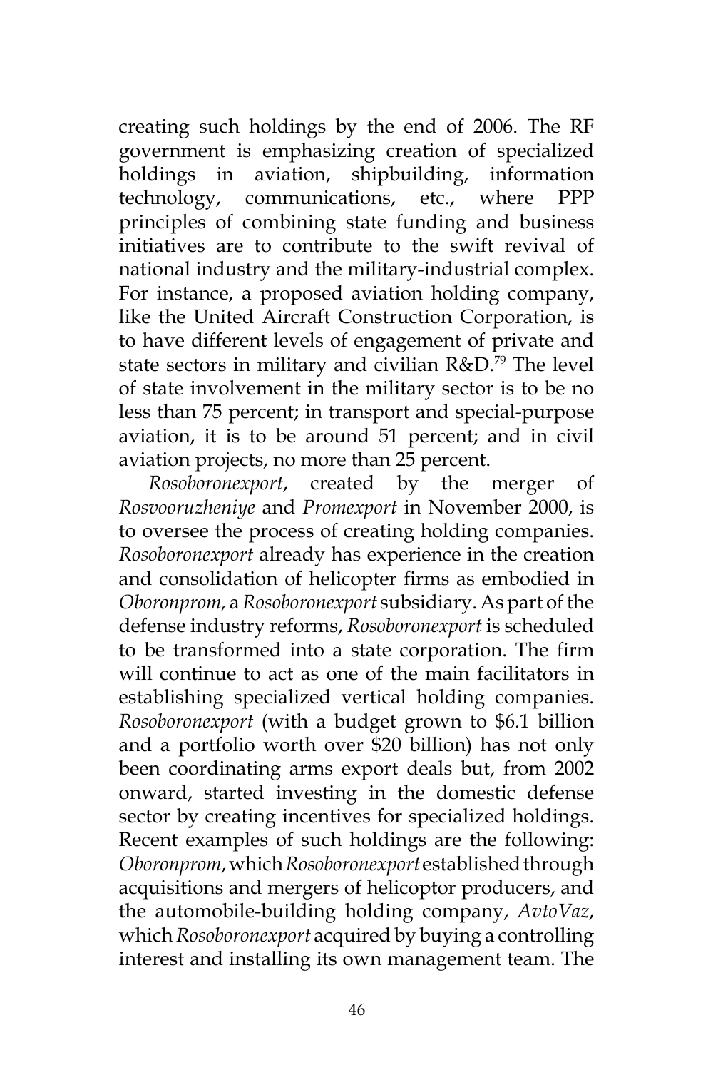creating such holdings by the end of 2006. The RF government is emphasizing creation of specialized holdings in aviation, shipbuilding, information technology, communications, etc., where PPP principles of combining state funding and business initiatives are to contribute to the swift revival of national industry and the military-industrial complex. For instance, a proposed aviation holding company, like the United Aircraft Construction Corporation, is to have different levels of engagement of private and state sectors in military and civilian R&D.[79] The level of state involvement in the military sector is to be no less than 75 percent; in transport and special-purpose aviation, it is to be around 51 percent; and in civil aviation projects, no more than 25 percent.

*Rosoboronexport*, created by the merger of *Rosvooruzheniye* and *Promexport* in November 2000, is to oversee the process of creating holding companies. *Rosoboronexport* already has experience in the creation and consolidation of helicopter firms as embodied in *Oboronprom,* a *Rosoboronexport* subsidiary. As part of the defense industry reforms, *Rosoboronexport* is scheduled to be transformed into a state corporation. The firm will continue to act as one of the main facilitators in establishing specialized vertical holding companies. *Rosoboronexport* (with a budget grown to $6.1 billion and a portfolio worth over $20 billion) has not only been coordinating arms export deals but, from 2002 onward, started investing in the domestic defense sector by creating incentives for specialized holdings. Recent examples of such holdings are the following: *Oboronprom*, which *Rosoboronexport* established through acquisitions and mergers of helicoptor producers, and the automobile-building holding company, *AvtoVaz*, which *Rosoboronexport* acquired by buying a controlling interest and installing its own management team. The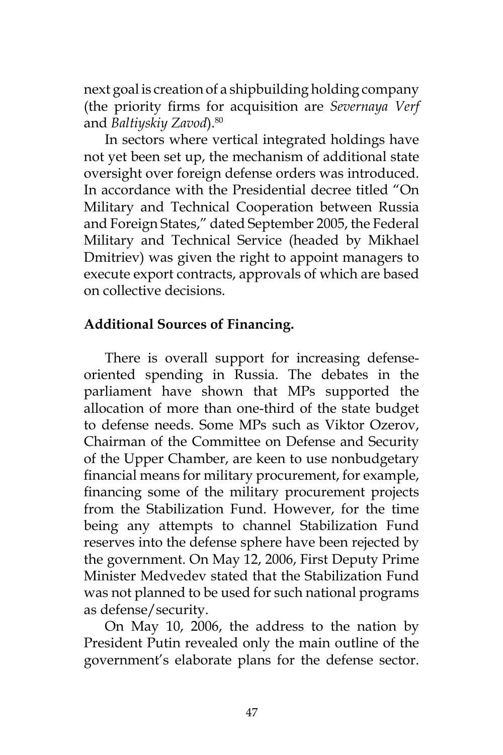next goal is creation of a shipbuilding holding company (the priority firms for acquisition are *Severnaya Verf* and *Baltiyskiy Zavod*).[80]

In sectors where vertical integrated holdings have not yet been set up, the mechanism of additional state oversight over foreign defense orders was introduced. In accordance with the Presidential decree titled "On Military and Technical Cooperation between Russia and Foreign States," dated September 2005, the Federal Military and Technical Service (headed by Mikhael Dmitriev) was given the right to appoint managers to execute export contracts, approvals of which are based on collective decisions.

**Additional Sources of Financing.**

There is overall support for increasing defense-oriented spending in Russia. The debates in the parliament have shown that MPs supported the allocation of more than one-third of the state budget to defense needs. Some MPs such as Viktor Ozerov, Chairman of the Committee on Defense and Security of the Upper Chamber, are keen to use nonbudgetary financial means for military procurement, for example, financing some of the military procurement projects from the Stabilization Fund. However, for the time being any attempts to channel Stabilization Fund reserves into the defense sphere have been rejected by the government. On May 12, 2006, First Deputy Prime Minister Medvedev stated that the Stabilization Fund was not planned to be used for such national programs as defense/security.

On May 10, 2006, the address to the nation by President Putin revealed only the main outline of the government's elaborate plans for the defense sector.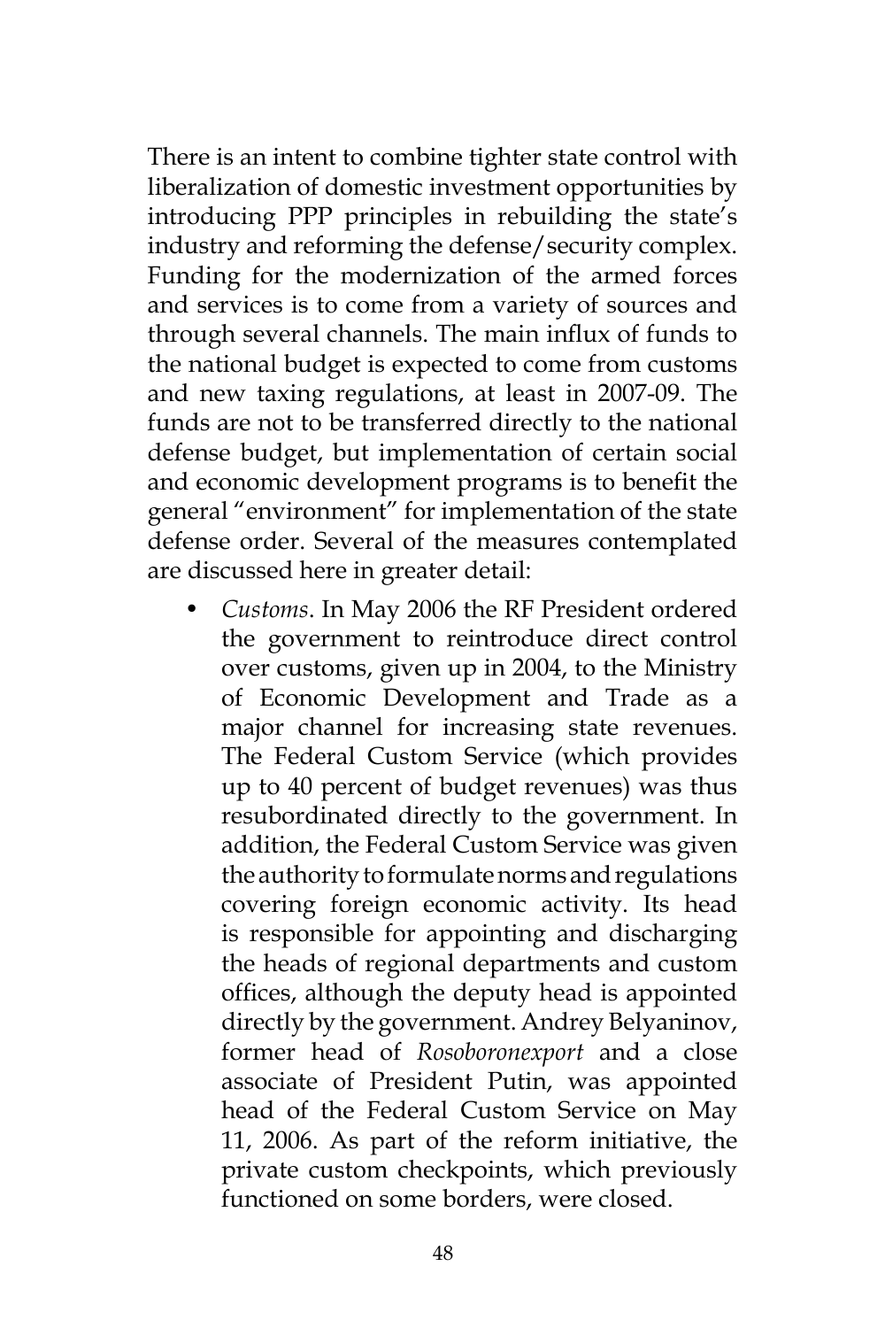There is an intent to combine tighter state control with liberalization of domestic investment opportunities by introducing PPP principles in rebuilding the state's industry and reforming the defense/security complex. Funding for the modernization of the armed forces and services is to come from a variety of sources and through several channels. The main influx of funds to the national budget is expected to come from customs and new taxing regulations, at least in 2007-09. The funds are not to be transferred directly to the national defense budget, but implementation of certain social and economic development programs is to benefit the general "environment" for implementation of the state defense order. Several of the measures contemplated are discussed here in greater detail:

- *Customs*. In May 2006 the RF President ordered the government to reintroduce direct control over customs, given up in 2004, to the Ministry of Economic Development and Trade as a major channel for increasing state revenues. The Federal Custom Service (which provides up to 40 percent of budget revenues) was thus resubordinated directly to the government. In addition, the Federal Custom Service was given the authority to formulate norms and regulations covering foreign economic activity. Its head is responsible for appointing and discharging the heads of regional departments and custom offices, although the deputy head is appointed directly by the government. Andrey Belyaninov, former head of *Rosoboronexport* and a close associate of President Putin, was appointed head of the Federal Custom Service on May 11, 2006. As part of the reform initiative, the private custom checkpoints, which previously functioned on some borders, were closed.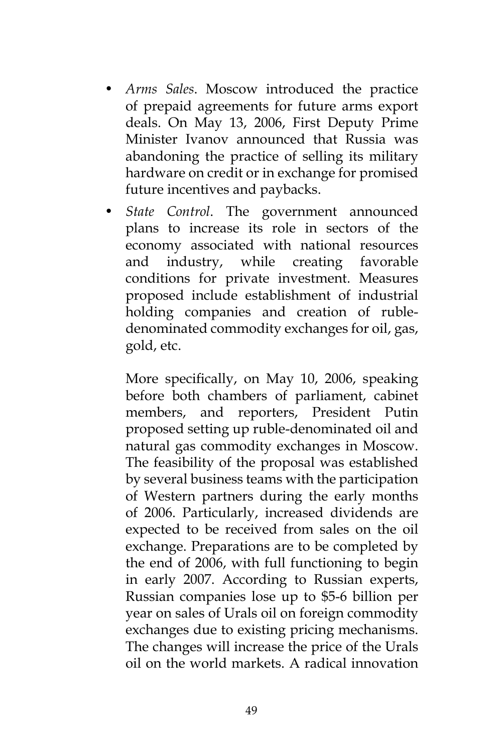- *Arms Sales*. Moscow introduced the practice of prepaid agreements for future arms export deals. On May 13, 2006, First Deputy Prime Minister Ivanov announced that Russia was abandoning the practice of selling its military hardware on credit or in exchange for promised future incentives and paybacks.
- *State Control*. The government announced plans to increase its role in sectors of the economy associated with national resources and industry, while creating favorable conditions for private investment. Measures proposed include establishment of industrial holding companies and creation of ruble-denominated commodity exchanges for oil, gas, gold, etc.

  More specifically, on May 10, 2006, speaking before both chambers of parliament, cabinet members, and reporters, President Putin proposed setting up ruble-denominated oil and natural gas commodity exchanges in Moscow. The feasibility of the proposal was established by several business teams with the participation of Western partners during the early months of 2006. Particularly, increased dividends are expected to be received from sales on the oil exchange. Preparations are to be completed by the end of 2006, with full functioning to begin in early 2007. According to Russian experts, Russian companies lose up to $5-6 billion per year on sales of Urals oil on foreign commodity exchanges due to existing pricing mechanisms. The changes will increase the price of the Urals oil on the world markets. A radical innovation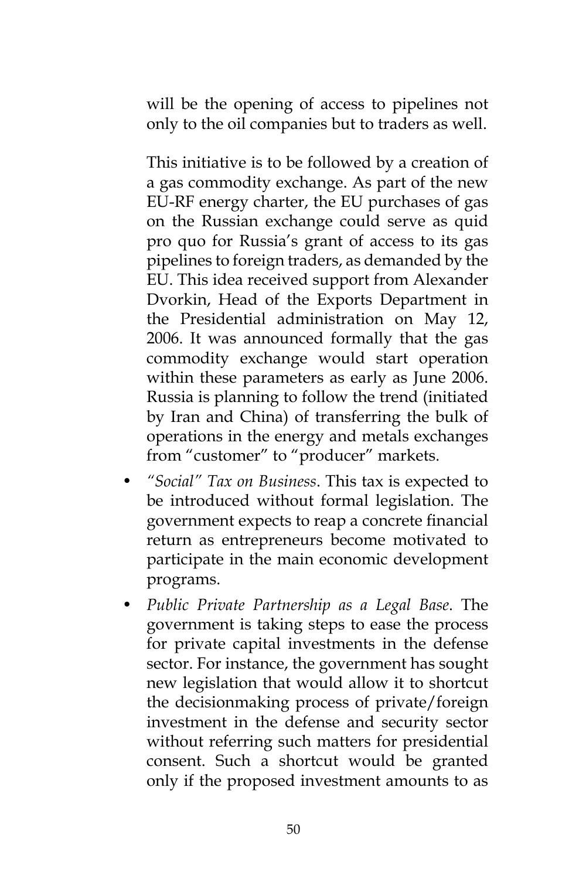will be the opening of access to pipelines not only to the oil companies but to traders as well.

This initiative is to be followed by a creation of a gas commodity exchange. As part of the new EU-RF energy charter, the EU purchases of gas on the Russian exchange could serve as quid pro quo for Russia's grant of access to its gas pipelines to foreign traders, as demanded by the EU. This idea received support from Alexander Dvorkin, Head of the Exports Department in the Presidential administration on May 12, 2006. It was announced formally that the gas commodity exchange would start operation within these parameters as early as June 2006. Russia is planning to follow the trend (initiated by Iran and China) of transferring the bulk of operations in the energy and metals exchanges from "customer" to "producer" markets.

- *"Social" Tax on Business*. This tax is expected to be introduced without formal legislation. The government expects to reap a concrete financial return as entrepreneurs become motivated to participate in the main economic development programs.
- *Public Private Partnership as a Legal Base*. The government is taking steps to ease the process for private capital investments in the defense sector. For instance, the government has sought new legislation that would allow it to shortcut the decisionmaking process of private/foreign investment in the defense and security sector without referring such matters for presidential consent. Such a shortcut would be granted only if the proposed investment amounts to as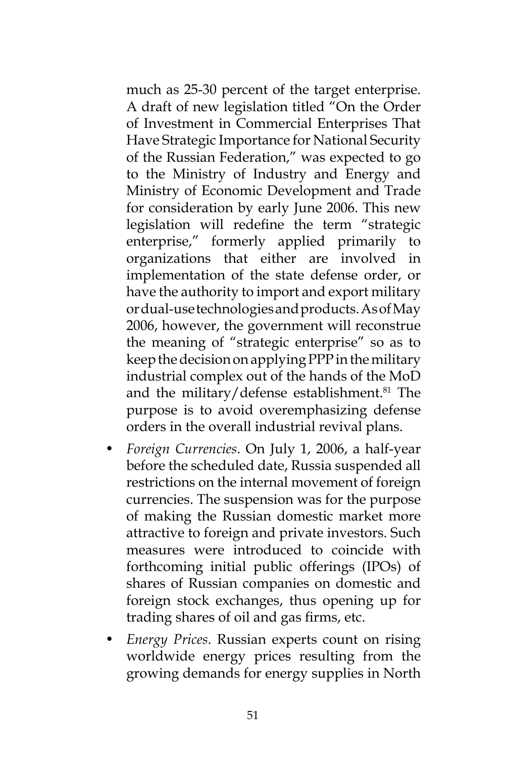much as 25-30 percent of the target enterprise. A draft of new legislation titled "On the Order of Investment in Commercial Enterprises That Have Strategic Importance for National Security of the Russian Federation," was expected to go to the Ministry of Industry and Energy and Ministry of Economic Development and Trade for consideration by early June 2006. This new legislation will redefine the term "strategic enterprise," formerly applied primarily to organizations that either are involved in implementation of the state defense order, or have the authority to import and export military or dual-use technologies and products. As of May 2006, however, the government will reconstrue the meaning of "strategic enterprise" so as to keep the decision on applying PPP in the military industrial complex out of the hands of the MoD and the military/defense establishment.[81] The purpose is to avoid overemphasizing defense orders in the overall industrial revival plans.

- *Foreign Currencies*. On July 1, 2006, a half-year before the scheduled date, Russia suspended all restrictions on the internal movement of foreign currencies. The suspension was for the purpose of making the Russian domestic market more attractive to foreign and private investors. Such measures were introduced to coincide with forthcoming initial public offerings (IPOs) of shares of Russian companies on domestic and foreign stock exchanges, thus opening up for trading shares of oil and gas firms, etc.
- *Energy Prices*. Russian experts count on rising worldwide energy prices resulting from the growing demands for energy supplies in North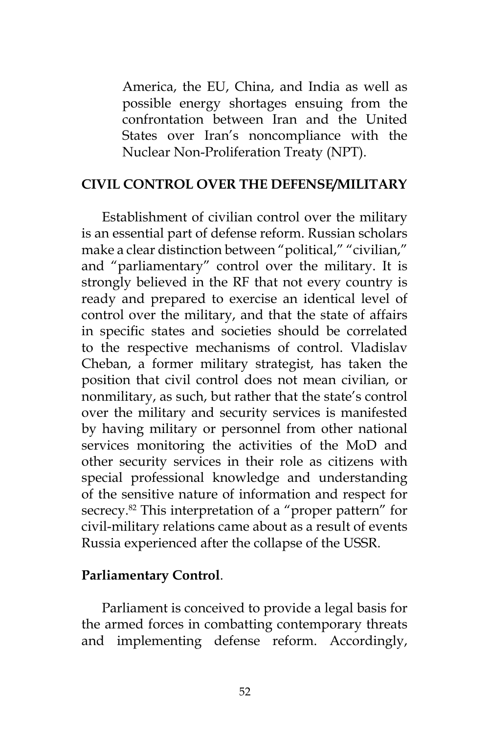America, the EU, China, and India as well as possible energy shortages ensuing from the confrontation between Iran and the United States over Iran's noncompliance with the Nuclear Non-Proliferation Treaty (NPT).

## CIVIL CONTROL OVER THE DEFENSE/MILITARY

Establishment of civilian control over the military is an essential part of defense reform. Russian scholars make a clear distinction between "political," "civilian," and "parliamentary" control over the military. It is strongly believed in the RF that not every country is ready and prepared to exercise an identical level of control over the military, and that the state of affairs in specific states and societies should be correlated to the respective mechanisms of control. Vladislav Cheban, a former military strategist, has taken the position that civil control does not mean civilian, or nonmilitary, as such, but rather that the state's control over the military and security services is manifested by having military or personnel from other national services monitoring the activities of the MoD and other security services in their role as citizens with special professional knowledge and understanding of the sensitive nature of information and respect for secrecy.[82] This interpretation of a "proper pattern" for civil-military relations came about as a result of events Russia experienced after the collapse of the USSR.

### Parliamentary Control.

Parliament is conceived to provide a legal basis for the armed forces in combatting contemporary threats and implementing defense reform. Accordingly,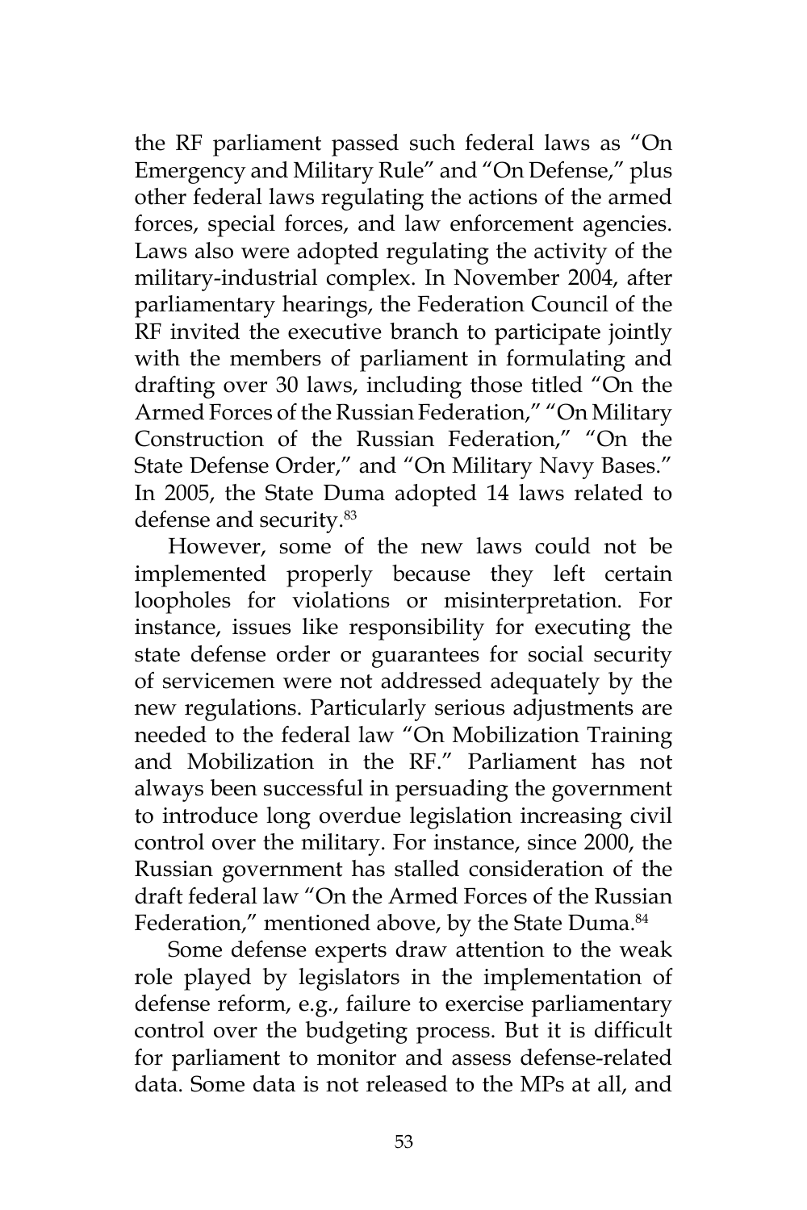the RF parliament passed such federal laws as "On Emergency and Military Rule" and "On Defense," plus other federal laws regulating the actions of the armed forces, special forces, and law enforcement agencies. Laws also were adopted regulating the activity of the military-industrial complex. In November 2004, after parliamentary hearings, the Federation Council of the RF invited the executive branch to participate jointly with the members of parliament in formulating and drafting over 30 laws, including those titled "On the Armed Forces of the Russian Federation," "On Military Construction of the Russian Federation," "On the State Defense Order," and "On Military Navy Bases." In 2005, the State Duma adopted 14 laws related to defense and security.[83]

However, some of the new laws could not be implemented properly because they left certain loopholes for violations or misinterpretation. For instance, issues like responsibility for executing the state defense order or guarantees for social security of servicemen were not addressed adequately by the new regulations. Particularly serious adjustments are needed to the federal law "On Mobilization Training and Mobilization in the RF." Parliament has not always been successful in persuading the government to introduce long overdue legislation increasing civil control over the military. For instance, since 2000, the Russian government has stalled consideration of the draft federal law "On the Armed Forces of the Russian Federation," mentioned above, by the State Duma.[84]

Some defense experts draw attention to the weak role played by legislators in the implementation of defense reform, e.g., failure to exercise parliamentary control over the budgeting process. But it is difficult for parliament to monitor and assess defense-related data. Some data is not released to the MPs at all, and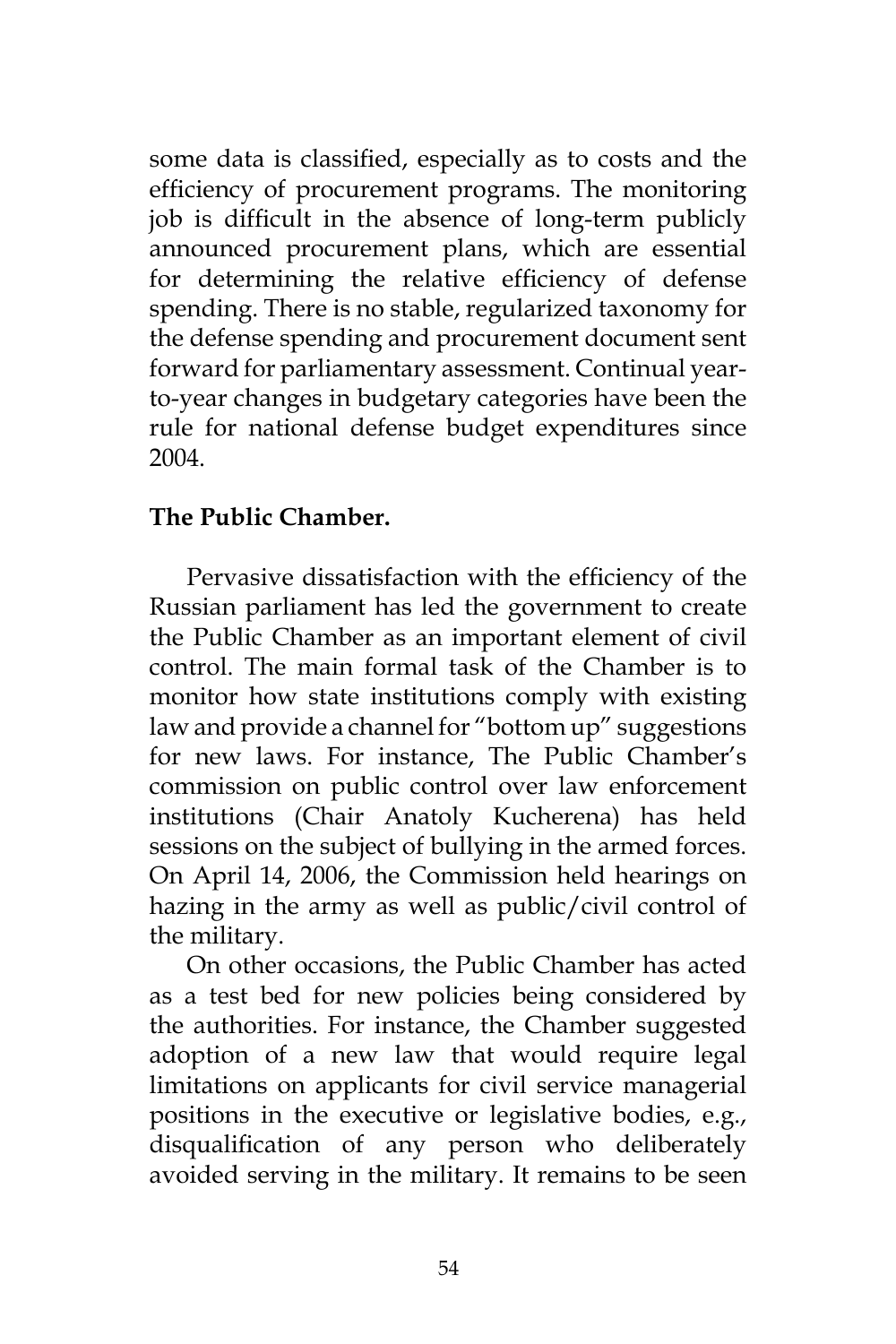some data is classified, especially as to costs and the efficiency of procurement programs. The monitoring job is difficult in the absence of long-term publicly announced procurement plans, which are essential for determining the relative efficiency of defense spending. There is no stable, regularized taxonomy for the defense spending and procurement document sent forward for parliamentary assessment. Continual year-to-year changes in budgetary categories have been the rule for national defense budget expenditures since 2004.

**The Public Chamber.**

Pervasive dissatisfaction with the efficiency of the Russian parliament has led the government to create the Public Chamber as an important element of civil control. The main formal task of the Chamber is to monitor how state institutions comply with existing law and provide a channel for "bottom up" suggestions for new laws. For instance, The Public Chamber's commission on public control over law enforcement institutions (Chair Anatoly Kucherena) has held sessions on the subject of bullying in the armed forces. On April 14, 2006, the Commission held hearings on hazing in the army as well as public/civil control of the military.

On other occasions, the Public Chamber has acted as a test bed for new policies being considered by the authorities. For instance, the Chamber suggested adoption of a new law that would require legal limitations on applicants for civil service managerial positions in the executive or legislative bodies, e.g., disqualification of any person who deliberately avoided serving in the military. It remains to be seen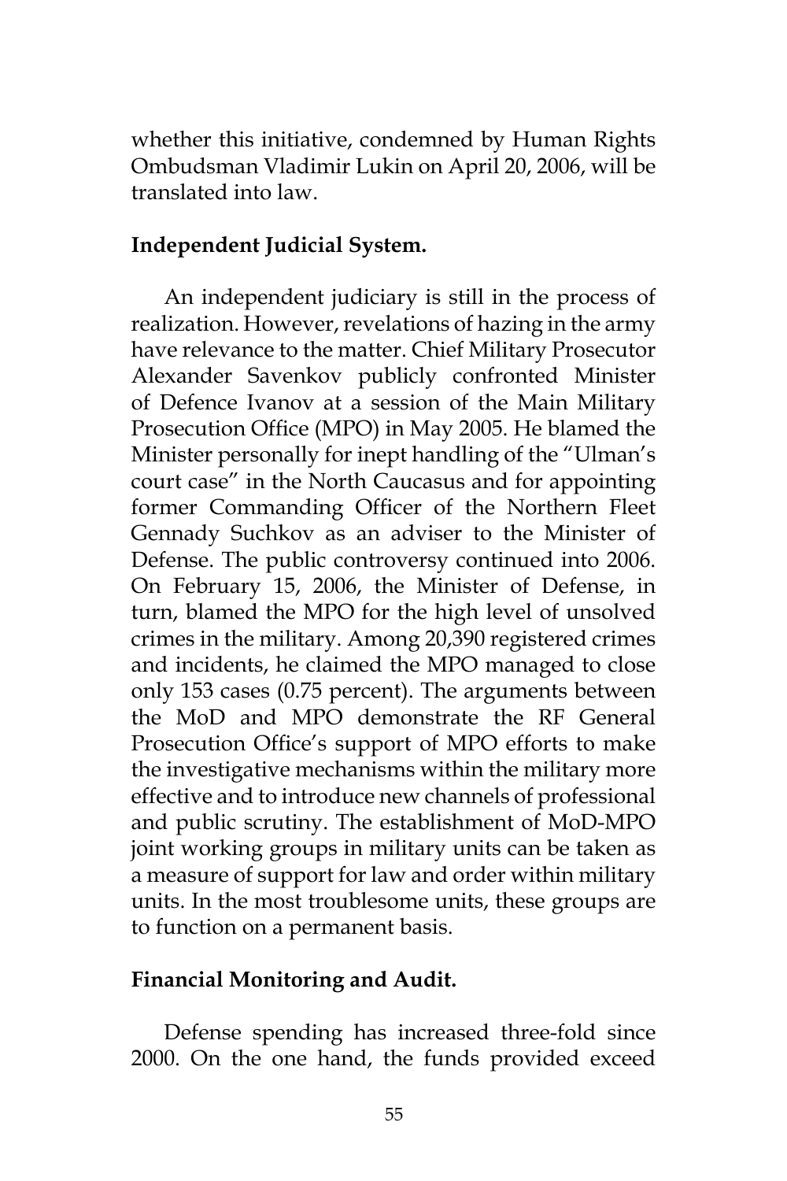whether this initiative, condemned by Human Rights Ombudsman Vladimir Lukin on April 20, 2006, will be translated into law.

**Independent Judicial System.**

An independent judiciary is still in the process of realization. However, revelations of hazing in the army have relevance to the matter. Chief Military Prosecutor Alexander Savenkov publicly confronted Minister of Defence Ivanov at a session of the Main Military Prosecution Office (MPO) in May 2005. He blamed the Minister personally for inept handling of the "Ulman's court case" in the North Caucasus and for appointing former Commanding Officer of the Northern Fleet Gennady Suchkov as an adviser to the Minister of Defense. The public controversy continued into 2006. On February 15, 2006, the Minister of Defense, in turn, blamed the MPO for the high level of unsolved crimes in the military. Among 20,390 registered crimes and incidents, he claimed the MPO managed to close only 153 cases (0.75 percent). The arguments between the MoD and MPO demonstrate the RF General Prosecution Office's support of MPO efforts to make the investigative mechanisms within the military more effective and to introduce new channels of professional and public scrutiny. The establishment of MoD-MPO joint working groups in military units can be taken as a measure of support for law and order within military units. In the most troublesome units, these groups are to function on a permanent basis.

**Financial Monitoring and Audit.**

Defense spending has increased three-fold since 2000. On the one hand, the funds provided exceed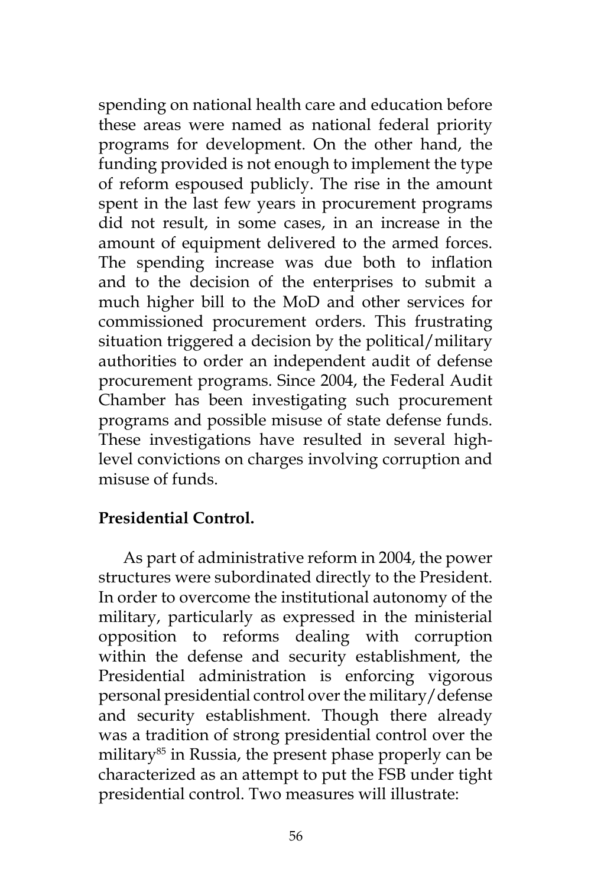spending on national health care and education before these areas were named as national federal priority programs for development. On the other hand, the funding provided is not enough to implement the type of reform espoused publicly. The rise in the amount spent in the last few years in procurement programs did not result, in some cases, in an increase in the amount of equipment delivered to the armed forces. The spending increase was due both to inflation and to the decision of the enterprises to submit a much higher bill to the MoD and other services for commissioned procurement orders. This frustrating situation triggered a decision by the political/military authorities to order an independent audit of defense procurement programs. Since 2004, the Federal Audit Chamber has been investigating such procurement programs and possible misuse of state defense funds. These investigations have resulted in several high-level convictions on charges involving corruption and misuse of funds.

**Presidential Control.**

As part of administrative reform in 2004, the power structures were subordinated directly to the President. In order to overcome the institutional autonomy of the military, particularly as expressed in the ministerial opposition to reforms dealing with corruption within the defense and security establishment, the Presidential administration is enforcing vigorous personal presidential control over the military/defense and security establishment. Though there already was a tradition of strong presidential control over the military[85] in Russia, the present phase properly can be characterized as an attempt to put the FSB under tight presidential control. Two measures will illustrate: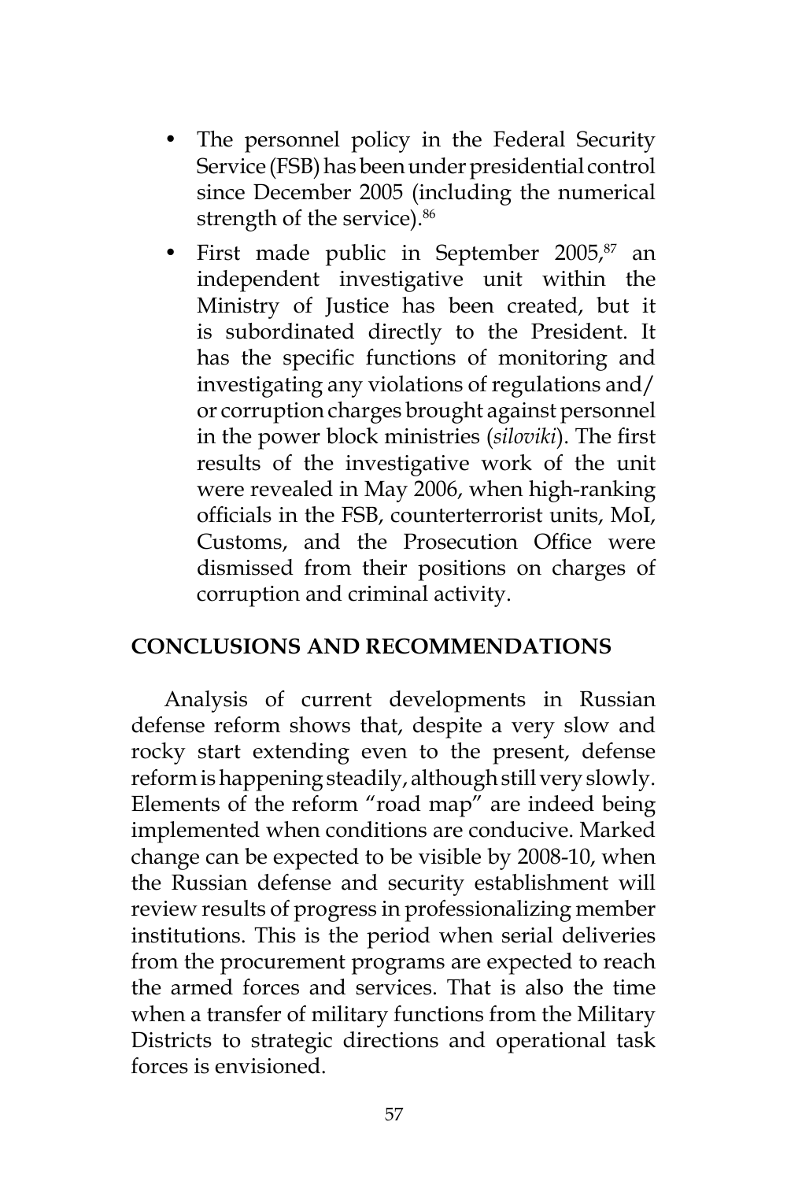- The personnel policy in the Federal Security Service (FSB) has been under presidential control since December 2005 (including the numerical strength of the service).[86]
- First made public in September 2005,[87] an independent investigative unit within the Ministry of Justice has been created, but it is subordinated directly to the President. It has the specific functions of monitoring and investigating any violations of regulations and/or corruption charges brought against personnel in the power block ministries (*siloviki*). The first results of the investigative work of the unit were revealed in May 2006, when high-ranking officials in the FSB, counterterrorist units, MoI, Customs, and the Prosecution Office were dismissed from their positions on charges of corruption and criminal activity.

## CONCLUSIONS AND RECOMMENDATIONS

Analysis of current developments in Russian defense reform shows that, despite a very slow and rocky start extending even to the present, defense reform is happening steadily, although still very slowly. Elements of the reform "road map" are indeed being implemented when conditions are conducive. Marked change can be expected to be visible by 2008-10, when the Russian defense and security establishment will review results of progress in professionalizing member institutions. This is the period when serial deliveries from the procurement programs are expected to reach the armed forces and services. That is also the time when a transfer of military functions from the Military Districts to strategic directions and operational task forces is envisioned.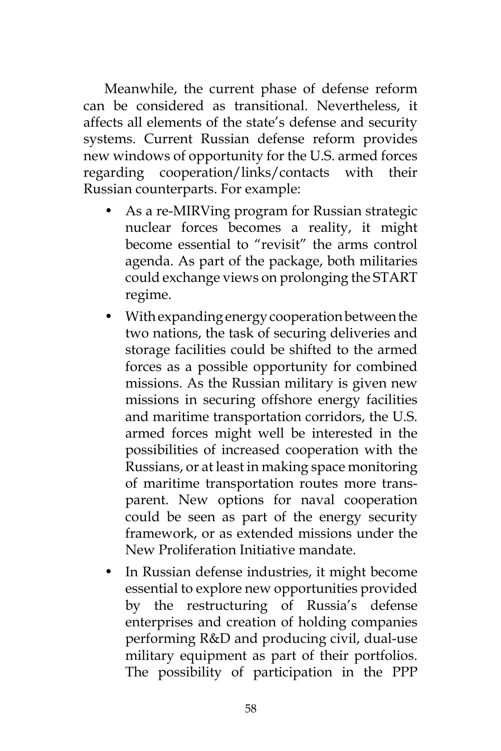Meanwhile, the current phase of defense reform can be considered as transitional. Nevertheless, it affects all elements of the state's defense and security systems. Current Russian defense reform provides new windows of opportunity for the U.S. armed forces regarding cooperation/links/contacts with their Russian counterparts. For example:

- As a re-MIRVing program for Russian strategic nuclear forces becomes a reality, it might become essential to "revisit" the arms control agenda. As part of the package, both militaries could exchange views on prolonging the START regime.
- With expanding energy cooperation between the two nations, the task of securing deliveries and storage facilities could be shifted to the armed forces as a possible opportunity for combined missions. As the Russian military is given new missions in securing offshore energy facilities and maritime transportation corridors, the U.S. armed forces might well be interested in the possibilities of increased cooperation with the Russians, or at least in making space monitoring of maritime transportation routes more transparent. New options for naval cooperation could be seen as part of the energy security framework, or as extended missions under the New Proliferation Initiative mandate.
- In Russian defense industries, it might become essential to explore new opportunities provided by the restructuring of Russia's defense enterprises and creation of holding companies performing R&D and producing civil, dual-use military equipment as part of their portfolios. The possibility of participation in the PPP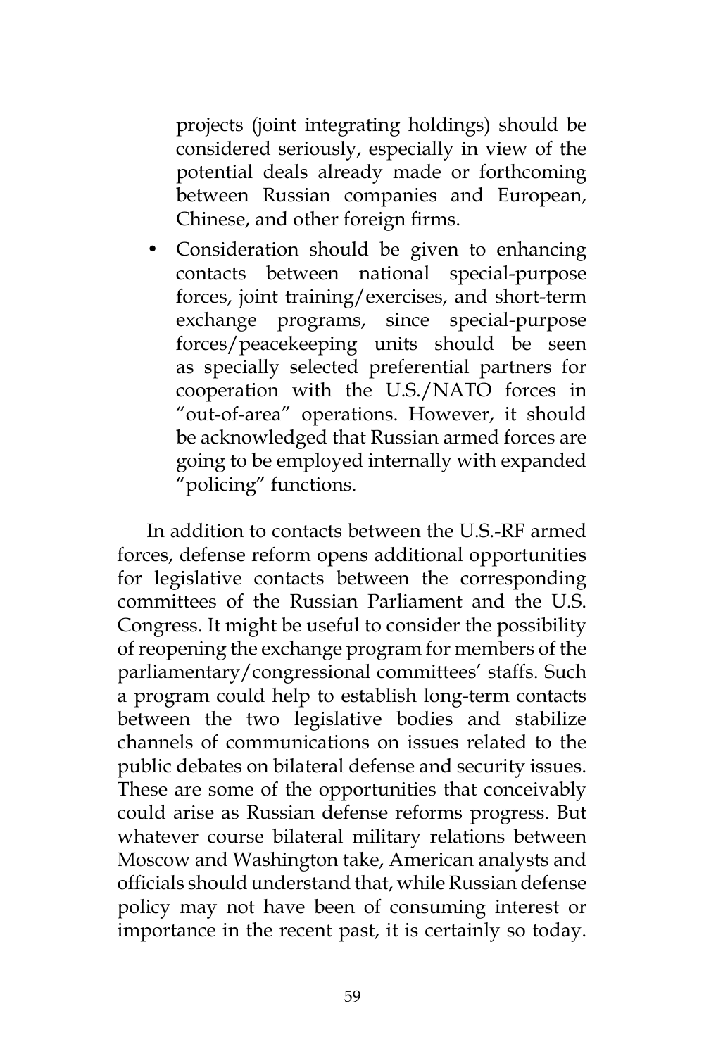projects (joint integrating holdings) should be considered seriously, especially in view of the potential deals already made or forthcoming between Russian companies and European, Chinese, and other foreign firms.

- Consideration should be given to enhancing contacts between national special-purpose forces, joint training/exercises, and short-term exchange programs, since special-purpose forces/peacekeeping units should be seen as specially selected preferential partners for cooperation with the U.S./NATO forces in "out-of-area" operations. However, it should be acknowledged that Russian armed forces are going to be employed internally with expanded "policing" functions.

In addition to contacts between the U.S.-RF armed forces, defense reform opens additional opportunities for legislative contacts between the corresponding committees of the Russian Parliament and the U.S. Congress. It might be useful to consider the possibility of reopening the exchange program for members of the parliamentary/congressional committees' staffs. Such a program could help to establish long-term contacts between the two legislative bodies and stabilize channels of communications on issues related to the public debates on bilateral defense and security issues. These are some of the opportunities that conceivably could arise as Russian defense reforms progress. But whatever course bilateral military relations between Moscow and Washington take, American analysts and officials should understand that, while Russian defense policy may not have been of consuming interest or importance in the recent past, it is certainly so today.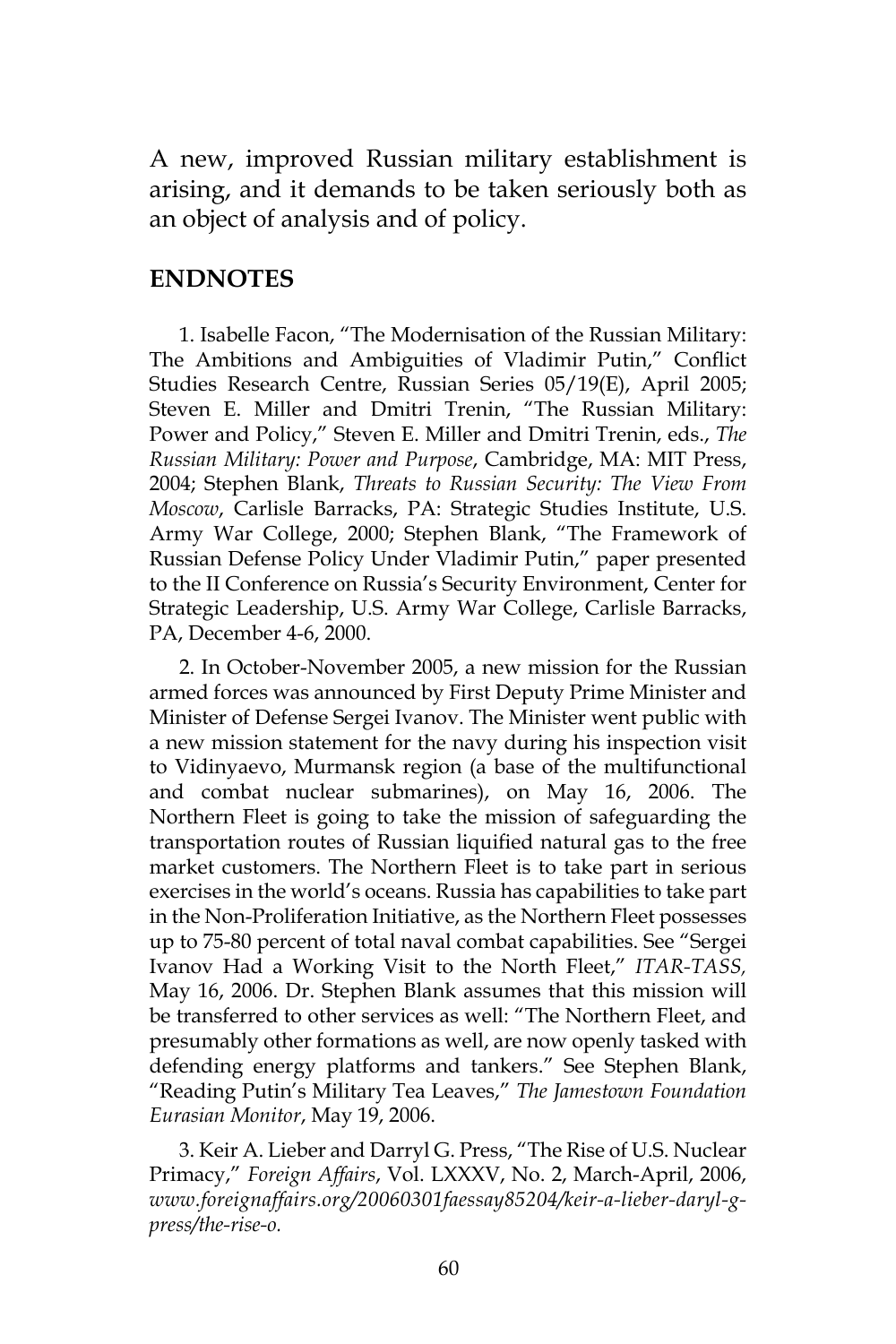A new, improved Russian military establishment is arising, and it demands to be taken seriously both as an object of analysis and of policy.

## ENDNOTES

1. Isabelle Facon, "The Modernisation of the Russian Military: The Ambitions and Ambiguities of Vladimir Putin," Conflict Studies Research Centre, Russian Series 05/19(E), April 2005; Steven E. Miller and Dmitri Trenin, "The Russian Military: Power and Policy," Steven E. Miller and Dmitri Trenin, eds., *The Russian Military: Power and Purpose*, Cambridge, MA: MIT Press, 2004; Stephen Blank, *Threats to Russian Security: The View From Moscow*, Carlisle Barracks, PA: Strategic Studies Institute, U.S. Army War College, 2000; Stephen Blank, "The Framework of Russian Defense Policy Under Vladimir Putin," paper presented to the II Conference on Russia's Security Environment, Center for Strategic Leadership, U.S. Army War College, Carlisle Barracks, PA, December 4-6, 2000.

2. In October-November 2005, a new mission for the Russian armed forces was announced by First Deputy Prime Minister and Minister of Defense Sergei Ivanov. The Minister went public with a new mission statement for the navy during his inspection visit to Vidinyaevo, Murmansk region (a base of the multifunctional and combat nuclear submarines), on May 16, 2006. The Northern Fleet is going to take the mission of safeguarding the transportation routes of Russian liquified natural gas to the free market customers. The Northern Fleet is to take part in serious exercises in the world's oceans. Russia has capabilities to take part in the Non-Proliferation Initiative, as the Northern Fleet possesses up to 75-80 percent of total naval combat capabilities. See "Sergei Ivanov Had a Working Visit to the North Fleet," *ITAR-TASS,* May 16, 2006. Dr. Stephen Blank assumes that this mission will be transferred to other services as well: "The Northern Fleet, and presumably other formations as well, are now openly tasked with defending energy platforms and tankers." See Stephen Blank, "Reading Putin's Military Tea Leaves," *The Jamestown Foundation Eurasian Monitor*, May 19, 2006.

3. Keir A. Lieber and Darryl G. Press, "The Rise of U.S. Nuclear Primacy," *Foreign Affairs*, Vol. LXXXV, No. 2, March-April, 2006, *www.foreignaffairs.org/20060301faessay85204/keir-a-lieber-daryl-g-press/the-rise-o.*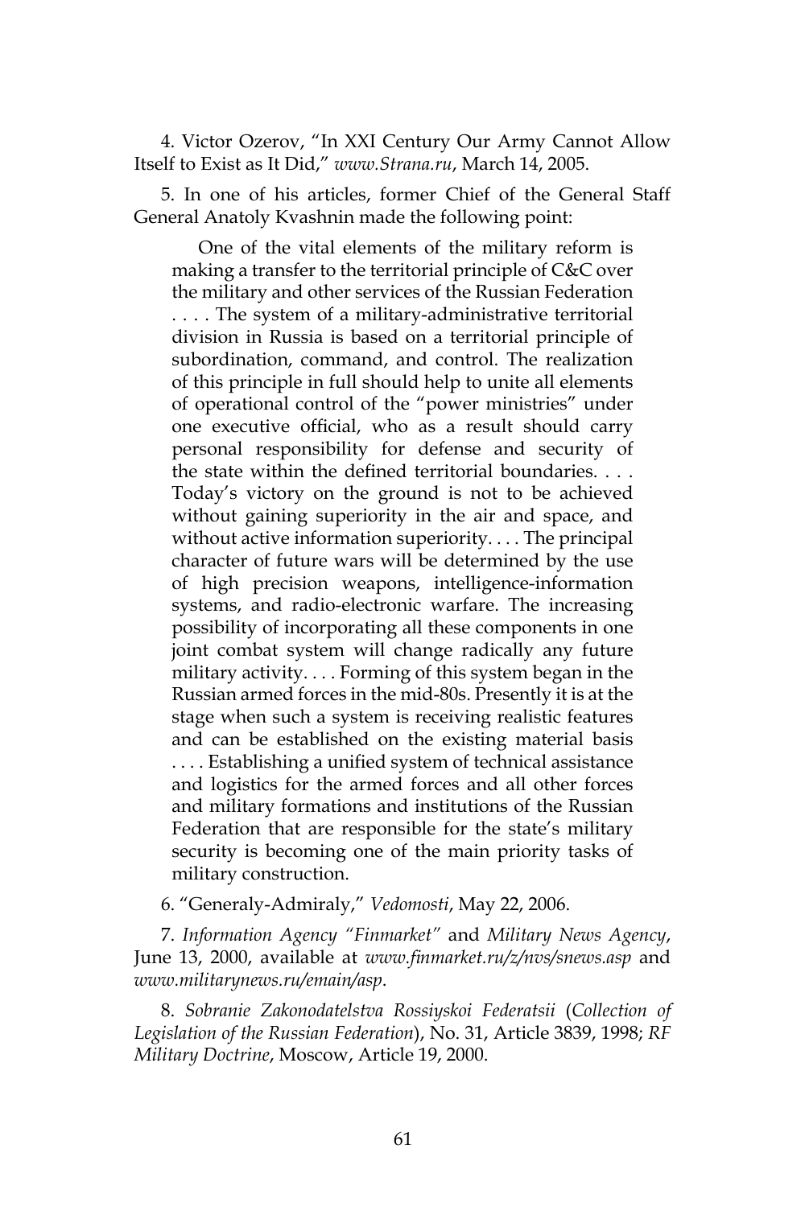4. Victor Ozerov, "In XXI Century Our Army Cannot Allow Itself to Exist as It Did," *www.Strana.ru*, March 14, 2005.

5. In one of his articles, former Chief of the General Staff General Anatoly Kvashnin made the following point:

> One of the vital elements of the military reform is making a transfer to the territorial principle of C&C over the military and other services of the Russian Federation . . . . The system of a military-administrative territorial division in Russia is based on a territorial principle of subordination, command, and control. The realization of this principle in full should help to unite all elements of operational control of the "power ministries" under one executive official, who as a result should carry personal responsibility for defense and security of the state within the defined territorial boundaries. . . . Today's victory on the ground is not to be achieved without gaining superiority in the air and space, and without active information superiority. . . . The principal character of future wars will be determined by the use of high precision weapons, intelligence-information systems, and radio-electronic warfare. The increasing possibility of incorporating all these components in one joint combat system will change radically any future military activity. . . . Forming of this system began in the Russian armed forces in the mid-80s. Presently it is at the stage when such a system is receiving realistic features and can be established on the existing material basis . . . . Establishing a unified system of technical assistance and logistics for the armed forces and all other forces and military formations and institutions of the Russian Federation that are responsible for the state's military security is becoming one of the main priority tasks of military construction.

6. "Generaly-Admiraly," *Vedomosti*, May 22, 2006.

7. *Information Agency "Finmarket"* and *Military News Agency*, June 13, 2000, available at *www.finmarket.ru/z/nvs/snews.asp* and *www.militarynews.ru/emain/asp*.

8. *Sobranie Zakonodatelstva Rossiyskoi Federatsii* (*Collection of Legislation of the Russian Federation*), No. 31, Article 3839, 1998; *RF Military Doctrine*, Moscow, Article 19, 2000.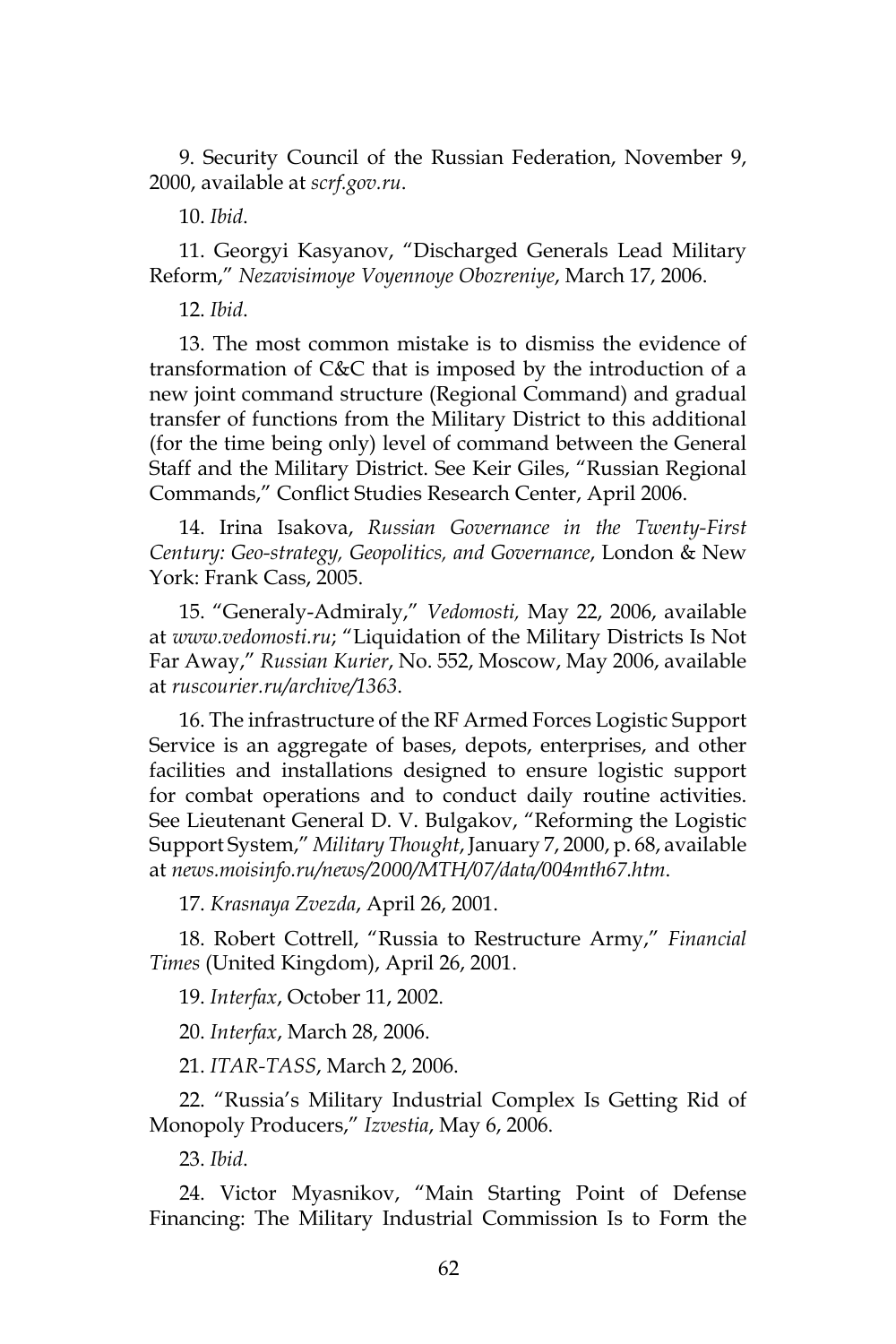9. Security Council of the Russian Federation, November 9, 2000, available at *scrf.gov.ru*.

10. *Ibid*.

11. Georgyi Kasyanov, "Discharged Generals Lead Military Reform," *Nezavisimoye Voyennoye Obozreniye*, March 17, 2006.

12. *Ibid*.

13. The most common mistake is to dismiss the evidence of transformation of C&C that is imposed by the introduction of a new joint command structure (Regional Command) and gradual transfer of functions from the Military District to this additional (for the time being only) level of command between the General Staff and the Military District. See Keir Giles, "Russian Regional Commands," Conflict Studies Research Center, April 2006.

14. Irina Isakova, *Russian Governance in the Twenty-First Century: Geo-strategy, Geopolitics, and Governance*, London & New York: Frank Cass, 2005.

15. "Generaly-Admiraly," *Vedomosti,* May 22, 2006, available at *www.vedomosti.ru*; "Liquidation of the Military Districts Is Not Far Away," *Russian Kurier*, No. 552, Moscow, May 2006, available at *ruscourier.ru/archive/1363*.

16. The infrastructure of the RF Armed Forces Logistic Support Service is an aggregate of bases, depots, enterprises, and other facilities and installations designed to ensure logistic support for combat operations and to conduct daily routine activities. See Lieutenant General D. V. Bulgakov, "Reforming the Logistic Support System," *Military Thought*, January 7, 2000, p. 68, available at *news.moisinfo.ru/news/2000/MTH/07/data/004mth67.htm*.

17. *Krasnaya Zvezda*, April 26, 2001.

18. Robert Cottrell, "Russia to Restructure Army," *Financial Times* (United Kingdom), April 26, 2001.

19. *Interfax*, October 11, 2002.

20. *Interfax*, March 28, 2006.

21. *ITAR-TASS*, March 2, 2006.

22. "Russia's Military Industrial Complex Is Getting Rid of Monopoly Producers," *Izvestia*, May 6, 2006.

23. *Ibid*.

24. Victor Myasnikov, "Main Starting Point of Defense Financing: The Military Industrial Commission Is to Form the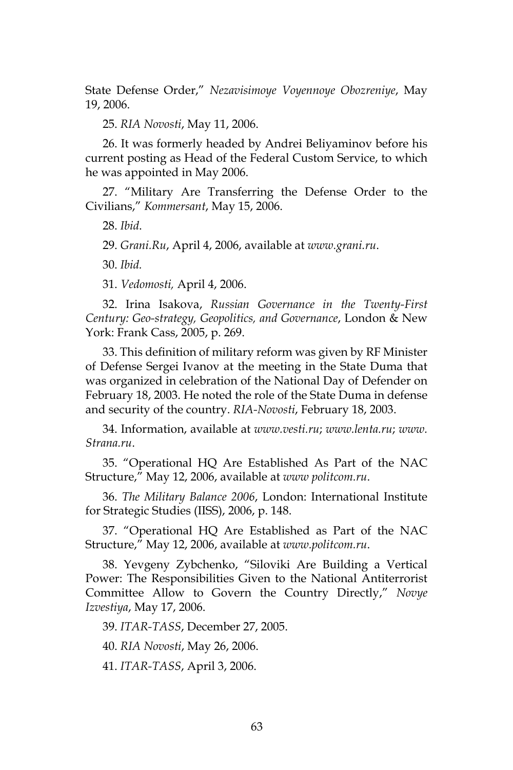State Defense Order," *Nezavisimoye Voyennoye Obozreniye*, May 19, 2006.

25. *RIA Novosti*, May 11, 2006.

26. It was formerly headed by Andrei Beliyaminov before his current posting as Head of the Federal Custom Service, to which he was appointed in May 2006.

27. "Military Are Transferring the Defense Order to the Civilians," *Kommersant*, May 15, 2006.

28. *Ibid*.

29. *Grani.Ru*, April 4, 2006, available at *www.grani.ru*.

30. *Ibid*.

31. *Vedomosti,* April 4, 2006.

32. Irina Isakova, *Russian Governance in the Twenty-First Century: Geo-strategy, Geopolitics, and Governance*, London & New York: Frank Cass, 2005, p. 269.

33. This definition of military reform was given by RF Minister of Defense Sergei Ivanov at the meeting in the State Duma that was organized in celebration of the National Day of Defender on February 18, 2003. He noted the role of the State Duma in defense and security of the country. *RIA-Novosti*, February 18, 2003.

34. Information, available at *www.vesti.ru*; *www.lenta.ru*; *www.Strana.ru*.

35. "Operational HQ Are Established As Part of the NAC Structure," May 12, 2006, available at *www politcom.ru*.

36. *The Military Balance 2006*, London: International Institute for Strategic Studies (IISS), 2006, p. 148.

37. "Operational HQ Are Established as Part of the NAC Structure," May 12, 2006, available at *www.politcom.ru*.

38. Yevgeny Zybchenko, "Siloviki Are Building a Vertical Power: The Responsibilities Given to the National Antiterrorist Committee Allow to Govern the Country Directly," *Novye Izvestiya*, May 17, 2006.

39. *ITAR-TASS*, December 27, 2005.

40. *RIA Novosti*, May 26, 2006.

41. *ITAR-TASS*, April 3, 2006.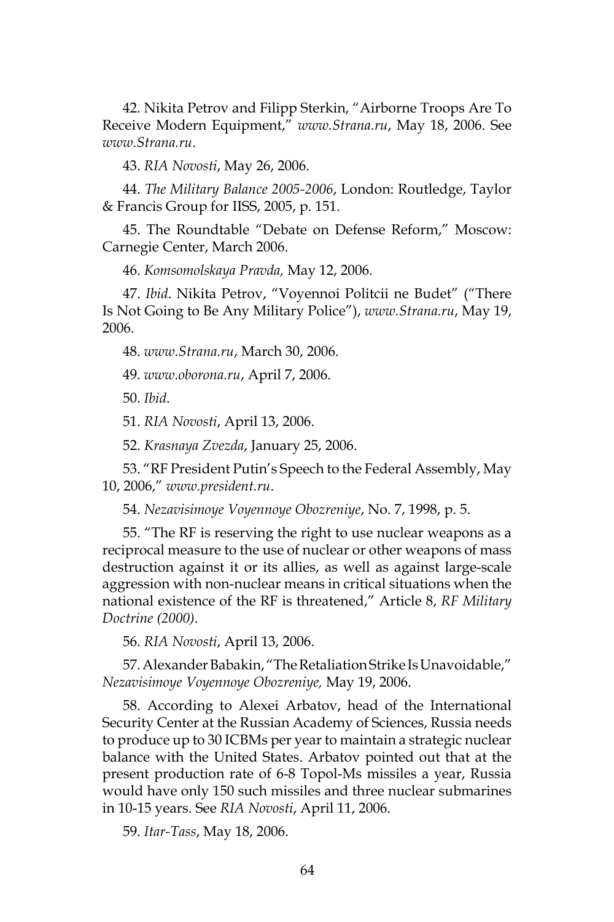42. Nikita Petrov and Filipp Sterkin, "Airborne Troops Are To Receive Modern Equipment," *www.Strana.ru*, May 18, 2006. See *www.Strana.ru*.

43. *RIA Novosti*, May 26, 2006.

44. *The Military Balance 2005-2006*, London: Routledge, Taylor & Francis Group for IISS, 2005, p. 151.

45. The Roundtable "Debate on Defense Reform," Moscow: Carnegie Center, March 2006.

46. *Komsomolskaya Pravda,* May 12, 2006.

47. *Ibid*. Nikita Petrov, "Voyennoi Politcii ne Budet" ("There Is Not Going to Be Any Military Police"), *www.Strana.ru*, May 19, 2006.

48. *www.Strana.ru*, March 30, 2006.

49. *www.oborona.ru*, April 7, 2006.

50. *Ibid*.

51. *RIA Novosti*, April 13, 2006.

52. *Krasnaya Zvezda*, January 25, 2006.

53. "RF President Putin's Speech to the Federal Assembly, May 10, 2006," *www.president.ru*.

54. *Nezavisimoye Voyennoye Obozreniye*, No. 7, 1998, p. 5.

55. "The RF is reserving the right to use nuclear weapons as a reciprocal measure to the use of nuclear or other weapons of mass destruction against it or its allies, as well as against large-scale aggression with non-nuclear means in critical situations when the national existence of the RF is threatened," Article 8, *RF Military Doctrine (2000)*.

56. *RIA Novosti*, April 13, 2006.

57. Alexander Babakin, "The Retaliation Strike Is Unavoidable," *Nezavisimoye Voyennoye Obozreniye,* May 19, 2006.

58. According to Alexei Arbatov, head of the International Security Center at the Russian Academy of Sciences, Russia needs to produce up to 30 ICBMs per year to maintain a strategic nuclear balance with the United States. Arbatov pointed out that at the present production rate of 6-8 Topol-Ms missiles a year, Russia would have only 150 such missiles and three nuclear submarines in 10-15 years. See *RIA Novosti*, April 11, 2006.

59. *Itar-Tass*, May 18, 2006.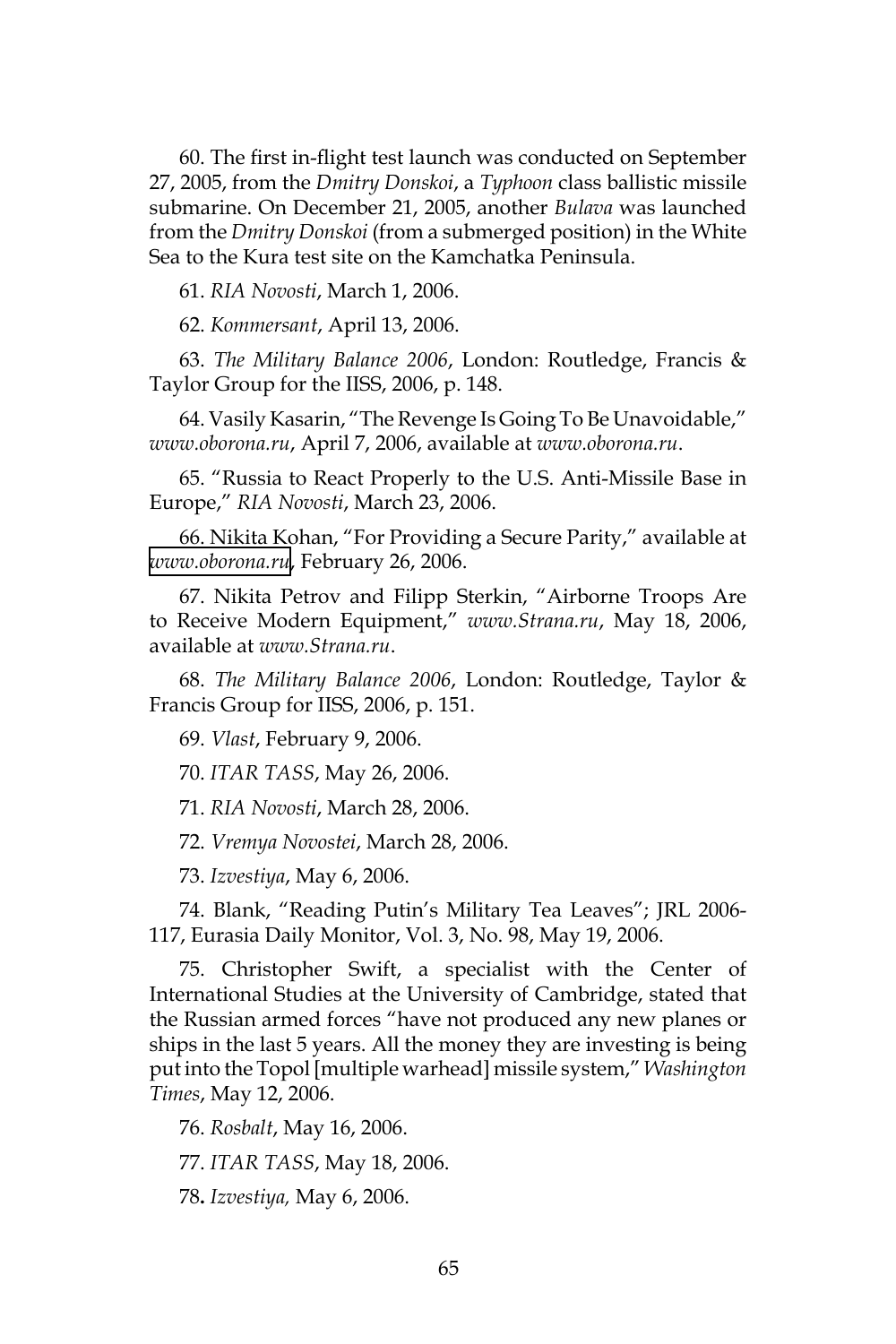60. The first in-flight test launch was conducted on September 27, 2005, from the *Dmitry Donskoi*, a *Typhoon* class ballistic missile submarine. On December 21, 2005, another *Bulava* was launched from the *Dmitry Donskoi* (from a submerged position) in the White Sea to the Kura test site on the Kamchatka Peninsula.

61. *RIA Novosti*, March 1, 2006.

62. *Kommersant*, April 13, 2006.

63. *The Military Balance 2006*, London: Routledge, Francis & Taylor Group for the IISS, 2006, p. 148.

64. Vasily Kasarin, "The Revenge Is Going To Be Unavoidable," *www.oborona.ru*, April 7, 2006, available at *www.oborona.ru*.

65. "Russia to React Properly to the U.S. Anti-Missile Base in Europe," *RIA Novosti*, March 23, 2006.

66. Nikita Kohan, "For Providing a Secure Parity," available at *www.oborona.ru*, February 26, 2006.

67. Nikita Petrov and Filipp Sterkin, "Airborne Troops Are to Receive Modern Equipment," *www.Strana.ru*, May 18, 2006, available at *www.Strana.ru*.

68. *The Military Balance 2006*, London: Routledge, Taylor & Francis Group for IISS, 2006, p. 151.

69. *Vlast*, February 9, 2006.

70. *ITAR TASS*, May 26, 2006.

71. *RIA Novosti*, March 28, 2006.

72. *Vremya Novostei*, March 28, 2006.

73. *Izvestiya*, May 6, 2006.

74. Blank, "Reading Putin's Military Tea Leaves"; JRL 2006-117, Eurasia Daily Monitor, Vol. 3, No. 98, May 19, 2006.

75. Christopher Swift, a specialist with the Center of International Studies at the University of Cambridge, stated that the Russian armed forces "have not produced any new planes or ships in the last 5 years. All the money they are investing is being put into the Topol [multiple warhead] missile system," *Washington Times*, May 12, 2006.

76. *Rosbalt*, May 16, 2006.

77. *ITAR TASS*, May 18, 2006.

78. *Izvestiya,* May 6, 2006.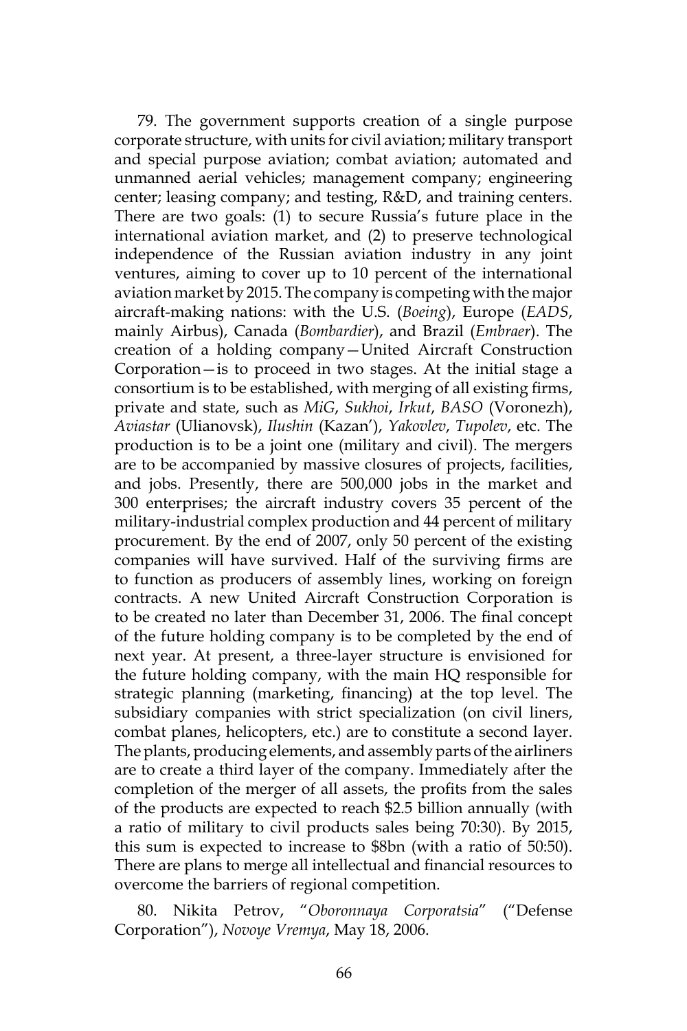79. The government supports creation of a single purpose corporate structure, with units for civil aviation; military transport and special purpose aviation; combat aviation; automated and unmanned aerial vehicles; management company; engineering center; leasing company; and testing, R&D, and training centers. There are two goals: (1) to secure Russia's future place in the international aviation market, and (2) to preserve technological independence of the Russian aviation industry in any joint ventures, aiming to cover up to 10 percent of the international aviation market by 2015. The company is competing with the major aircraft-making nations: with the U.S. (*Boeing*), Europe (*EADS*, mainly Airbus), Canada (*Bombardier*), and Brazil (*Embraer*). The creation of a holding company—United Aircraft Construction Corporation—is to proceed in two stages. At the initial stage a consortium is to be established, with merging of all existing firms, private and state, such as *MiG*, *Sukhoi*, *Irkut*, *BASO* (Voronezh), *Aviastar* (Ulianovsk), *Ilushin* (Kazan'), *Yakovlev*, *Tupolev*, etc. The production is to be a joint one (military and civil). The mergers are to be accompanied by massive closures of projects, facilities, and jobs. Presently, there are 500,000 jobs in the market and 300 enterprises; the aircraft industry covers 35 percent of the military-industrial complex production and 44 percent of military procurement. By the end of 2007, only 50 percent of the existing companies will have survived. Half of the surviving firms are to function as producers of assembly lines, working on foreign contracts. A new United Aircraft Construction Corporation is to be created no later than December 31, 2006. The final concept of the future holding company is to be completed by the end of next year. At present, a three-layer structure is envisioned for the future holding company, with the main HQ responsible for strategic planning (marketing, financing) at the top level. The subsidiary companies with strict specialization (on civil liners, combat planes, helicopters, etc.) are to constitute a second layer. The plants, producing elements, and assembly parts of the airliners are to create a third layer of the company. Immediately after the completion of the merger of all assets, the profits from the sales of the products are expected to reach $2.5 billion annually (with a ratio of military to civil products sales being 70:30). By 2015, this sum is expected to increase to $8bn (with a ratio of 50:50). There are plans to merge all intellectual and financial resources to overcome the barriers of regional competition.

80. Nikita Petrov, "*Oboronnaya Corporatsia*" ("Defense Corporation"), *Novoye Vremya*, May 18, 2006.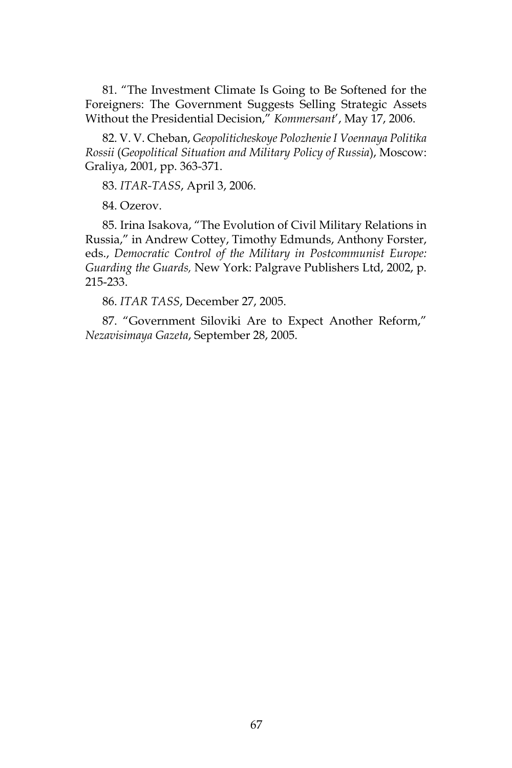81. "The Investment Climate Is Going to Be Softened for the Foreigners: The Government Suggests Selling Strategic Assets Without the Presidential Decision," *Kommersant*', May 17, 2006.

82. V. V. Cheban, *Geopoliticheskoye Polozhenie I Voennaya Politika Rossii* (*Geopolitical Situation and Military Policy of Russia*), Moscow: Graliya, 2001, pp. 363-371.

83. *ITAR-TASS*, April 3, 2006.

84. Ozerov.

85. Irina Isakova, "The Evolution of Civil Military Relations in Russia," in Andrew Cottey, Timothy Edmunds, Anthony Forster, eds., *Democratic Control of the Military in Postcommunist Europe: Guarding the Guards,* New York: Palgrave Publishers Ltd, 2002, p. 215-233.

86. *ITAR TASS*, December 27, 2005.

87. "Government Siloviki Are to Expect Another Reform," *Nezavisimaya Gazeta*, September 28, 2005.